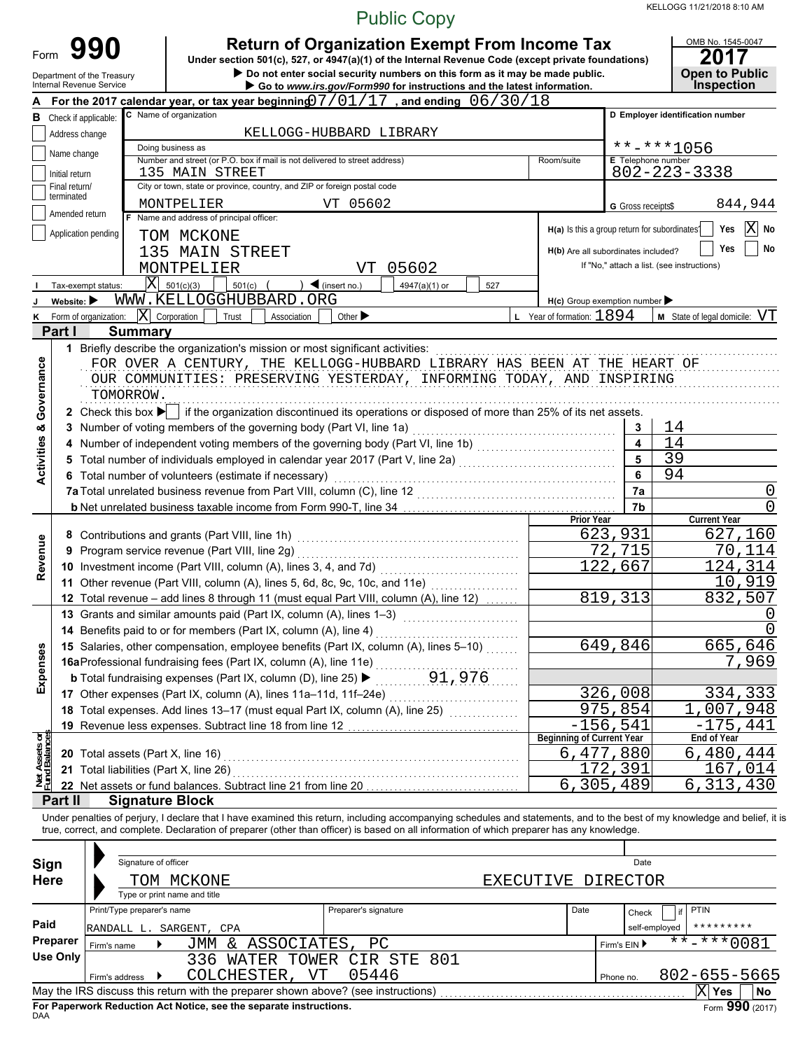Public Copy

KELLOGG 11/21/2018 8:10 AM

# Form 990 — Return of Organization Exempt From Income Tax

Under section 501(c), 527, or 4947(a)(1) of the Internal Revenue Code (except private foundations)

▶ Do not enter social security numbers on this form as it may be made public.

▶ Go to *www.irs.gov/Form990* for instructions and the latest information.

Department of the Treasury, Internal Revenue Service

OMB No. 1545-0047 | **2017** | **Open to Public Inspection**

**A** For the 2017 calendar year, or tax year beginning 07/01/17, and ending 06/30/18

**B** Check if applicable:
- [ ] Address change
- [ ] Name change
- [ ] Initial return
- [ ] Final return/terminated
- [ ] Amended return
- [ ] Application pending

**C** Name of organization: KELLOGG-HUBBARD LIBRARY

Doing business as:

Number and street (or P.O. box if mail is not delivered to street address): 135 MAIN STREET | Room/suite:

City or town, state or province, country, and ZIP or foreign postal code: MONTPELIER VT 05602

**D** Employer identification number: \*\*-\*\*\*1056

**E** Telephone number: 802-223-3338

**G** Gross receipts $ 844,944

**F** Name and address of principal officer:
TOM MCKONE
135 MAIN STREET
MONTPELIER VT 05602

**H(a)** Is this a group return for subordinates? [ ] Yes [X] No

**H(b)** Are all subordinates included? [ ] Yes [ ] No — If "No," attach a list. (see instructions)

**H(c)** Group exemption number ▶

**I** Tax-exempt status: [X] 501(c)(3) [ ] 501(c) ( ) ◀ (insert no.) [ ] 4947(a)(1) or [ ] 527

**J** Website: ▶ WWW.KELLOGGHUBBARD.ORG

**K** Form of organization: [X] Corporation [ ] Trust [ ] Association [ ] Other ▶

**L** Year of formation: 1894

**M** State of legal domicile: VT

## Part I — Summary

### Activities & Governance

1 Briefly describe the organization's mission or most significant activities:
FOR OVER A CENTURY, THE KELLOGG-HUBBARD LIBRARY HAS BEEN AT THE HEART OF OUR COMMUNITIES: PRESERVING YESTERDAY, INFORMING TODAY, AND INSPIRING TOMORROW.

2 Check this box ▶ [ ] if the organization discontinued its operations or disposed of more than 25% of its net assets.

| Line | Description | No. | Value |
|---|---|---|---|
| 3 | Number of voting members of the governing body (Part VI, line 1a) | 3 | 14 |
| 4 | Number of independent voting members of the governing body (Part VI, line 1b) | 4 | 14 |
| 5 | Total number of individuals employed in calendar year 2017 (Part V, line 2a) | 5 | 39 |
| 6 | Total number of volunteers (estimate if necessary) | 6 | 94 |
| 7a | Total unrelated business revenue from Part VIII, column (C), line 12 | 7a | 0 |
| 7b | Net unrelated business taxable income from Form 990-T, line 34 | 7b | 0 |

### Revenue / Expenses / Net Assets

| Line | Description | Prior Year | Current Year |
|---|---|---|---|
| 8 | Contributions and grants (Part VIII, line 1h) | 623,931 | 627,160 |
| 9 | Program service revenue (Part VIII, line 2g) | 72,715 | 70,114 |
| 10 | Investment income (Part VIII, column (A), lines 3, 4, and 7d) | 122,667 | 124,314 |
| 11 | Other revenue (Part VIII, column (A), lines 5, 6d, 8c, 9c, 10c, and 11e) | | 10,919 |
| 12 | Total revenue – add lines 8 through 11 (must equal Part VIII, column (A), line 12) | 819,313 | 832,507 |
| 13 | Grants and similar amounts paid (Part IX, column (A), lines 1–3) | | 0 |
| 14 | Benefits paid to or for members (Part IX, column (A), line 4) | | 0 |
| 15 | Salaries, other compensation, employee benefits (Part IX, column (A), lines 5–10) | 649,846 | 665,646 |
| 16a | Professional fundraising fees (Part IX, column (A), line 11e) | | 7,969 |
| b | Total fundraising expenses (Part IX, column (D), line 25) ▶ 91,976 | | |
| 17 | Other expenses (Part IX, column (A), lines 11a–11d, 11f–24e) | 326,008 | 334,333 |
| 18 | Total expenses. Add lines 13–17 (must equal Part IX, column (A), line 25) | 975,854 | 1,007,948 |
| 19 | Revenue less expenses. Subtract line 18 from line 12 | -156,541 | -175,441 |

| Line | Description | Beginning of Current Year | End of Year |
|---|---|---|---|
| 20 | Total assets (Part X, line 16) | 6,477,880 | 6,480,444 |
| 21 | Total liabilities (Part X, line 26) | 172,391 | 167,014 |
| 22 | Net assets or fund balances. Subtract line 21 from line 20 | 6,305,489 | 6,313,430 |

## Part II — Signature Block

Under penalties of perjury, I declare that I have examined this return, including accompanying schedules and statements, and to the best of my knowledge and belief, it is true, correct, and complete. Declaration of preparer (other than officer) is based on all information of which preparer has any knowledge.

**Sign Here**

Signature of officer | Date

TOM MCKONE — EXECUTIVE DIRECTOR

Type or print name and title

**Paid Preparer Use Only**

| Print/Type preparer's name | Preparer's signature | Date | Check [ ] if self-employed | PTIN |
|---|---|---|---|---|
| RANDALL L. SARGENT, CPA | | | | \*\*\*\*\*\*\*\*\* |

Firm's name ▶ JMM & ASSOCIATES, PC — Firm's EIN ▶ \*\*-\*\*\*0081

Firm's address ▶ 336 WATER TOWER CIR STE 801, COLCHESTER, VT 05446 — Phone no. 802-655-5665

May the IRS discuss this return with the preparer shown above? (see instructions) [X] Yes [ ] No

**For Paperwork Reduction Act Notice, see the separate instructions.**

DAA — Form **990** (2017)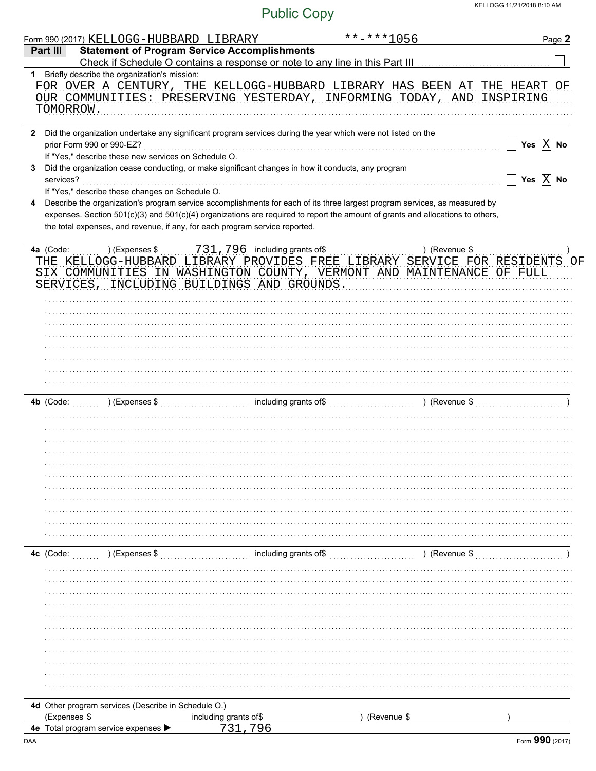Public Copy

Form 990 (2017) KELLOGG-HUBBARD LIBRARY **-***1056 Page 2

**Part III Statement of Program Service Accomplishments**

Check if Schedule O contains a response or note to any line in this Part III ☐

**1** Briefly describe the organization's mission:

FOR OVER A CENTURY, THE KELLOGG-HUBBARD LIBRARY HAS BEEN AT THE HEART OF OUR COMMUNITIES: PRESERVING YESTERDAY, INFORMING TODAY, AND INSPIRING TOMORROW.

**2** Did the organization undertake any significant program services during the year which were not listed on the prior Form 990 or 990-EZ? ☐ Yes ☒ No

If "Yes," describe these new services on Schedule O.

**3** Did the organization cease conducting, or make significant changes in how it conducts, any program services? ☐ Yes ☒ No

If "Yes," describe these changes on Schedule O.

**4** Describe the organization's program service accomplishments for each of its three largest program services, as measured by expenses. Section 501(c)(3) and 501(c)(4) organizations are required to report the amount of grants and allocations to others, the total expenses, and revenue, if any, for each program service reported.

**4a** (Code: ) (Expenses $ 731,796 including grants of$ ) (Revenue $ )

THE KELLOGG-HUBBARD LIBRARY PROVIDES FREE LIBRARY SERVICE FOR RESIDENTS OF SIX COMMUNITIES IN WASHINGTON COUNTY, VERMONT AND MAINTENANCE OF FULL SERVICES, INCLUDING BUILDINGS AND GROUNDS.

**4b** (Code: ) (Expenses $ including grants of$ ) (Revenue $ )

**4c** (Code: ) (Expenses $ including grants of$ ) (Revenue $ )

**4d** Other program services (Describe in Schedule O.)

(Expenses $ including grants of$ ) (Revenue $ )

**4e** Total program service expenses ▶ 731,796

Form **990** (2017)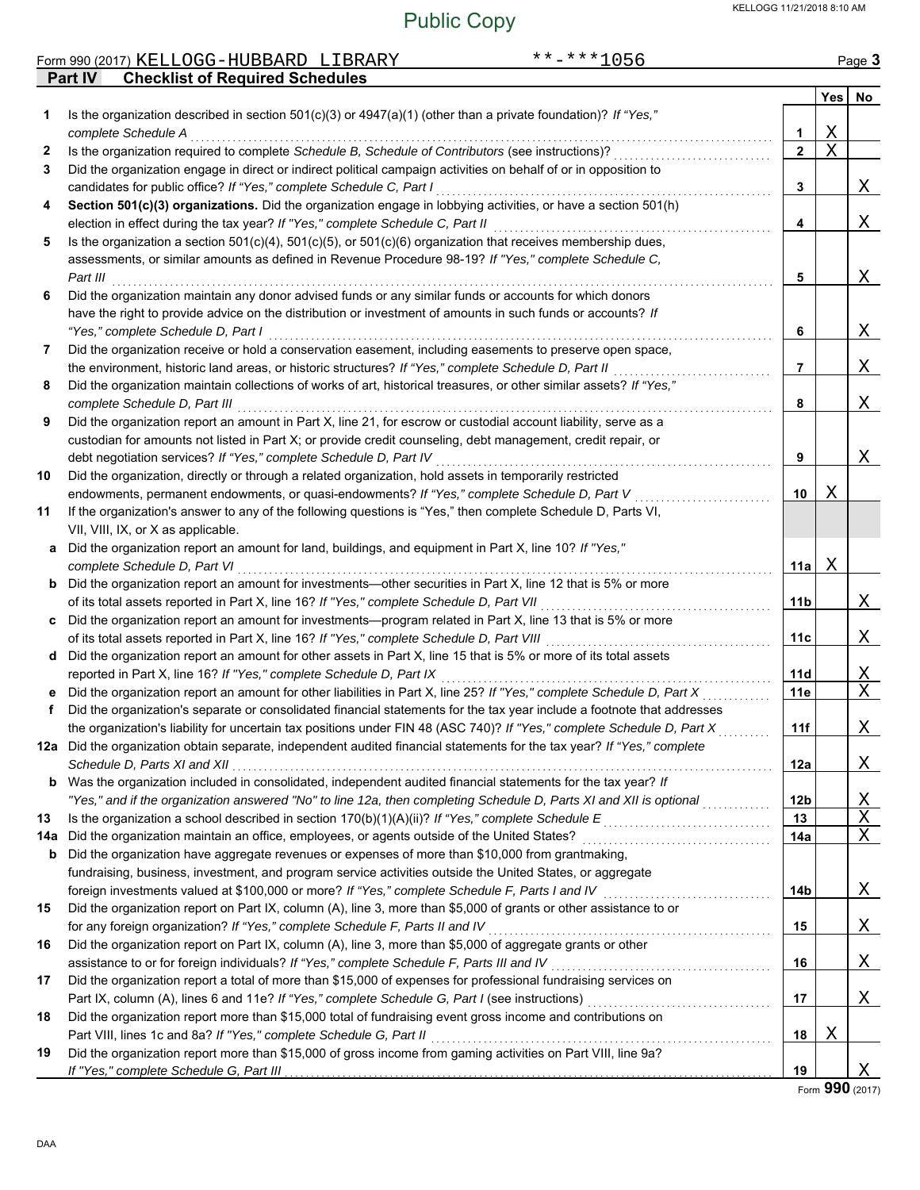Public Copy

Form 990 (2017) KELLOGG-HUBBARD LIBRARY **-***1056

## Part IV Checklist of Required Schedules

| | | | Yes | No |
|---|---|---|---|---|
| 1 | Is the organization described in section 501(c)(3) or 4947(a)(1) (other than a private foundation)? *If "Yes," complete Schedule A* | 1 | X | |
| 2 | Is the organization required to complete *Schedule B, Schedule of Contributors* (see instructions)? | 2 | X | |
| 3 | Did the organization engage in direct or indirect political campaign activities on behalf of or in opposition to candidates for public office? *If "Yes," complete Schedule C, Part I* | 3 | | X |
| 4 | **Section 501(c)(3) organizations.** Did the organization engage in lobbying activities, or have a section 501(h) election in effect during the tax year? *If "Yes," complete Schedule C, Part II* | 4 | | X |
| 5 | Is the organization a section 501(c)(4), 501(c)(5), or 501(c)(6) organization that receives membership dues, assessments, or similar amounts as defined in Revenue Procedure 98-19? *If "Yes," complete Schedule C, Part III* | 5 | | X |
| 6 | Did the organization maintain any donor advised funds or any similar funds or accounts for which donors have the right to provide advice on the distribution or investment of amounts in such funds or accounts? *If "Yes," complete Schedule D, Part I* | 6 | | X |
| 7 | Did the organization receive or hold a conservation easement, including easements to preserve open space, the environment, historic land areas, or historic structures? *If "Yes," complete Schedule D, Part II* | 7 | | X |
| 8 | Did the organization maintain collections of works of art, historical treasures, or other similar assets? *If "Yes," complete Schedule D, Part III* | 8 | | X |
| 9 | Did the organization report an amount in Part X, line 21, for escrow or custodial account liability, serve as a custodian for amounts not listed in Part X; or provide credit counseling, debt management, credit repair, or debt negotiation services? *If "Yes," complete Schedule D, Part IV* | 9 | | X |
| 10 | Did the organization, directly or through a related organization, hold assets in temporarily restricted endowments, permanent endowments, or quasi-endowments? *If "Yes," complete Schedule D, Part V* | 10 | X | |
| 11 | If the organization's answer to any of the following questions is "Yes," then complete Schedule D, Parts VI, VII, VIII, IX, or X as applicable. | | | |
| a | Did the organization report an amount for land, buildings, and equipment in Part X, line 10? *If "Yes," complete Schedule D, Part VI* | 11a | X | |
| b | Did the organization report an amount for investments—other securities in Part X, line 12 that is 5% or more of its total assets reported in Part X, line 16? *If "Yes," complete Schedule D, Part VII* | 11b | | X |
| c | Did the organization report an amount for investments—program related in Part X, line 13 that is 5% or more of its total assets reported in Part X, line 16? *If "Yes," complete Schedule D, Part VIII* | 11c | | X |
| d | Did the organization report an amount for other assets in Part X, line 15 that is 5% or more of its total assets reported in Part X, line 16? *If "Yes," complete Schedule D, Part IX* | 11d | | X |
| e | Did the organization report an amount for other liabilities in Part X, line 25? *If "Yes," complete Schedule D, Part X* | 11e | | X |
| f | Did the organization's separate or consolidated financial statements for the tax year include a footnote that addresses the organization's liability for uncertain tax positions under FIN 48 (ASC 740)? *If "Yes," complete Schedule D, Part X* | 11f | | X |
| 12a | Did the organization obtain separate, independent audited financial statements for the tax year? *If "Yes," complete Schedule D, Parts XI and XII* | 12a | | X |
| b | Was the organization included in consolidated, independent audited financial statements for the tax year? *If "Yes," and if the organization answered "No" to line 12a, then completing Schedule D, Parts XI and XII is optional* | 12b | | X |
| 13 | Is the organization a school described in section 170(b)(1)(A)(ii)? *If "Yes," complete Schedule E* | 13 | | X |
| 14a | Did the organization maintain an office, employees, or agents outside of the United States? | 14a | | X |
| b | Did the organization have aggregate revenues or expenses of more than $10,000 from grantmaking, fundraising, business, investment, and program service activities outside the United States, or aggregate foreign investments valued at $100,000 or more? *If "Yes," complete Schedule F, Parts I and IV* | 14b | | X |
| 15 | Did the organization report on Part IX, column (A), line 3, more than $5,000 of grants or other assistance to or for any foreign organization? *If "Yes," complete Schedule F, Parts II and IV* | 15 | | X |
| 16 | Did the organization report on Part IX, column (A), line 3, more than $5,000 of aggregate grants or other assistance to or for foreign individuals? *If "Yes," complete Schedule F, Parts III and IV* | 16 | | X |
| 17 | Did the organization report a total of more than $15,000 of expenses for professional fundraising services on Part IX, column (A), lines 6 and 11e? *If "Yes," complete Schedule G, Part I* (see instructions) | 17 | | X |
| 18 | Did the organization report more than $15,000 total of fundraising event gross income and contributions on Part VIII, lines 1c and 8a? *If "Yes," complete Schedule G, Part II* | 18 | X | |
| 19 | Did the organization report more than $15,000 of gross income from gaming activities on Part VIII, line 9a? *If "Yes," complete Schedule G, Part III* | 19 | | X |

Form **990** (2017)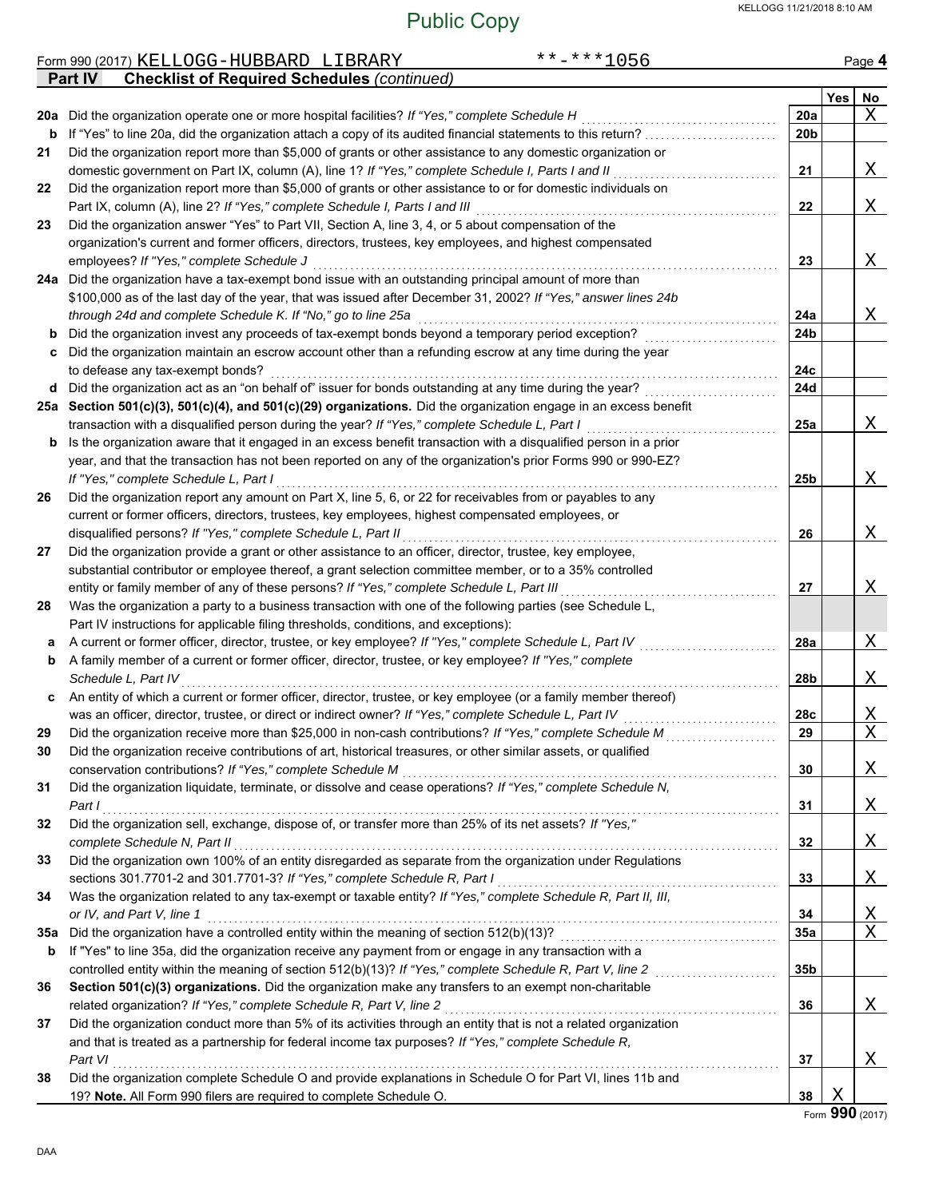Public Copy

Form 990 (2017) KELLOGG-HUBBARD LIBRARY **-***1056 Page **4**

**Part IV Checklist of Required Schedules** *(continued)*

| | | | Yes | No |
|---|---|---|---|---|
| **20a** | Did the organization operate one or more hospital facilities? *If "Yes," complete Schedule H* | **20a** | | X |
| **b** | If "Yes" to line 20a, did the organization attach a copy of its audited financial statements to this return? | **20b** | | |
| **21** | Did the organization report more than $5,000 of grants or other assistance to any domestic organization or domestic government on Part IX, column (A), line 1? *If "Yes," complete Schedule I, Parts I and II* | **21** | | X |
| **22** | Did the organization report more than $5,000 of grants or other assistance to or for domestic individuals on Part IX, column (A), line 2? *If "Yes," complete Schedule I, Parts I and III* | **22** | | X |
| **23** | Did the organization answer "Yes" to Part VII, Section A, line 3, 4, or 5 about compensation of the organization's current and former officers, directors, trustees, key employees, and highest compensated employees? *If "Yes," complete Schedule J* | **23** | | X |
| **24a** | Did the organization have a tax-exempt bond issue with an outstanding principal amount of more than $100,000 as of the last day of the year, that was issued after December 31, 2002? *If "Yes," answer lines 24b through 24d and complete Schedule K. If "No," go to line 25a* | **24a** | | X |
| **b** | Did the organization invest any proceeds of tax-exempt bonds beyond a temporary period exception? | **24b** | | |
| **c** | Did the organization maintain an escrow account other than a refunding escrow at any time during the year to defease any tax-exempt bonds? | **24c** | | |
| **d** | Did the organization act as an "on behalf of" issuer for bonds outstanding at any time during the year? | **24d** | | |
| **25a** | **Section 501(c)(3), 501(c)(4), and 501(c)(29) organizations.** Did the organization engage in an excess benefit transaction with a disqualified person during the year? *If "Yes," complete Schedule L, Part I* | **25a** | | X |
| **b** | Is the organization aware that it engaged in an excess benefit transaction with a disqualified person in a prior year, and that the transaction has not been reported on any of the organization's prior Forms 990 or 990-EZ? *If "Yes," complete Schedule L, Part I* | **25b** | | X |
| **26** | Did the organization report any amount on Part X, line 5, 6, or 22 for receivables from or payables to any current or former officers, directors, trustees, key employees, highest compensated employees, or disqualified persons? *If "Yes," complete Schedule L, Part II* | **26** | | X |
| **27** | Did the organization provide a grant or other assistance to an officer, director, trustee, key employee, substantial contributor or employee thereof, a grant selection committee member, or to a 35% controlled entity or family member of any of these persons? *If "Yes," complete Schedule L, Part III* | **27** | | X |
| **28** | Was the organization a party to a business transaction with one of the following parties (see Schedule L, Part IV instructions for applicable filing thresholds, conditions, and exceptions): | | | |
| **a** | A current or former officer, director, trustee, or key employee? *If "Yes," complete Schedule L, Part IV* | **28a** | | X |
| **b** | A family member of a current or former officer, director, trustee, or key employee? *If "Yes," complete Schedule L, Part IV* | **28b** | | X |
| **c** | An entity of which a current or former officer, director, trustee, or key employee (or a family member thereof) was an officer, director, trustee, or direct or indirect owner? *If "Yes," complete Schedule L, Part IV* | **28c** | | X |
| **29** | Did the organization receive more than $25,000 in non-cash contributions? *If "Yes," complete Schedule M* | **29** | | X |
| **30** | Did the organization receive contributions of art, historical treasures, or other similar assets, or qualified conservation contributions? *If "Yes," complete Schedule M* | **30** | | X |
| **31** | Did the organization liquidate, terminate, or dissolve and cease operations? *If "Yes," complete Schedule N, Part I* | **31** | | X |
| **32** | Did the organization sell, exchange, dispose of, or transfer more than 25% of its net assets? *If "Yes," complete Schedule N, Part II* | **32** | | X |
| **33** | Did the organization own 100% of an entity disregarded as separate from the organization under Regulations sections 301.7701-2 and 301.7701-3? *If "Yes," complete Schedule R, Part I* | **33** | | X |
| **34** | Was the organization related to any tax-exempt or taxable entity? *If "Yes," complete Schedule R, Part II, III, or IV, and Part V, line 1* | **34** | | X |
| **35a** | Did the organization have a controlled entity within the meaning of section 512(b)(13)? | **35a** | | X |
| **b** | If "Yes" to line 35a, did the organization receive any payment from or engage in any transaction with a controlled entity within the meaning of section 512(b)(13)? *If "Yes," complete Schedule R, Part V, line 2* | **35b** | | |
| **36** | **Section 501(c)(3) organizations.** Did the organization make any transfers to an exempt non-charitable related organization? *If "Yes," complete Schedule R, Part V, line 2* | **36** | | X |
| **37** | Did the organization conduct more than 5% of its activities through an entity that is not a related organization and that is treated as a partnership for federal income tax purposes? *If "Yes," complete Schedule R, Part VI* | **37** | | X |
| **38** | Did the organization complete Schedule O and provide explanations in Schedule O for Part VI, lines 11b and 19? **Note.** All Form 990 filers are required to complete Schedule O. | **38** | X | |

Form **990** (2017)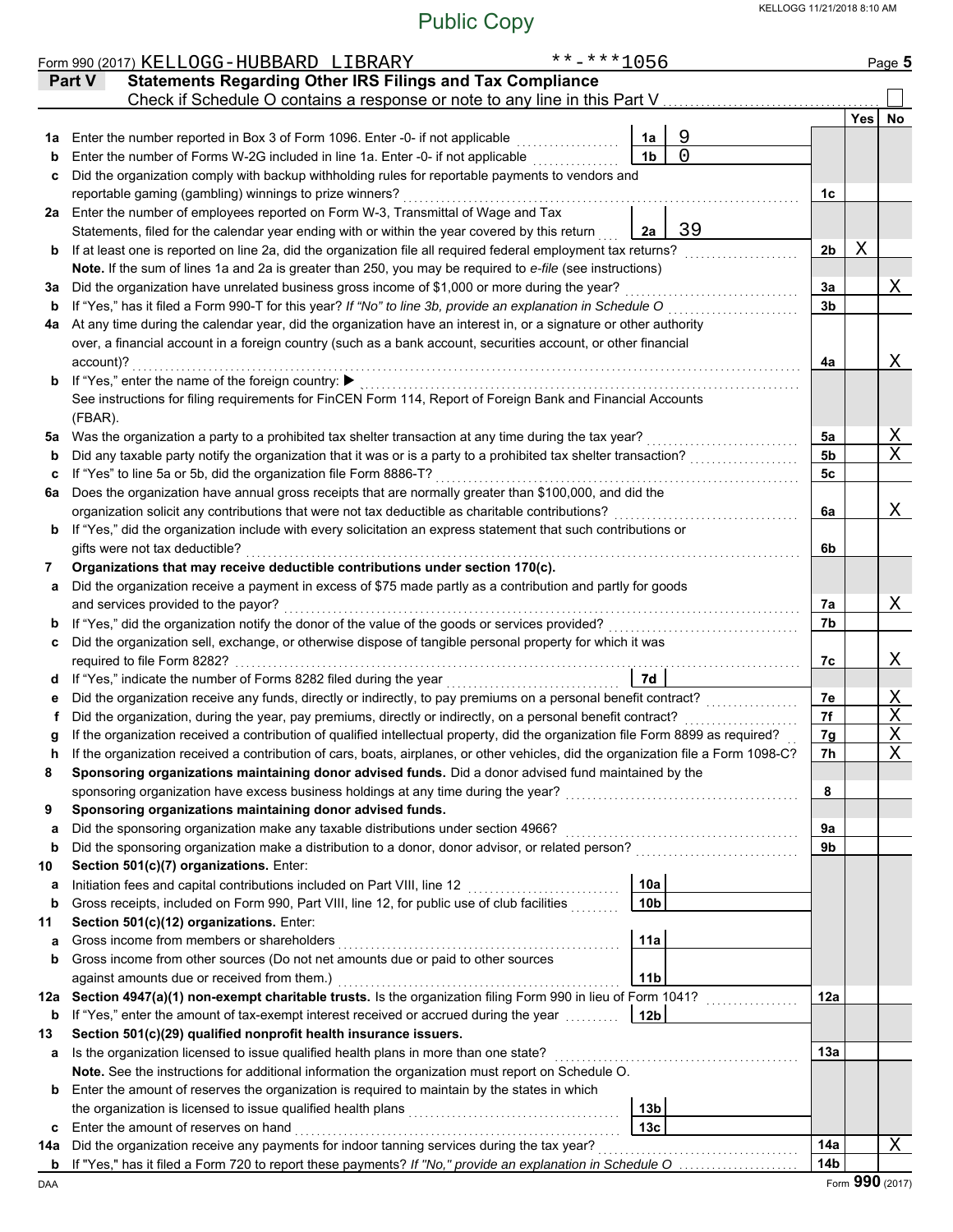Public Copy

Form 990 (2017) KELLOGG-HUBBARD LIBRARY **-***1056

## Part V Statements Regarding Other IRS Filings and Tax Compliance

Check if Schedule O contains a response or note to any line in this Part V ☐

| | | | | | Yes | No |
|---|---|---|---|---|---|---|
| 1a | Enter the number reported in Box 3 of Form 1096. Enter -0- if not applicable | 1a | 9 | | | |
| b | Enter the number of Forms W-2G included in line 1a. Enter -0- if not applicable | 1b | 0 | | | |
| c | Did the organization comply with backup withholding rules for reportable payments to vendors and reportable gaming (gambling) winnings to prize winners? | | | 1c | | |
| 2a | Enter the number of employees reported on Form W-3, Transmittal of Wage and Tax Statements, filed for the calendar year ending with or within the year covered by this return | 2a | 39 | | | |
| b | If at least one is reported on line 2a, did the organization file all required federal employment tax returns? | | | 2b | X | |
| | **Note.** If the sum of lines 1a and 2a is greater than 250, you may be required to *e-file* (see instructions) | | | | | |
| 3a | Did the organization have unrelated business gross income of $1,000 or more during the year? | | | 3a | | X |
| b | If "Yes," has it filed a Form 990-T for this year? *If "No" to line 3b, provide an explanation in Schedule O* | | | 3b | | |
| 4a | At any time during the calendar year, did the organization have an interest in, or a signature or other authority over, a financial account in a foreign country (such as a bank account, securities account, or other financial account)? | | | 4a | | X |
| b | If "Yes," enter the name of the foreign country: ▶ | | | | | |
| | See instructions for filing requirements for FinCEN Form 114, Report of Foreign Bank and Financial Accounts (FBAR). | | | | | |
| 5a | Was the organization a party to a prohibited tax shelter transaction at any time during the tax year? | | | 5a | | X |
| b | Did any taxable party notify the organization that it was or is a party to a prohibited tax shelter transaction? | | | 5b | | X |
| c | If "Yes" to line 5a or 5b, did the organization file Form 8886-T? | | | 5c | | |
| 6a | Does the organization have annual gross receipts that are normally greater than $100,000, and did the organization solicit any contributions that were not tax deductible as charitable contributions? | | | 6a | | X |
| b | If "Yes," did the organization include with every solicitation an express statement that such contributions or gifts were not tax deductible? | | | 6b | | |
| 7 | **Organizations that may receive deductible contributions under section 170(c).** | | | | | |
| a | Did the organization receive a payment in excess of $75 made partly as a contribution and partly for goods and services provided to the payor? | | | 7a | | X |
| b | If "Yes," did the organization notify the donor of the value of the goods or services provided? | | | 7b | | |
| c | Did the organization sell, exchange, or otherwise dispose of tangible personal property for which it was required to file Form 8282? | | | 7c | | X |
| d | If "Yes," indicate the number of Forms 8282 filed during the year | 7d | | | | |
| e | Did the organization receive any funds, directly or indirectly, to pay premiums on a personal benefit contract? | | | 7e | | X |
| f | Did the organization, during the year, pay premiums, directly or indirectly, on a personal benefit contract? | | | 7f | | X |
| g | If the organization received a contribution of qualified intellectual property, did the organization file Form 8899 as required? | | | 7g | | X |
| h | If the organization received a contribution of cars, boats, airplanes, or other vehicles, did the organization file a Form 1098-C? | | | 7h | | X |
| 8 | **Sponsoring organizations maintaining donor advised funds.** Did a donor advised fund maintained by the sponsoring organization have excess business holdings at any time during the year? | | | 8 | | |
| 9 | **Sponsoring organizations maintaining donor advised funds.** | | | | | |
| a | Did the sponsoring organization make any taxable distributions under section 4966? | | | 9a | | |
| b | Did the sponsoring organization make a distribution to a donor, donor advisor, or related person? | | | 9b | | |
| 10 | **Section 501(c)(7) organizations.** Enter: | | | | | |
| a | Initiation fees and capital contributions included on Part VIII, line 12 | 10a | | | | |
| b | Gross receipts, included on Form 990, Part VIII, line 12, for public use of club facilities | 10b | | | | |
| 11 | **Section 501(c)(12) organizations.** Enter: | | | | | |
| a | Gross income from members or shareholders | 11a | | | | |
| b | Gross income from other sources (Do not net amounts due or paid to other sources against amounts due or received from them.) | 11b | | | | |
| 12a | **Section 4947(a)(1) non-exempt charitable trusts.** Is the organization filing Form 990 in lieu of Form 1041? | | | 12a | | |
| b | If "Yes," enter the amount of tax-exempt interest received or accrued during the year | 12b | | | | |
| 13 | **Section 501(c)(29) qualified nonprofit health insurance issuers.** | | | | | |
| a | Is the organization licensed to issue qualified health plans in more than one state? | | | 13a | | |
| | **Note.** See the instructions for additional information the organization must report on Schedule O. | | | | | |
| b | Enter the amount of reserves the organization is required to maintain by the states in which the organization is licensed to issue qualified health plans | 13b | | | | |
| c | Enter the amount of reserves on hand | 13c | | | | |
| 14a | Did the organization receive any payments for indoor tanning services during the tax year? | | | 14a | | X |
| b | If "Yes," has it filed a Form 720 to report these payments? *If "No," provide an explanation in Schedule O* | | | 14b | | |

Form **990** (2017)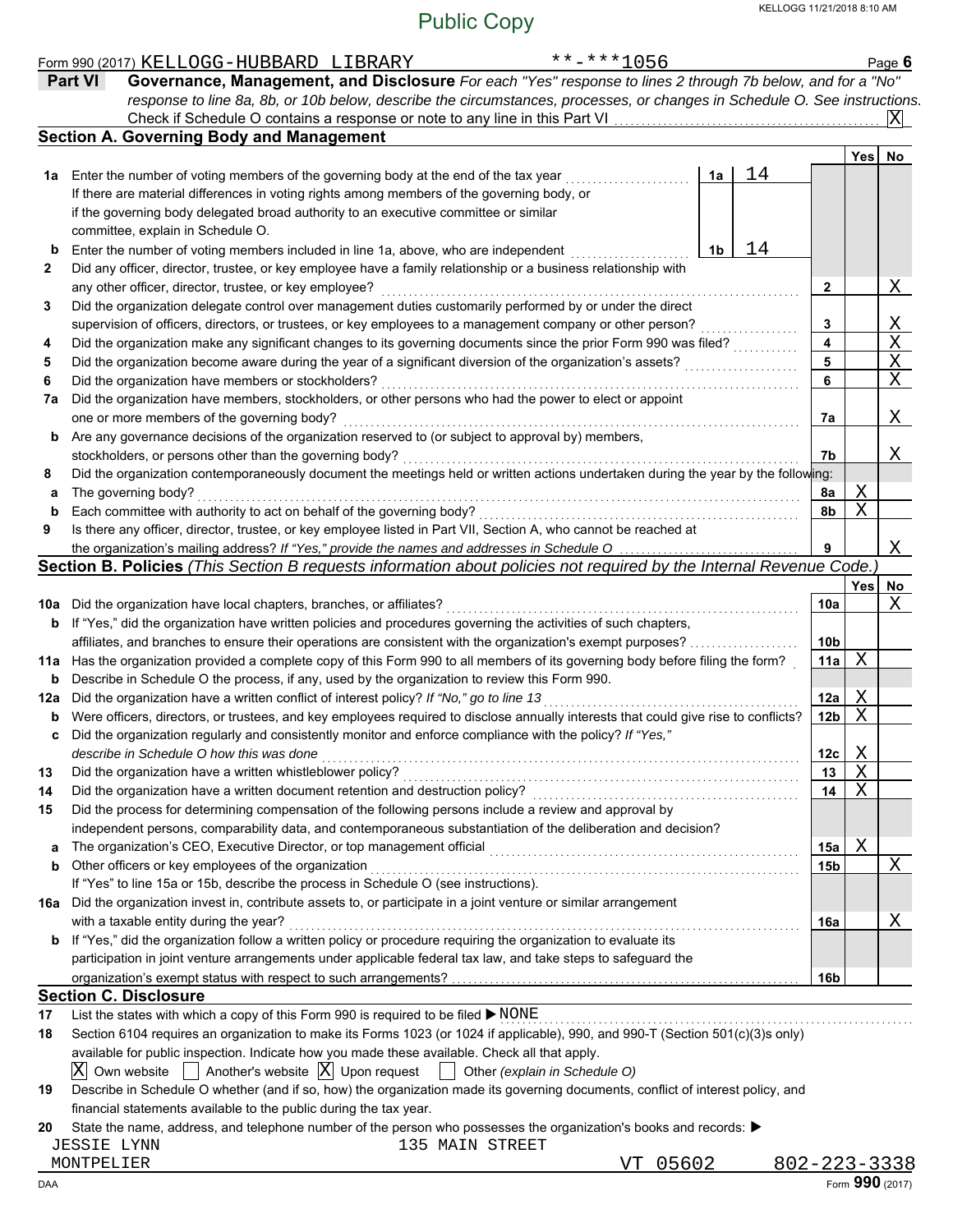Public Copy

Form 990 (2017) KELLOGG-HUBBARD LIBRARY **-***1056 Page 6

**Part VI Governance, Management, and Disclosure** *For each "Yes" response to lines 2 through 7b below, and for a "No" response to line 8a, 8b, or 10b below, describe the circumstances, processes, or changes in Schedule O. See instructions.*

Check if Schedule O contains a response or note to any line in this Part VI ..... [X]

## Section A. Governing Body and Management

| | | | | Yes | No |
|---|---|---|---|---|---|
| 1a | Enter the number of voting members of the governing body at the end of the tax year ..... | 1a | 14 | | |
| | If there are material differences in voting rights among members of the governing body, or if the governing body delegated broad authority to an executive committee or similar committee, explain in Schedule O. | | | | |
| b | Enter the number of voting members included in line 1a, above, who are independent ..... | 1b | 14 | | |
| 2 | Did any officer, director, trustee, or key employee have a family relationship or a business relationship with any other officer, director, trustee, or key employee? ..... | 2 | | | X |
| 3 | Did the organization delegate control over management duties customarily performed by or under the direct supervision of officers, directors, or trustees, or key employees to a management company or other person? ..... | 3 | | | X |
| 4 | Did the organization make any significant changes to its governing documents since the prior Form 990 was filed? ..... | 4 | | | X |
| 5 | Did the organization become aware during the year of a significant diversion of the organization's assets? ..... | 5 | | | X |
| 6 | Did the organization have members or stockholders? ..... | 6 | | | X |
| 7a | Did the organization have members, stockholders, or other persons who had the power to elect or appoint one or more members of the governing body? ..... | 7a | | | X |
| b | Are any governance decisions of the organization reserved to (or subject to approval by) members, stockholders, or persons other than the governing body? ..... | 7b | | | X |
| 8 | Did the organization contemporaneously document the meetings held or written actions undertaken during the year by the following: | | | | |
| a | The governing body? ..... | 8a | | X | |
| b | Each committee with authority to act on behalf of the governing body? ..... | 8b | | X | |
| 9 | Is there any officer, director, trustee, or key employee listed in Part VII, Section A, who cannot be reached at the organization's mailing address? *If "Yes," provide the names and addresses in Schedule O* ..... | 9 | | | X |

## Section B. Policies *(This Section B requests information about policies not required by the Internal Revenue Code.)*

| | | | Yes | No |
|---|---|---|---|---|
| 10a | Did the organization have local chapters, branches, or affiliates? ..... | 10a | | X |
| b | If "Yes," did the organization have written policies and procedures governing the activities of such chapters, affiliates, and branches to ensure their operations are consistent with the organization's exempt purposes? ..... | 10b | | |
| 11a | Has the organization provided a complete copy of this Form 990 to all members of its governing body before filing the form? | 11a | X | |
| b | Describe in Schedule O the process, if any, used by the organization to review this Form 990. | | | |
| 12a | Did the organization have a written conflict of interest policy? *If "No," go to line 13* ..... | 12a | X | |
| b | Were officers, directors, or trustees, and key employees required to disclose annually interests that could give rise to conflicts? | 12b | X | |
| c | Did the organization regularly and consistently monitor and enforce compliance with the policy? *If "Yes," describe in Schedule O how this was done* ..... | 12c | X | |
| 13 | Did the organization have a written whistleblower policy? ..... | 13 | X | |
| 14 | Did the organization have a written document retention and destruction policy? ..... | 14 | X | |
| 15 | Did the process for determining compensation of the following persons include a review and approval by independent persons, comparability data, and contemporaneous substantiation of the deliberation and decision? | | | |
| a | The organization's CEO, Executive Director, or top management official ..... | 15a | X | |
| b | Other officers or key employees of the organization ..... | 15b | | X |
| | If "Yes" to line 15a or 15b, describe the process in Schedule O (see instructions). | | | |
| 16a | Did the organization invest in, contribute assets to, or participate in a joint venture or similar arrangement with a taxable entity during the year? ..... | 16a | | X |
| b | If "Yes," did the organization follow a written policy or procedure requiring the organization to evaluate its participation in joint venture arrangements under applicable federal tax law, and take steps to safeguard the organization's exempt status with respect to such arrangements? ..... | 16b | | |

## Section C. Disclosure

17 List the states with which a copy of this Form 990 is required to be filed ▶ NONE

18 Section 6104 requires an organization to make its Forms 1023 (or 1024 if applicable), 990, and 990-T (Section 501(c)(3)s only) available for public inspection. Indicate how you made these available. Check all that apply.

[X] Own website [ ] Another's website [X] Upon request [ ] Other *(explain in Schedule O)*

19 Describe in Schedule O whether (and if so, how) the organization made its governing documents, conflict of interest policy, and financial statements available to the public during the tax year.

20 State the name, address, and telephone number of the person who possesses the organization's books and records: ▶

JESSIE LYNN 135 MAIN STREET
MONTPELIER VT 05602 802-223-3338

Form **990** (2017)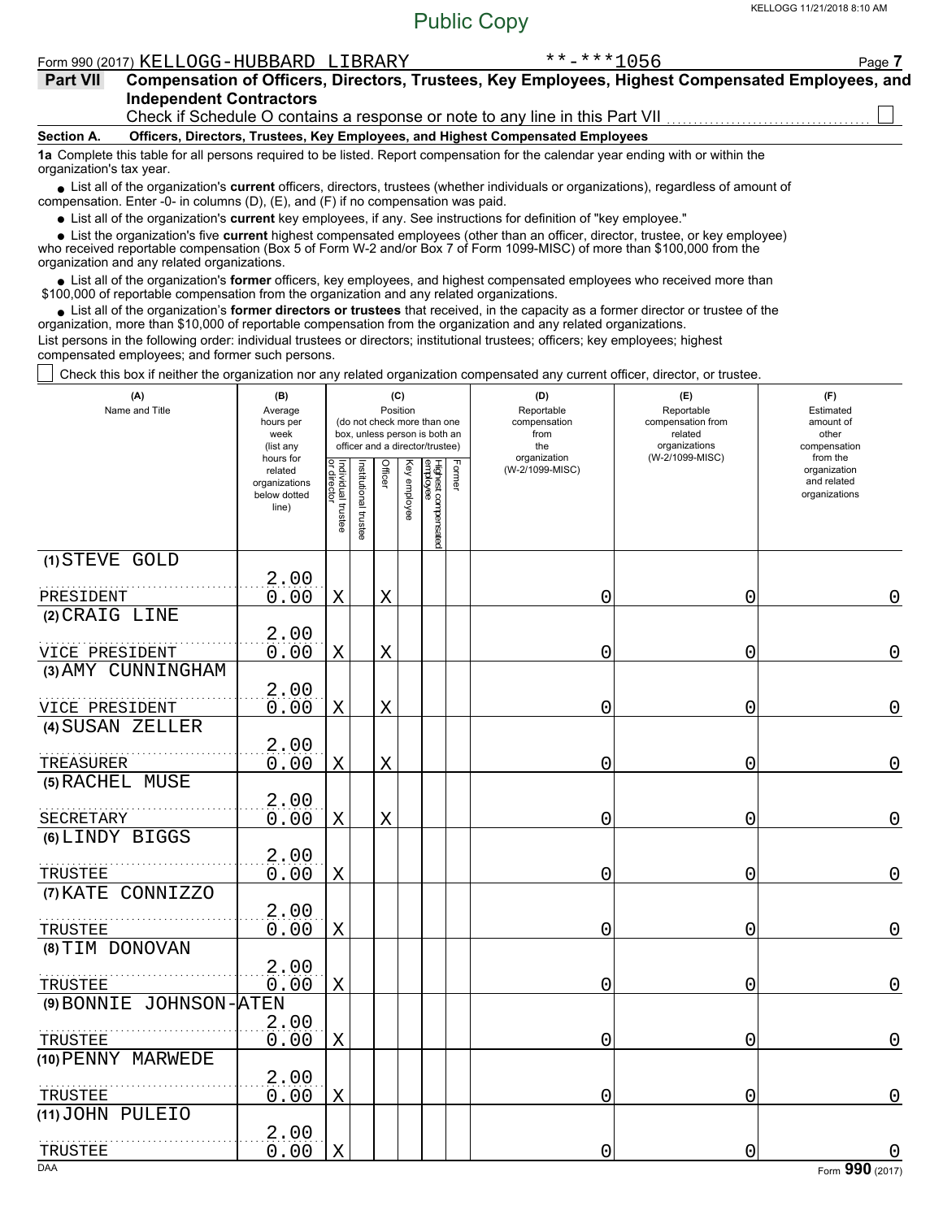Public Copy

Form 990 (2017) KELLOGG-HUBBARD LIBRARY **-***1056

**Part VII Compensation of Officers, Directors, Trustees, Key Employees, Highest Compensated Employees, and Independent Contractors**

Check if Schedule O contains a response or note to any line in this Part VII ☐

**Section A. Officers, Directors, Trustees, Key Employees, and Highest Compensated Employees**

**1a** Complete this table for all persons required to be listed. Report compensation for the calendar year ending with or within the organization's tax year.

- List all of the organization's **current** officers, directors, trustees (whether individuals or organizations), regardless of amount of compensation. Enter -0- in columns (D), (E), and (F) if no compensation was paid.
- List all of the organization's **current** key employees, if any. See instructions for definition of "key employee."
- List the organization's five **current** highest compensated employees (other than an officer, director, trustee, or key employee) who received reportable compensation (Box 5 of Form W-2 and/or Box 7 of Form 1099-MISC) of more than $100,000 from the organization and any related organizations.
- List all of the organization's **former** officers, key employees, and highest compensated employees who received more than $100,000 of reportable compensation from the organization and any related organizations.
- List all of the organization's **former directors or trustees** that received, in the capacity as a former director or trustee of the organization, more than $10,000 of reportable compensation from the organization and any related organizations.

List persons in the following order: individual trustees or directors; institutional trustees; officers; key employees; highest compensated employees; and former such persons.

☐ Check this box if neither the organization nor any related organization compensated any current officer, director, or trustee.

| (A) Name and Title | (B) Average hours per week (list any hours for related organizations below dotted line) | (C) Position (do not check more than one box, unless person is both an officer and a director/trustee): Individual trustee or director | Institutional trustee | Officer | Key employee | Highest compensated employee | Former | (D) Reportable compensation from the organization (W-2/1099-MISC) | (E) Reportable compensation from related organizations (W-2/1099-MISC) | (F) Estimated amount of other compensation from the organization and related organizations |
|---|---|---|---|---|---|---|---|---|---|---|
| (1) STEVE GOLD<br>PRESIDENT | 2.00<br>0.00 | X | | X | | | | 0 | 0 | 0 |
| (2) CRAIG LINE<br>VICE PRESIDENT | 2.00<br>0.00 | X | | X | | | | 0 | 0 | 0 |
| (3) AMY CUNNINGHAM<br>VICE PRESIDENT | 2.00<br>0.00 | X | | X | | | | 0 | 0 | 0 |
| (4) SUSAN ZELLER<br>TREASURER | 2.00<br>0.00 | X | | X | | | | 0 | 0 | 0 |
| (5) RACHEL MUSE<br>SECRETARY | 2.00<br>0.00 | X | | X | | | | 0 | 0 | 0 |
| (6) LINDY BIGGS<br>TRUSTEE | 2.00<br>0.00 | X | | | | | | 0 | 0 | 0 |
| (7) KATE CONNIZZO<br>TRUSTEE | 2.00<br>0.00 | X | | | | | | 0 | 0 | 0 |
| (8) TIM DONOVAN<br>TRUSTEE | 2.00<br>0.00 | X | | | | | | 0 | 0 | 0 |
| (9) BONNIE JOHNSON-ATEN<br>TRUSTEE | 2.00<br>0.00 | X | | | | | | 0 | 0 | 0 |
| (10) PENNY MARWEDE<br>TRUSTEE | 2.00<br>0.00 | X | | | | | | 0 | 0 | 0 |
| (11) JOHN PULEIO<br>TRUSTEE | 2.00<br>0.00 | X | | | | | | 0 | 0 | 0 |

Form **990** (2017)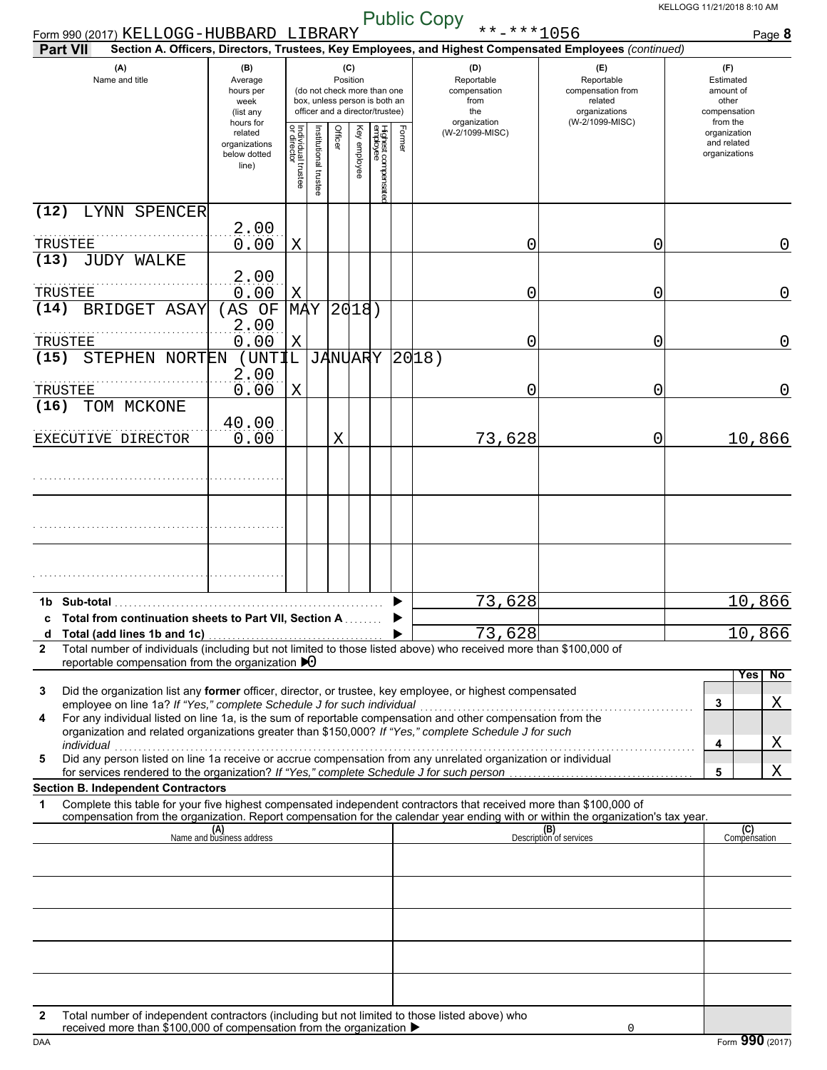Public Copy

Form 990 (2017) KELLOGG-HUBBARD LIBRARY **-***1056

**Part VII Section A. Officers, Directors, Trustees, Key Employees, and Highest Compensated Employees** *(continued)*

| (A) Name and title | (B) Average hours per week (list any hours for related organizations below dotted line) | (C) Position: Individual trustee or director | Institutional trustee | Officer | Key employee | Highest compensated employee | Former | (D) Reportable compensation from the organization (W-2/1099-MISC) | (E) Reportable compensation from related organizations (W-2/1099-MISC) | (F) Estimated amount of other compensation from the organization and related organizations |
|---|---|---|---|---|---|---|---|---|---|---|
| (12) LYNN SPENCER TRUSTEE | 2.00 0.00 | X | | | | | | 0 | 0 | 0 |
| (13) JUDY WALKE TRUSTEE | 2.00 0.00 | X | | | | | | 0 | 0 | 0 |
| (14) BRIDGET ASAY (AS OF MAY 2018) TRUSTEE | 2.00 0.00 | X | | | | | | 0 | 0 | 0 |
| (15) STEPHEN NORTEN (UNTIL JANUARY 2018) TRUSTEE | 2.00 0.00 | X | | | | | | 0 | 0 | 0 |
| (16) TOM MCKONE EXECUTIVE DIRECTOR | 40.00 0.00 | | | X | | | | 73,628 | 0 | 10,866 |
| | | | | | | | | | | |
| | | | | | | | | | | |
| | | | | | | | | | | |

| | | (D) | (E) | (F) |
|---|---|---|---|---|
| **1b** | **Sub-total** | 73,628 | | 10,866 |
| **c** | **Total from continuation sheets to Part VII, Section A** | | | |
| **d** | **Total (add lines 1b and 1c)** | 73,628 | | 10,866 |

**2** Total number of individuals (including but not limited to those listed above) who received more than $100,000 of reportable compensation from the organization ▶ 0

| | | | Yes | No |
|---|---|---|---|---|
| **3** | Did the organization list any **former** officer, director, or trustee, key employee, or highest compensated employee on line 1a? *If "Yes," complete Schedule J for such individual* | 3 | | X |
| **4** | For any individual listed on line 1a, is the sum of reportable compensation and other compensation from the organization and related organizations greater than $150,000? *If "Yes," complete Schedule J for such individual* | 4 | | X |
| **5** | Did any person listed on line 1a receive or accrue compensation from any unrelated organization or individual for services rendered to the organization? *If "Yes," complete Schedule J for such person* | 5 | | X |

**Section B. Independent Contractors**

**1** Complete this table for your five highest compensated independent contractors that received more than $100,000 of compensation from the organization. Report compensation for the calendar year ending with or within the organization's tax year.

| (A) Name and business address | (B) Description of services | (C) Compensation |
|---|---|---|
| | | |
| | | |
| | | |
| | | |
| | | |

**2** Total number of independent contractors (including but not limited to those listed above) who received more than $100,000 of compensation from the organization ▶ 0

Form **990** (2017)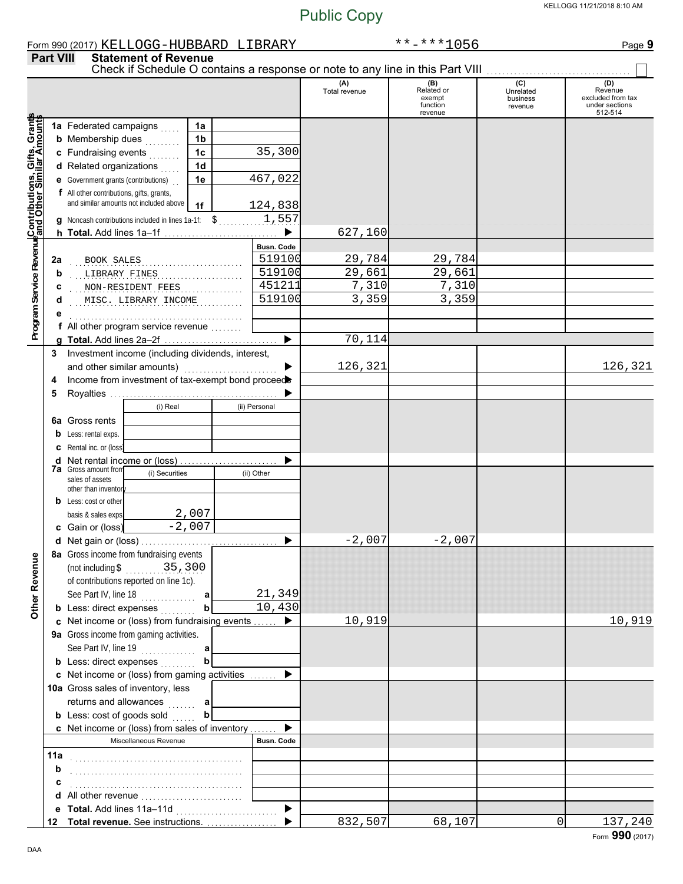Public Copy

Form 990 (2017) KELLOGG-HUBBARD LIBRARY **-***1056

## Part VIII Statement of Revenue

Check if Schedule O contains a response or note to any line in this Part VIII ☐

| | | | | (A) Total revenue | (B) Related or exempt function revenue | (C) Unrelated business revenue | (D) Revenue excluded from tax under sections 512-514 |
|---|---|---|---|---|---|---|---|
| **Contributions, Gifts, Grants and Other Similar Amounts** | 1a Federated campaigns | 1a | | | | | |
| | b Membership dues | 1b | | | | | |
| | c Fundraising events | 1c | 35,300 | | | | |
| | d Related organizations | 1d | | | | | |
| | e Government grants (contributions) | 1e | 467,022 | | | | |
| | f All other contributions, gifts, grants, and similar amounts not included above | 1f | 124,838 | | | | |
| | g Noncash contributions included in lines 1a-1f: $ 1,557 | | | | | | |
| | h **Total.** Add lines 1a–1f | | ▶ | 627,160 | | | |
| **Program Service Revenue** | | | Busn. Code | | | | |
| | 2a BOOK SALES | | 519100 | 29,784 | 29,784 | | |
| | b LIBRARY FINES | | 519100 | 29,661 | 29,661 | | |
| | c NON-RESIDENT FEES | | 451211 | 7,310 | 7,310 | | |
| | d MISC. LIBRARY INCOME | | 519100 | 3,359 | 3,359 | | |
| | e | | | | | | |
| | f All other program service revenue | | | | | | |
| | g **Total.** Add lines 2a–2f | | ▶ | 70,114 | | | |
| | 3 Investment income (including dividends, interest, and other similar amounts) | | ▶ | 126,321 | | | 126,321 |
| | 4 Income from investment of tax-exempt bond proceeds | | ▶ | | | | |
| | 5 Royalties | | ▶ | | | | |
| | | (i) Real | (ii) Personal | | | | |
| | 6a Gross rents | | | | | | |
| | b Less: rental exps. | | | | | | |
| | c Rental inc. or (loss) | | | | | | |
| | d Net rental income or (loss) | | ▶ | | | | |
| | 7a Gross amount from sales of assets other than inventory | (i) Securities | (ii) Other | | | | |
| | b Less: cost or other basis & sales exps. | 2,007 | | | | | |
| | c Gain or (loss) | -2,007 | | | | | |
| | d Net gain or (loss) | | ▶ | -2,007 | -2,007 | | |
| **Other Revenue** | 8a Gross income from fundraising events (not including $ 35,300 of contributions reported on line 1c). See Part IV, line 18 | a | 21,349 | | | | |
| | b Less: direct expenses | b | 10,430 | | | | |
| | c Net income or (loss) from fundraising events | | ▶ | 10,919 | | | 10,919 |
| | 9a Gross income from gaming activities. See Part IV, line 19 | a | | | | | |
| | b Less: direct expenses | b | | | | | |
| | c Net income or (loss) from gaming activities | | ▶ | | | | |
| | 10a Gross sales of inventory, less returns and allowances | a | | | | | |
| | b Less: cost of goods sold | b | | | | | |
| | c Net income or (loss) from sales of inventory | | ▶ | | | | |
| | Miscellaneous Revenue | | Busn. Code | | | | |
| | 11a | | | | | | |
| | b | | | | | | |
| | c | | | | | | |
| | d All other revenue | | | | | | |
| | e **Total.** Add lines 11a–11d | | ▶ | | | | |
| | 12 **Total revenue.** See instructions. | | ▶ | 832,507 | 68,107 | 0 | 137,240 |

DAA

Form **990** (2017)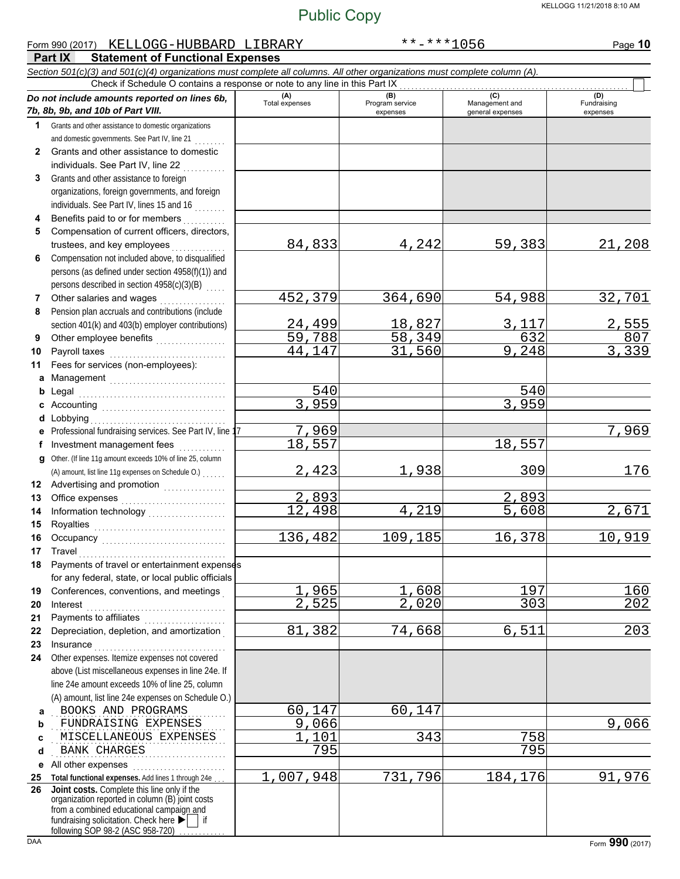Public Copy

Form 990 (2017) KELLOGG-HUBBARD LIBRARY **-***1056

## Part IX Statement of Functional Expenses

*Section 501(c)(3) and 501(c)(4) organizations must complete all columns. All other organizations must complete column (A).*

Check if Schedule O contains a response or note to any line in this Part IX ☐

| *Do not include amounts reported on lines 6b, 7b, 8b, 9b, and 10b of Part VIII.* | (A) Total expenses | (B) Program service expenses | (C) Management and general expenses | (D) Fundraising expenses |
|---|---|---|---|---|
| 1 Grants and other assistance to domestic organizations and domestic governments. See Part IV, line 21 | | | | |
| 2 Grants and other assistance to domestic individuals. See Part IV, line 22 | | | | |
| 3 Grants and other assistance to foreign organizations, foreign governments, and foreign individuals. See Part IV, lines 15 and 16 | | | | |
| 4 Benefits paid to or for members | | | | |
| 5 Compensation of current officers, directors, trustees, and key employees | 84,833 | 4,242 | 59,383 | 21,208 |
| 6 Compensation not included above, to disqualified persons (as defined under section 4958(f)(1)) and persons described in section 4958(c)(3)(B) | | | | |
| 7 Other salaries and wages | 452,379 | 364,690 | 54,988 | 32,701 |
| 8 Pension plan accruals and contributions (include section 401(k) and 403(b) employer contributions) | 24,499 | 18,827 | 3,117 | 2,555 |
| 9 Other employee benefits | 59,788 | 58,349 | 632 | 807 |
| 10 Payroll taxes | 44,147 | 31,560 | 9,248 | 3,339 |
| 11 Fees for services (non-employees): | | | | |
| a Management | | | | |
| b Legal | 540 | | 540 | |
| c Accounting | 3,959 | | 3,959 | |
| d Lobbying | | | | |
| e Professional fundraising services. See Part IV, line 17 | 7,969 | | | 7,969 |
| f Investment management fees | 18,557 | | 18,557 | |
| g Other. (If line 11g amount exceeds 10% of line 25, column (A) amount, list line 11g expenses on Schedule O.) | 2,423 | 1,938 | 309 | 176 |
| 12 Advertising and promotion | | | | |
| 13 Office expenses | 2,893 | | 2,893 | |
| 14 Information technology | 12,498 | 4,219 | 5,608 | 2,671 |
| 15 Royalties | | | | |
| 16 Occupancy | 136,482 | 109,185 | 16,378 | 10,919 |
| 17 Travel | | | | |
| 18 Payments of travel or entertainment expenses for any federal, state, or local public officials | | | | |
| 19 Conferences, conventions, and meetings | 1,965 | 1,608 | 197 | 160 |
| 20 Interest | 2,525 | 2,020 | 303 | 202 |
| 21 Payments to affiliates | | | | |
| 22 Depreciation, depletion, and amortization | 81,382 | 74,668 | 6,511 | 203 |
| 23 Insurance | | | | |
| 24 Other expenses. Itemize expenses not covered above (List miscellaneous expenses in line 24e. If line 24e amount exceeds 10% of line 25, column (A) amount, list line 24e expenses on Schedule O.) | | | | |
| a BOOKS AND PROGRAMS | 60,147 | 60,147 | | |
| b FUNDRAISING EXPENSES | 9,066 | | | 9,066 |
| c MISCELLANEOUS EXPENSES | 1,101 | 343 | 758 | |
| d BANK CHARGES | 795 | | 795 | |
| e All other expenses | | | | |
| 25 **Total functional expenses.** Add lines 1 through 24e | 1,007,948 | 731,796 | 184,176 | 91,976 |
| 26 **Joint costs.** Complete this line only if the organization reported in column (B) joint costs from a combined educational campaign and fundraising solicitation. Check here ▶ ☐ if following SOP 98-2 (ASC 958-720) | | | | |

DAA Form **990** (2017)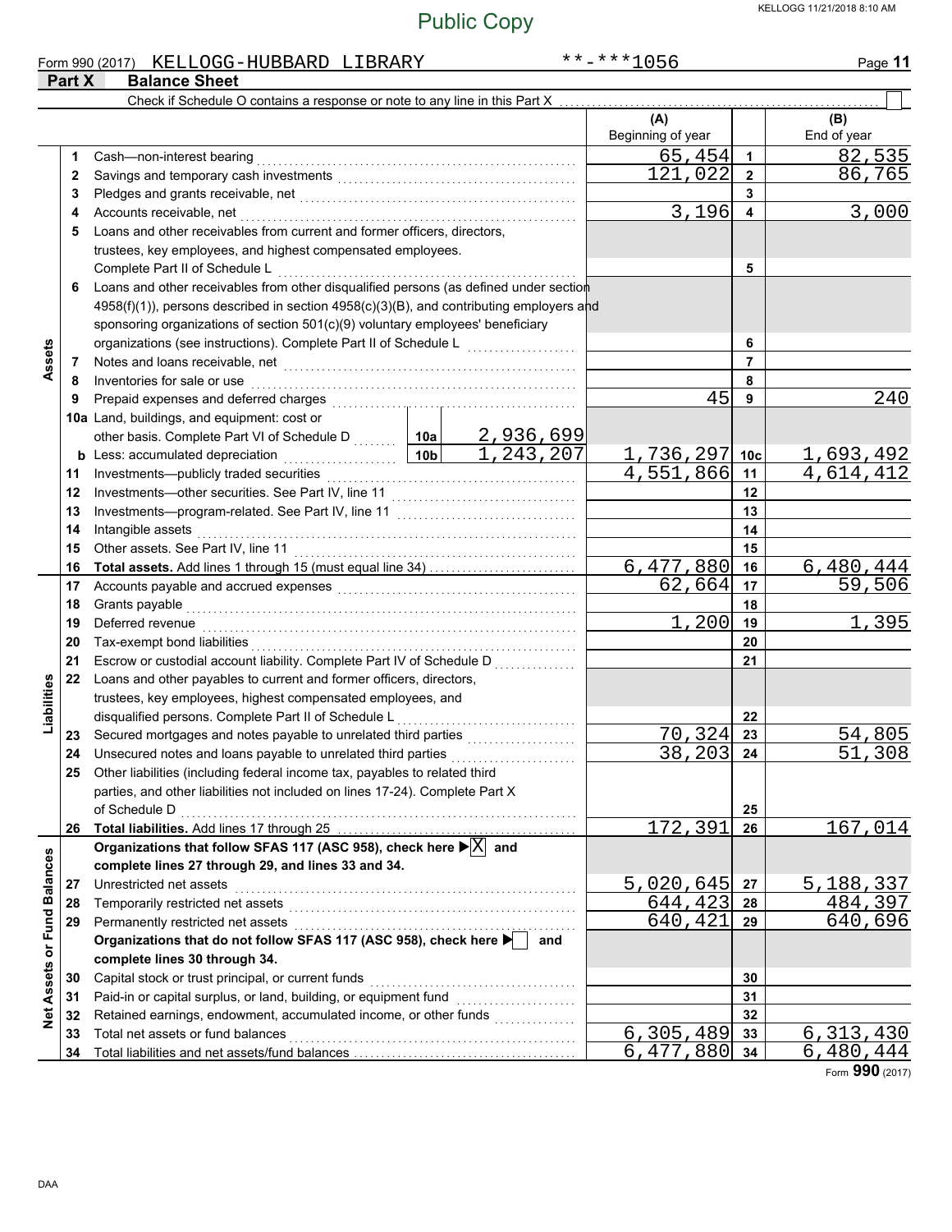Public Copy

Form 990 (2017) KELLOGG-HUBBARD LIBRARY **-***1056

## Part X Balance Sheet

Check if Schedule O contains a response or note to any line in this Part X

| Section | Line | Description | | | (A) Beginning of year | | (B) End of year |
|---|---|---|---|---|---|---|---|
| Assets | 1 | Cash—non-interest bearing | | | 65,454 | 1 | 82,535 |
| | 2 | Savings and temporary cash investments | | | 121,022 | 2 | 86,765 |
| | 3 | Pledges and grants receivable, net | | | | 3 | |
| | 4 | Accounts receivable, net | | | 3,196 | 4 | 3,000 |
| | 5 | Loans and other receivables from current and former officers, directors, trustees, key employees, and highest compensated employees. Complete Part II of Schedule L | | | | 5 | |
| | 6 | Loans and other receivables from other disqualified persons (as defined under section 4958(f)(1)), persons described in section 4958(c)(3)(B), and contributing employers and sponsoring organizations of section 501(c)(9) voluntary employees' beneficiary organizations (see instructions). Complete Part II of Schedule L | | | | 6 | |
| | 7 | Notes and loans receivable, net | | | | 7 | |
| | 8 | Inventories for sale or use | | | | 8 | |
| | 9 | Prepaid expenses and deferred charges | | | 45 | 9 | 240 |
| | 10a | Land, buildings, and equipment: cost or other basis. Complete Part VI of Schedule D | 10a | 2,936,699 | | | |
| | b | Less: accumulated depreciation | 10b | 1,243,207 | 1,736,297 | 10c | 1,693,492 |
| | 11 | Investments—publicly traded securities | | | 4,551,866 | 11 | 4,614,412 |
| | 12 | Investments—other securities. See Part IV, line 11 | | | | 12 | |
| | 13 | Investments—program-related. See Part IV, line 11 | | | | 13 | |
| | 14 | Intangible assets | | | | 14 | |
| | 15 | Other assets. See Part IV, line 11 | | | | 15 | |
| | 16 | **Total assets.** Add lines 1 through 15 (must equal line 34) | | | 6,477,880 | 16 | 6,480,444 |
| Liabilities | 17 | Accounts payable and accrued expenses | | | 62,664 | 17 | 59,506 |
| | 18 | Grants payable | | | | 18 | |
| | 19 | Deferred revenue | | | 1,200 | 19 | 1,395 |
| | 20 | Tax-exempt bond liabilities | | | | 20 | |
| | 21 | Escrow or custodial account liability. Complete Part IV of Schedule D | | | | 21 | |
| | 22 | Loans and other payables to current and former officers, directors, trustees, key employees, highest compensated employees, and disqualified persons. Complete Part II of Schedule L | | | | 22 | |
| | 23 | Secured mortgages and notes payable to unrelated third parties | | | 70,324 | 23 | 54,805 |
| | 24 | Unsecured notes and loans payable to unrelated third parties | | | 38,203 | 24 | 51,308 |
| | 25 | Other liabilities (including federal income tax, payables to related third parties, and other liabilities not included on lines 17-24). Complete Part X of Schedule D | | | | 25 | |
| | 26 | **Total liabilities.** Add lines 17 through 25 | | | 172,391 | 26 | 167,014 |
| Net Assets or Fund Balances | | **Organizations that follow SFAS 117 (ASC 958), check here** [X] **and complete lines 27 through 29, and lines 33 and 34.** | | | | | |
| | 27 | Unrestricted net assets | | | 5,020,645 | 27 | 5,188,337 |
| | 28 | Temporarily restricted net assets | | | 644,423 | 28 | 484,397 |
| | 29 | Permanently restricted net assets | | | 640,421 | 29 | 640,696 |
| | | **Organizations that do not follow SFAS 117 (ASC 958), check here** [ ] **and complete lines 30 through 34.** | | | | | |
| | 30 | Capital stock or trust principal, or current funds | | | | 30 | |
| | 31 | Paid-in or capital surplus, or land, building, or equipment fund | | | | 31 | |
| | 32 | Retained earnings, endowment, accumulated income, or other funds | | | | 32 | |
| | 33 | Total net assets or fund balances | | | 6,305,489 | 33 | 6,313,430 |
| | 34 | Total liabilities and net assets/fund balances | | | 6,477,880 | 34 | 6,480,444 |

Form **990** (2017)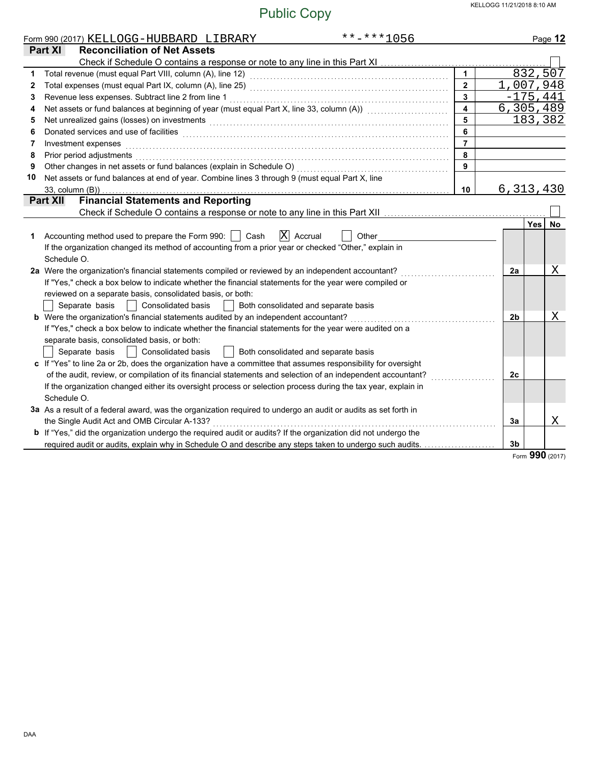Public Copy

KELLOGG 11/21/2018 8:10 AM

Form 990 (2017) KELLOGG-HUBBARD LIBRARY **-***1056

## Part XI Reconciliation of Net Assets

Check if Schedule O contains a response or note to any line in this Part XI ☐

| | | | |
|---|---|---|---|
| 1 | Total revenue (must equal Part VIII, column (A), line 12) | 1 | 832,507 |
| 2 | Total expenses (must equal Part IX, column (A), line 25) | 2 | 1,007,948 |
| 3 | Revenue less expenses. Subtract line 2 from line 1 | 3 | -175,441 |
| 4 | Net assets or fund balances at beginning of year (must equal Part X, line 33, column (A)) | 4 | 6,305,489 |
| 5 | Net unrealized gains (losses) on investments | 5 | 183,382 |
| 6 | Donated services and use of facilities | 6 | |
| 7 | Investment expenses | 7 | |
| 8 | Prior period adjustments | 8 | |
| 9 | Other changes in net assets or fund balances (explain in Schedule O) | 9 | |
| 10 | Net assets or fund balances at end of year. Combine lines 3 through 9 (must equal Part X, line 33, column (B)) | 10 | 6,313,430 |

## Part XII Financial Statements and Reporting

Check if Schedule O contains a response or note to any line in this Part XII ☐

| | | | Yes | No |
|---|---|---|---|---|
| 1 | Accounting method used to prepare the Form 990: ☐ Cash ☒ Accrual ☐ Other<br>If the organization changed its method of accounting from a prior year or checked "Other," explain in Schedule O. | | | |
| 2a | Were the organization's financial statements compiled or reviewed by an independent accountant?<br>If "Yes," check a box below to indicate whether the financial statements for the year were compiled or reviewed on a separate basis, consolidated basis, or both:<br>☐ Separate basis ☐ Consolidated basis ☐ Both consolidated and separate basis | 2a | | X |
| b | Were the organization's financial statements audited by an independent accountant?<br>If "Yes," check a box below to indicate whether the financial statements for the year were audited on a separate basis, consolidated basis, or both:<br>☐ Separate basis ☐ Consolidated basis ☐ Both consolidated and separate basis | 2b | | X |
| c | If "Yes" to line 2a or 2b, does the organization have a committee that assumes responsibility for oversight of the audit, review, or compilation of its financial statements and selection of an independent accountant?<br>If the organization changed either its oversight process or selection process during the tax year, explain in Schedule O. | 2c | | |
| 3a | As a result of a federal award, was the organization required to undergo an audit or audits as set forth in the Single Audit Act and OMB Circular A-133? | 3a | | X |
| b | If "Yes," did the organization undergo the required audit or audits? If the organization did not undergo the required audit or audits, explain why in Schedule O and describe any steps taken to undergo such audits. | 3b | | |

Form 990 (2017)

DAA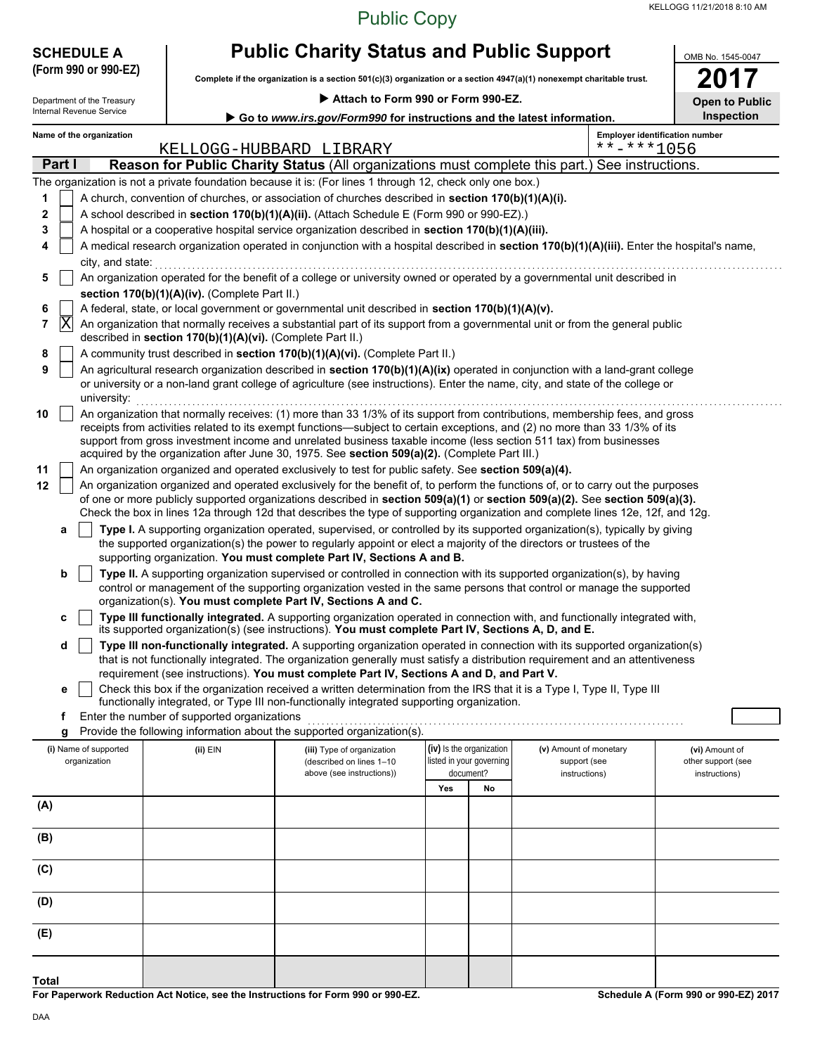Public Copy

**SCHEDULE A (Form 990 or 990-EZ)**

Department of the Treasury
Internal Revenue Service

# Public Charity Status and Public Support

**Complete if the organization is a section 501(c)(3) organization or a section 4947(a)(1) nonexempt charitable trust.**

▶ **Attach to Form 990 or Form 990-EZ.**

▶ **Go to *www.irs.gov/Form990* for instructions and the latest information.**

OMB No. 1545-0047

**2017**

**Open to Public Inspection**

**Name of the organization**: KELLOGG-HUBBARD LIBRARY

**Employer identification number**: **-***1056

## Part I Reason for Public Charity Status (All organizations must complete this part.) See instructions.

The organization is not a private foundation because it is: (For lines 1 through 12, check only one box.)

1. [ ] A church, convention of churches, or association of churches described in **section 170(b)(1)(A)(i).**
2. [ ] A school described in **section 170(b)(1)(A)(ii).** (Attach Schedule E (Form 990 or 990-EZ).)
3. [ ] A hospital or a cooperative hospital service organization described in **section 170(b)(1)(A)(iii).**
4. [ ] A medical research organization operated in conjunction with a hospital described in **section 170(b)(1)(A)(iii).** Enter the hospital's name, city, and state:
5. [ ] An organization operated for the benefit of a college or university owned or operated by a governmental unit described in **section 170(b)(1)(A)(iv).** (Complete Part II.)
6. [ ] A federal, state, or local government or governmental unit described in **section 170(b)(1)(A)(v).**
7. [X] An organization that normally receives a substantial part of its support from a governmental unit or from the general public described in **section 170(b)(1)(A)(vi).** (Complete Part II.)
8. [ ] A community trust described in **section 170(b)(1)(A)(vi).** (Complete Part II.)
9. [ ] An agricultural research organization described in **section 170(b)(1)(A)(ix)** operated in conjunction with a land-grant college or university or a non-land grant college of agriculture (see instructions). Enter the name, city, and state of the college or university:
10. [ ] An organization that normally receives: (1) more than 33 1/3% of its support from contributions, membership fees, and gross receipts from activities related to its exempt functions—subject to certain exceptions, and (2) no more than 33 1/3% of its support from gross investment income and unrelated business taxable income (less section 511 tax) from businesses acquired by the organization after June 30, 1975. See **section 509(a)(2).** (Complete Part III.)
11. [ ] An organization organized and operated exclusively to test for public safety. See **section 509(a)(4).**
12. [ ] An organization organized and operated exclusively for the benefit of, to perform the functions of, or to carry out the purposes of one or more publicly supported organizations described in **section 509(a)(1)** or **section 509(a)(2).** See **section 509(a)(3).** Check the box in lines 12a through 12d that describes the type of supporting organization and complete lines 12e, 12f, and 12g.
   - **a** [ ] **Type I.** A supporting organization operated, supervised, or controlled by its supported organization(s), typically by giving the supported organization(s) the power to regularly appoint or elect a majority of the directors or trustees of the supporting organization. **You must complete Part IV, Sections A and B.**
   - **b** [ ] **Type II.** A supporting organization supervised or controlled in connection with its supported organization(s), by having control or management of the supporting organization vested in the same persons that control or manage the supported organization(s). **You must complete Part IV, Sections A and C.**
   - **c** [ ] **Type III functionally integrated.** A supporting organization operated in connection with, and functionally integrated with, its supported organization(s) (see instructions). **You must complete Part IV, Sections A, D, and E.**
   - **d** [ ] **Type III non-functionally integrated.** A supporting organization operated in connection with its supported organization(s) that is not functionally integrated. The organization generally must satisfy a distribution requirement and an attentiveness requirement (see instructions). **You must complete Part IV, Sections A and D, and Part V.**
   - **e** [ ] Check this box if the organization received a written determination from the IRS that it is a Type I, Type II, Type III functionally integrated, or Type III non-functionally integrated supporting organization.
   - **f** Enter the number of supported organizations
   - **g** Provide the following information about the supported organization(s).

| (i) Name of supported organization | (ii) EIN | (iii) Type of organization (described on lines 1–10 above (see instructions)) | (iv) Is the organization listed in your governing document? | | (v) Amount of monetary support (see instructions) | (vi) Amount of other support (see instructions) |
|---|---|---|---|---|---|---|
| | | | Yes | No | | |
| (A) | | | | | | |
| (B) | | | | | | |
| (C) | | | | | | |
| (D) | | | | | | |
| (E) | | | | | | |
| **Total** | | | | | | |

**For Paperwork Reduction Act Notice, see the Instructions for Form 990 or 990-EZ.**

**Schedule A (Form 990 or 990-EZ) 2017**

DAA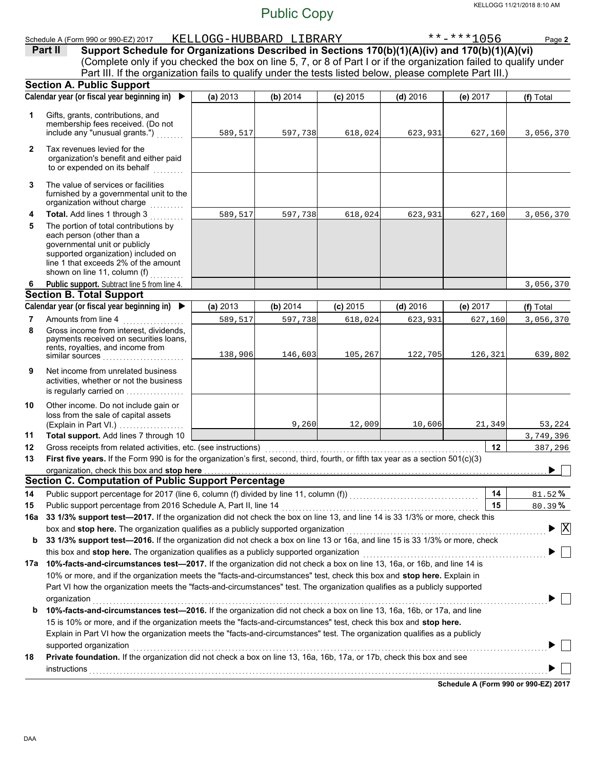Public Copy

Schedule A (Form 990 or 990-EZ) 2017 KELLOGG-HUBBARD LIBRARY **-***1056 Page **2**

**Part II** **Support Schedule for Organizations Described in Sections 170(b)(1)(A)(iv) and 170(b)(1)(A)(vi)**
(Complete only if you checked the box on line 5, 7, or 8 of Part I or if the organization failed to qualify under Part III. If the organization fails to qualify under the tests listed below, please complete Part III.)

**Section A. Public Support**

| | Calendar year (or fiscal year beginning in) ▶ | (a) 2013 | (b) 2014 | (c) 2015 | (d) 2016 | (e) 2017 | (f) Total |
|---|---|---|---|---|---|---|---|
| 1 | Gifts, grants, contributions, and membership fees received. (Do not include any "unusual grants.") | 589,517 | 597,738 | 618,024 | 623,931 | 627,160 | 3,056,370 |
| 2 | Tax revenues levied for the organization's benefit and either paid to or expended on its behalf | | | | | | |
| 3 | The value of services or facilities furnished by a governmental unit to the organization without charge | | | | | | |
| 4 | **Total.** Add lines 1 through 3 | 589,517 | 597,738 | 618,024 | 623,931 | 627,160 | 3,056,370 |
| 5 | The portion of total contributions by each person (other than a governmental unit or publicly supported organization) included on line 1 that exceeds 2% of the amount shown on line 11, column (f) | | | | | | |
| 6 | **Public support.** Subtract line 5 from line 4. | | | | | | 3,056,370 |

**Section B. Total Support**

| | Calendar year (or fiscal year beginning in) ▶ | (a) 2013 | (b) 2014 | (c) 2015 | (d) 2016 | (e) 2017 | (f) Total |
|---|---|---|---|---|---|---|---|
| 7 | Amounts from line 4 | 589,517 | 597,738 | 618,024 | 623,931 | 627,160 | 3,056,370 |
| 8 | Gross income from interest, dividends, payments received on securities loans, rents, royalties, and income from similar sources | 138,906 | 146,603 | 105,267 | 122,705 | 126,321 | 639,802 |
| 9 | Net income from unrelated business activities, whether or not the business is regularly carried on | | | | | | |
| 10 | Other income. Do not include gain or loss from the sale of capital assets (Explain in Part VI.) | | 9,260 | 12,009 | 10,606 | 21,349 | 53,224 |
| 11 | **Total support.** Add lines 7 through 10 | | | | | | 3,749,396 |
| 12 | Gross receipts from related activities, etc. (see instructions) | | | | | 12 | 387,296 |

**13** **First five years.** If the Form 990 is for the organization's first, second, third, fourth, or fifth tax year as a section 501(c)(3) organization, check this box and **stop here** ▶ ☐

**Section C. Computation of Public Support Percentage**

| | | | |
|---|---|---|---|
| 14 | Public support percentage for 2017 (line 6, column (f) divided by line 11, column (f)) | 14 | 81.52 % |
| 15 | Public support percentage from 2016 Schedule A, Part II, line 14 | 15 | 80.39 % |

**16a** **33 1/3% support test—2017.** If the organization did not check the box on line 13, and line 14 is 33 1/3% or more, check this box and **stop here.** The organization qualifies as a publicly supported organization ▶ ☒

**b** **33 1/3% support test—2016.** If the organization did not check a box on line 13 or 16a, and line 15 is 33 1/3% or more, check this box and **stop here.** The organization qualifies as a publicly supported organization ▶ ☐

**17a** **10%-facts-and-circumstances test—2017.** If the organization did not check a box on line 13, 16a, or 16b, and line 14 is 10% or more, and if the organization meets the "facts-and-circumstances" test, check this box and **stop here.** Explain in Part VI how the organization meets the "facts-and-circumstances" test. The organization qualifies as a publicly supported organization ▶ ☐

**b** **10%-facts-and-circumstances test—2016.** If the organization did not check a box on line 13, 16a, 16b, or 17a, and line 15 is 10% or more, and if the organization meets the "facts-and-circumstances" test, check this box and **stop here.** Explain in Part VI how the organization meets the "facts-and-circumstances" test. The organization qualifies as a publicly supported organization ▶ ☐

**18** **Private foundation.** If the organization did not check a box on line 13, 16a, 16b, 17a, or 17b, check this box and see instructions ▶ ☐

**Schedule A (Form 990 or 990-EZ) 2017**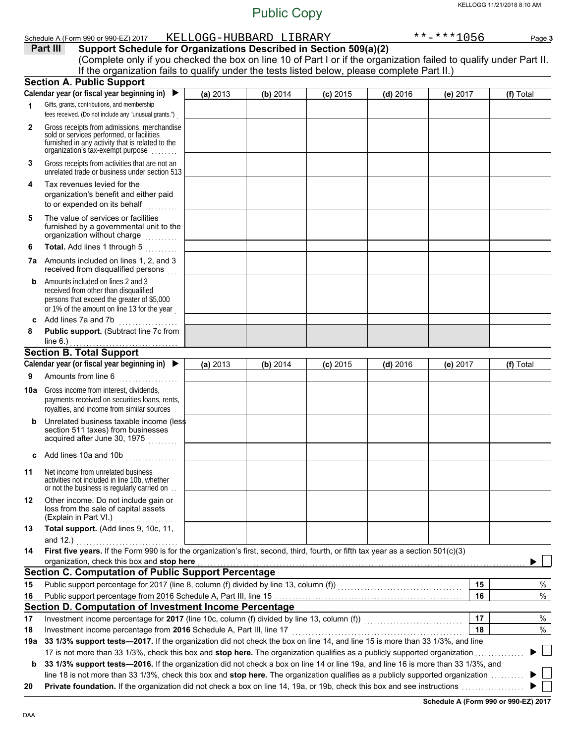Public Copy

Schedule A (Form 990 or 990-EZ) 2017 KELLOGG-HUBBARD LIBRARY **-***1056 Page **3**

## Part III Support Schedule for Organizations Described in Section 509(a)(2)

(Complete only if you checked the box on line 10 of Part I or if the organization failed to qualify under Part II. If the organization fails to qualify under the tests listed below, please complete Part II.)

### Section A. Public Support

| Calendar year (or fiscal year beginning in) ▶ | (a) 2013 | (b) 2014 | (c) 2015 | (d) 2016 | (e) 2017 | (f) Total |
|---|---|---|---|---|---|---|
| **1** Gifts, grants, contributions, and membership fees received. (Do not include any "unusual grants.") | | | | | | |
| **2** Gross receipts from admissions, merchandise sold or services performed, or facilities furnished in any activity that is related to the organization's tax-exempt purpose | | | | | | |
| **3** Gross receipts from activities that are not an unrelated trade or business under section 513 | | | | | | |
| **4** Tax revenues levied for the organization's benefit and either paid to or expended on its behalf | | | | | | |
| **5** The value of services or facilities furnished by a governmental unit to the organization without charge | | | | | | |
| **6** **Total.** Add lines 1 through 5 | | | | | | |
| **7a** Amounts included on lines 1, 2, and 3 received from disqualified persons | | | | | | |
| **b** Amounts included on lines 2 and 3 received from other than disqualified persons that exceed the greater of $5,000 or 1% of the amount on line 13 for the year | | | | | | |
| **c** Add lines 7a and 7b | | | | | | |
| **8** **Public support.** (Subtract line 7c from line 6.) | | | | | | |

### Section B. Total Support

| Calendar year (or fiscal year beginning in) ▶ | (a) 2013 | (b) 2014 | (c) 2015 | (d) 2016 | (e) 2017 | (f) Total |
|---|---|---|---|---|---|---|
| **9** Amounts from line 6 | | | | | | |
| **10a** Gross income from interest, dividends, payments received on securities loans, rents, royalties, and income from similar sources | | | | | | |
| **b** Unrelated business taxable income (less section 511 taxes) from businesses acquired after June 30, 1975 | | | | | | |
| **c** Add lines 10a and 10b | | | | | | |
| **11** Net income from unrelated business activities not included in line 10b, whether or not the business is regularly carried on | | | | | | |
| **12** Other income. Do not include gain or loss from the sale of capital assets (Explain in Part VI.) | | | | | | |
| **13** **Total support.** (Add lines 9, 10c, 11, and 12.) | | | | | | |

**14** **First five years.** If the Form 990 is for the organization's first, second, third, fourth, or fifth tax year as a section 501(c)(3) organization, check this box and **stop here** ▶ ☐

### Section C. Computation of Public Support Percentage

| | | | |
|---|---|---|---|
| **15** | Public support percentage for 2017 (line 8, column (f) divided by line 13, column (f)) | **15** | % |
| **16** | Public support percentage from 2016 Schedule A, Part III, line 15 | **16** | % |

### Section D. Computation of Investment Income Percentage

| | | | |
|---|---|---|---|
| **17** | Investment income percentage for **2017** (line 10c, column (f) divided by line 13, column (f)) | **17** | % |
| **18** | Investment income percentage from **2016** Schedule A, Part III, line 17 | **18** | % |

**19a** **33 1/3% support tests—2017.** If the organization did not check the box on line 14, and line 15 is more than 33 1/3%, and line 17 is not more than 33 1/3%, check this box and **stop here.** The organization qualifies as a publicly supported organization ▶ ☐

**b** **33 1/3% support tests—2016.** If the organization did not check a box on line 14 or line 19a, and line 16 is more than 33 1/3%, and line 18 is not more than 33 1/3%, check this box and **stop here.** The organization qualifies as a publicly supported organization ▶ ☐

**20** **Private foundation.** If the organization did not check a box on line 14, 19a, or 19b, check this box and see instructions ▶ ☐

**Schedule A (Form 990 or 990-EZ) 2017**

DAA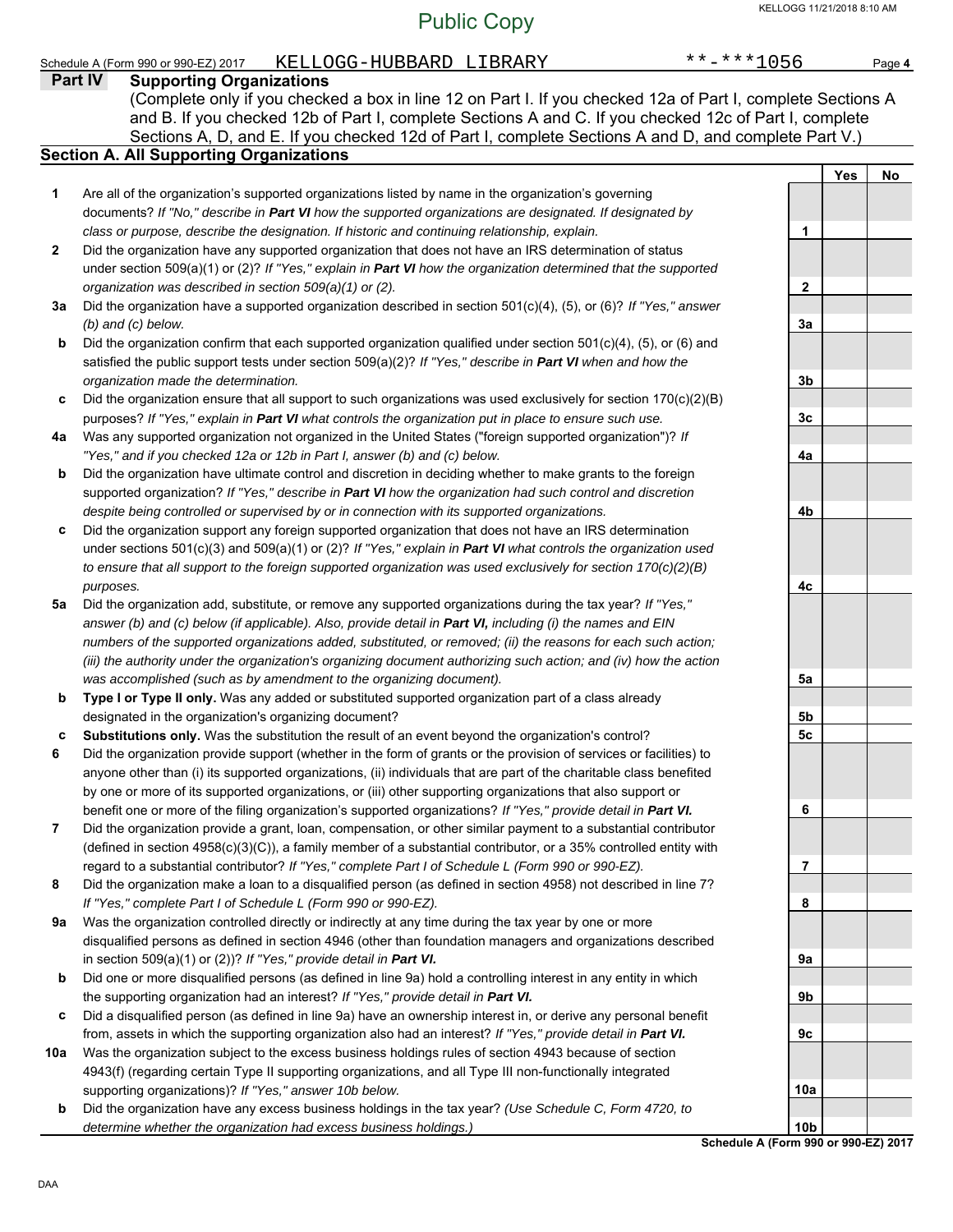Public Copy

Schedule A (Form 990 or 990-EZ) 2017 KELLOGG-HUBBARD LIBRARY **-***1056

## Part IV Supporting Organizations

(Complete only if you checked a box in line 12 on Part I. If you checked 12a of Part I, complete Sections A and B. If you checked 12b of Part I, complete Sections A and C. If you checked 12c of Part I, complete Sections A, D, and E. If you checked 12d of Part I, complete Sections A and D, and complete Part V.)

### Section A. All Supporting Organizations

| | | | Yes | No |
|---|---|---|---|---|
| **1** | Are all of the organization's supported organizations listed by name in the organization's governing documents? *If "No," describe in **Part VI** how the supported organizations are designated. If designated by class or purpose, describe the designation. If historic and continuing relationship, explain.* | 1 | | |
| **2** | Did the organization have any supported organization that does not have an IRS determination of status under section 509(a)(1) or (2)? *If "Yes," explain in **Part VI** how the organization determined that the supported organization was described in section 509(a)(1) or (2).* | 2 | | |
| **3a** | Did the organization have a supported organization described in section 501(c)(4), (5), or (6)? *If "Yes," answer (b) and (c) below.* | 3a | | |
| **b** | Did the organization confirm that each supported organization qualified under section 501(c)(4), (5), or (6) and satisfied the public support tests under section 509(a)(2)? *If "Yes," describe in **Part VI** when and how the organization made the determination.* | 3b | | |
| **c** | Did the organization ensure that all support to such organizations was used exclusively for section 170(c)(2)(B) purposes? *If "Yes," explain in **Part VI** what controls the organization put in place to ensure such use.* | 3c | | |
| **4a** | Was any supported organization not organized in the United States ("foreign supported organization")? *If "Yes," and if you checked 12a or 12b in Part I, answer (b) and (c) below.* | 4a | | |
| **b** | Did the organization have ultimate control and discretion in deciding whether to make grants to the foreign supported organization? *If "Yes," describe in **Part VI** how the organization had such control and discretion despite being controlled or supervised by or in connection with its supported organizations.* | 4b | | |
| **c** | Did the organization support any foreign supported organization that does not have an IRS determination under sections 501(c)(3) and 509(a)(1) or (2)? *If "Yes," explain in **Part VI** what controls the organization used to ensure that all support to the foreign supported organization was used exclusively for section 170(c)(2)(B) purposes.* | 4c | | |
| **5a** | Did the organization add, substitute, or remove any supported organizations during the tax year? *If "Yes," answer (b) and (c) below (if applicable). Also, provide detail in **Part VI,** including (i) the names and EIN numbers of the supported organizations added, substituted, or removed; (ii) the reasons for each such action; (iii) the authority under the organization's organizing document authorizing such action; and (iv) how the action was accomplished (such as by amendment to the organizing document).* | 5a | | |
| **b** | **Type I or Type II only.** Was any added or substituted supported organization part of a class already designated in the organization's organizing document? | 5b | | |
| **c** | **Substitutions only.** Was the substitution the result of an event beyond the organization's control? | 5c | | |
| **6** | Did the organization provide support (whether in the form of grants or the provision of services or facilities) to anyone other than (i) its supported organizations, (ii) individuals that are part of the charitable class benefited by one or more of its supported organizations, or (iii) other supporting organizations that also support or benefit one or more of the filing organization's supported organizations? *If "Yes," provide detail in **Part VI.*** | 6 | | |
| **7** | Did the organization provide a grant, loan, compensation, or other similar payment to a substantial contributor (defined in section 4958(c)(3)(C)), a family member of a substantial contributor, or a 35% controlled entity with regard to a substantial contributor? *If "Yes," complete Part I of Schedule L (Form 990 or 990-EZ).* | 7 | | |
| **8** | Did the organization make a loan to a disqualified person (as defined in section 4958) not described in line 7? *If "Yes," complete Part I of Schedule L (Form 990 or 990-EZ).* | 8 | | |
| **9a** | Was the organization controlled directly or indirectly at any time during the tax year by one or more disqualified persons as defined in section 4946 (other than foundation managers and organizations described in section 509(a)(1) or (2))? *If "Yes," provide detail in **Part VI.*** | 9a | | |
| **b** | Did one or more disqualified persons (as defined in line 9a) hold a controlling interest in any entity in which the supporting organization had an interest? *If "Yes," provide detail in **Part VI.*** | 9b | | |
| **c** | Did a disqualified person (as defined in line 9a) have an ownership interest in, or derive any personal benefit from, assets in which the supporting organization also had an interest? *If "Yes," provide detail in **Part VI.*** | 9c | | |
| **10a** | Was the organization subject to the excess business holdings rules of section 4943 because of section 4943(f) (regarding certain Type II supporting organizations, and all Type III non-functionally integrated supporting organizations)? *If "Yes," answer 10b below.* | 10a | | |
| **b** | Did the organization have any excess business holdings in the tax year? *(Use Schedule C, Form 4720, to determine whether the organization had excess business holdings.)* | 10b | | |

**Schedule A (Form 990 or 990-EZ) 2017**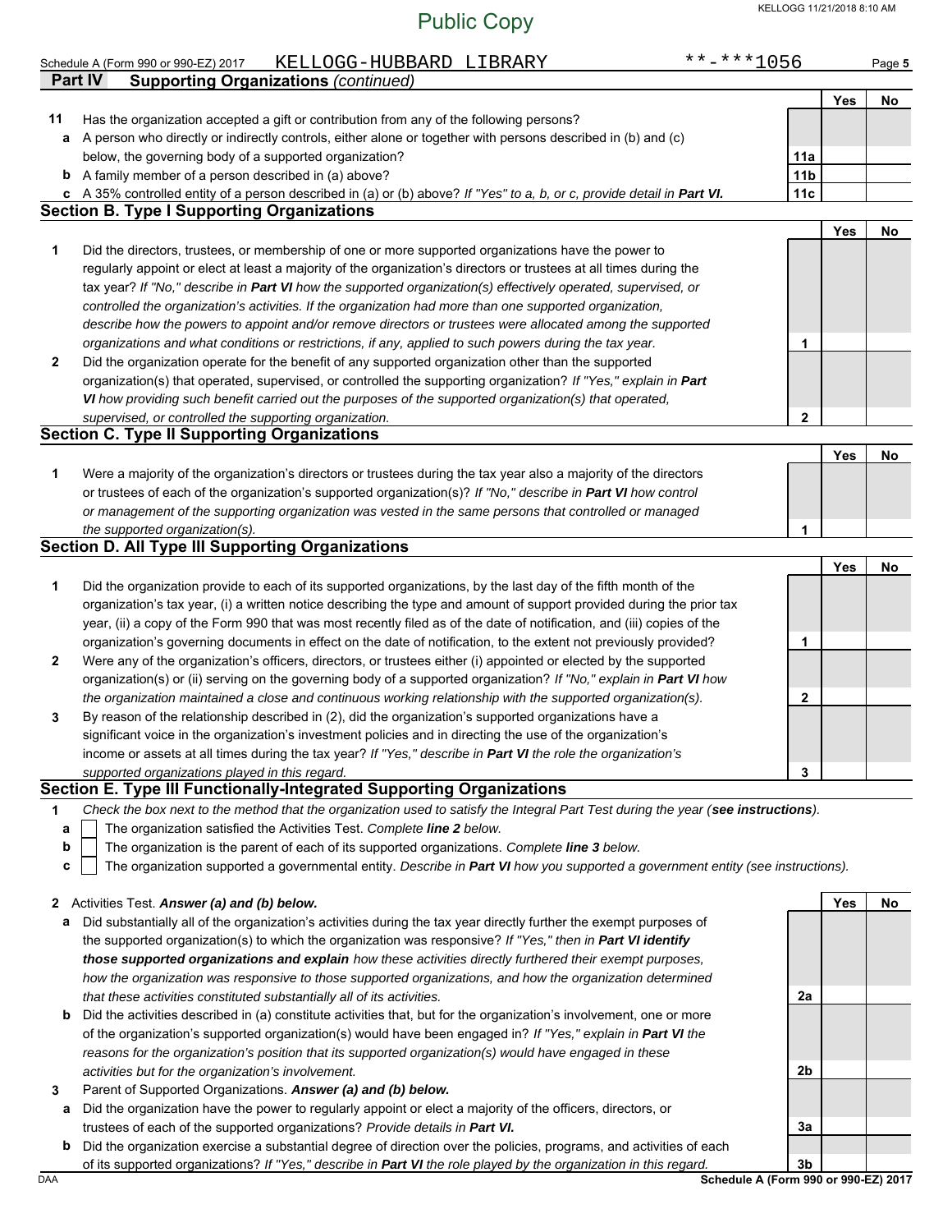Schedule A (Form 990 or 990-EZ) 2017 KELLOGG-HUBBARD LIBRARY **-***1056

## Part IV Supporting Organizations *(continued)*

| | | | Yes | No |
|---|---|---|---|---|
| **11** | Has the organization accepted a gift or contribution from any of the following persons? | | | |
| **a** | A person who directly or indirectly controls, either alone or together with persons described in (b) and (c) below, the governing body of a supported organization? | **11a** | | |
| **b** | A family member of a person described in (a) above? | **11b** | | |
| **c** | A 35% controlled entity of a person described in (a) or (b) above? *If "Yes" to a, b, or c, provide detail in **Part VI.*** | **11c** | | |

### Section B. Type I Supporting Organizations

| | | | Yes | No |
|---|---|---|---|---|
| **1** | Did the directors, trustees, or membership of one or more supported organizations have the power to regularly appoint or elect at least a majority of the organization's directors or trustees at all times during the tax year? *If "No," describe in **Part VI** how the supported organization(s) effectively operated, supervised, or controlled the organization's activities. If the organization had more than one supported organization, describe how the powers to appoint and/or remove directors or trustees were allocated among the supported organizations and what conditions or restrictions, if any, applied to such powers during the tax year.* | **1** | | |
| **2** | Did the organization operate for the benefit of any supported organization other than the supported organization(s) that operated, supervised, or controlled the supporting organization? *If "Yes," explain in **Part VI** how providing such benefit carried out the purposes of the supported organization(s) that operated, supervised, or controlled the supporting organization.* | **2** | | |

### Section C. Type II Supporting Organizations

| | | | Yes | No |
|---|---|---|---|---|
| **1** | Were a majority of the organization's directors or trustees during the tax year also a majority of the directors or trustees of each of the organization's supported organization(s)? *If "No," describe in **Part VI** how control or management of the supporting organization was vested in the same persons that controlled or managed the supported organization(s).* | **1** | | |

### Section D. All Type III Supporting Organizations

| | | | Yes | No |
|---|---|---|---|---|
| **1** | Did the organization provide to each of its supported organizations, by the last day of the fifth month of the organization's tax year, (i) a written notice describing the type and amount of support provided during the prior tax year, (ii) a copy of the Form 990 that was most recently filed as of the date of notification, and (iii) copies of the organization's governing documents in effect on the date of notification, to the extent not previously provided? | **1** | | |
| **2** | Were any of the organization's officers, directors, or trustees either (i) appointed or elected by the supported organization(s) or (ii) serving on the governing body of a supported organization? *If "No," explain in **Part VI** how the organization maintained a close and continuous working relationship with the supported organization(s).* | **2** | | |
| **3** | By reason of the relationship described in (2), did the organization's supported organizations have a significant voice in the organization's investment policies and in directing the use of the organization's income or assets at all times during the tax year? *If "Yes," describe in **Part VI** the role the organization's supported organizations played in this regard.* | **3** | | |

### Section E. Type III Functionally-Integrated Supporting Organizations

**1** *Check the box next to the method that the organization used to satisfy the Integral Part Test during the year (**see instructions**).*

- **a** ☐ The organization satisfied the Activities Test. *Complete **line 2** below.*
- **b** ☐ The organization is the parent of each of its supported organizations. *Complete **line 3** below.*
- **c** ☐ The organization supported a governmental entity. *Describe in **Part VI** how you supported a government entity (see instructions).*

| | | | Yes | No |
|---|---|---|---|---|
| **2** | Activities Test. ***Answer (a) and (b) below.*** | | | |
| **a** | Did substantially all of the organization's activities during the tax year directly further the exempt purposes of the supported organization(s) to which the organization was responsive? *If "Yes," then in **Part VI identify those supported organizations and explain** how these activities directly furthered their exempt purposes, how the organization was responsive to those supported organizations, and how the organization determined that these activities constituted substantially all of its activities.* | **2a** | | |
| **b** | Did the activities described in (a) constitute activities that, but for the organization's involvement, one or more of the organization's supported organization(s) would have been engaged in? *If "Yes," explain in **Part VI** the reasons for the organization's position that its supported organization(s) would have engaged in these activities but for the organization's involvement.* | **2b** | | |
| **3** | Parent of Supported Organizations. ***Answer (a) and (b) below.*** | | | |
| **a** | Did the organization have the power to regularly appoint or elect a majority of the officers, directors, or trustees of each of the supported organizations? *Provide details in **Part VI.*** | **3a** | | |
| **b** | Did the organization exercise a substantial degree of direction over the policies, programs, and activities of each of its supported organizations? *If "Yes," describe in **Part VI** the role played by the organization in this regard.* | **3b** | | |

DAA **Schedule A (Form 990 or 990-EZ) 2017**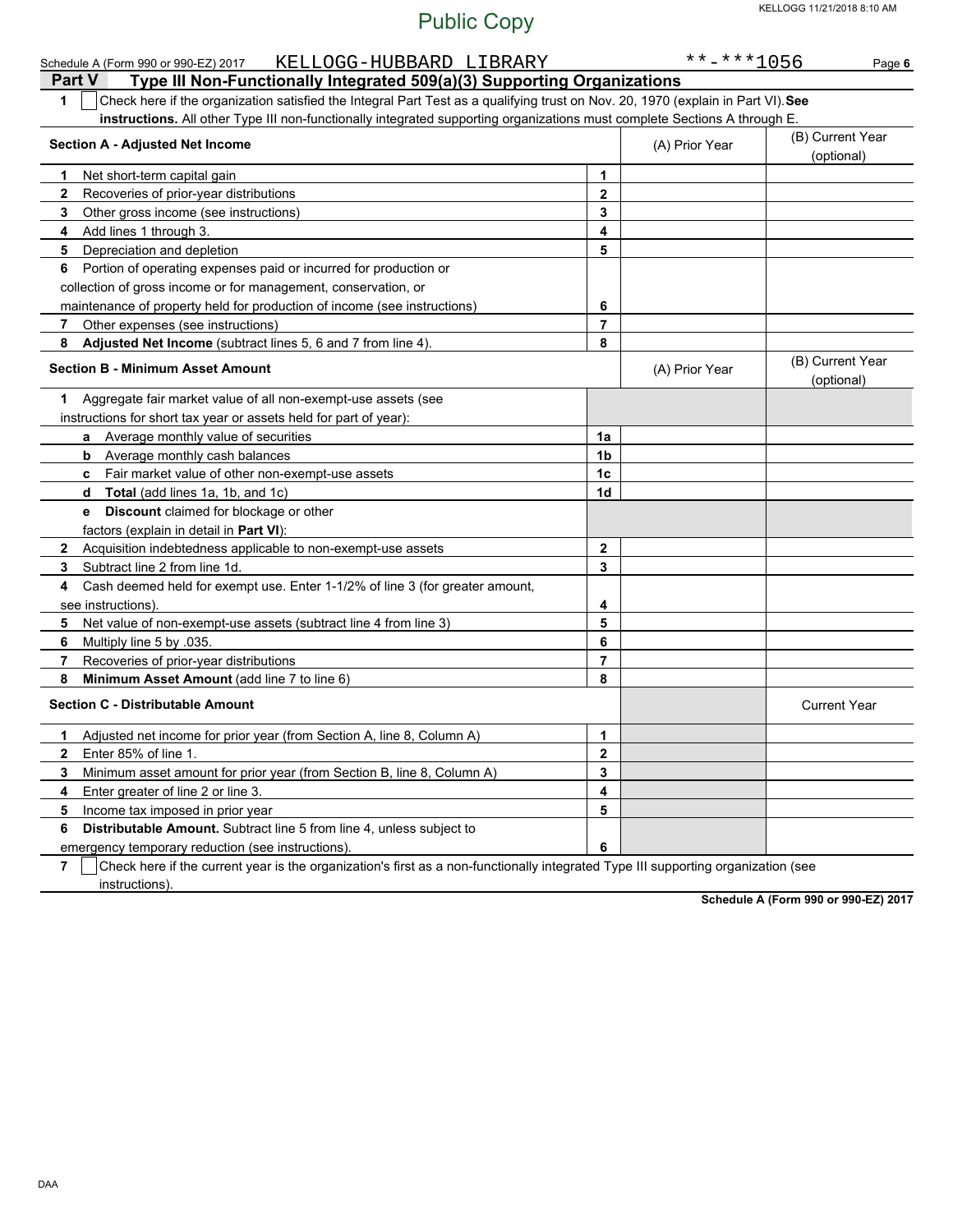Public Copy

Schedule A (Form 990 or 990-EZ) 2017 KELLOGG-HUBBARD LIBRARY **-***1056 Page 6

## Part V Type III Non-Functionally Integrated 509(a)(3) Supporting Organizations

1 [ ] Check here if the organization satisfied the Integral Part Test as a qualifying trust on Nov. 20, 1970 (explain in Part VI). **See instructions.** All other Type III non-functionally integrated supporting organizations must complete Sections A through E.

| Section A - Adjusted Net Income | | (A) Prior Year | (B) Current Year (optional) |
|---|---|---|---|
| 1 Net short-term capital gain | 1 | | |
| 2 Recoveries of prior-year distributions | 2 | | |
| 3 Other gross income (see instructions) | 3 | | |
| 4 Add lines 1 through 3. | 4 | | |
| 5 Depreciation and depletion | 5 | | |
| 6 Portion of operating expenses paid or incurred for production or collection of gross income or for management, conservation, or maintenance of property held for production of income (see instructions) | 6 | | |
| 7 Other expenses (see instructions) | 7 | | |
| 8 **Adjusted Net Income** (subtract lines 5, 6 and 7 from line 4). | 8 | | |

| Section B - Minimum Asset Amount | | (A) Prior Year | (B) Current Year (optional) |
|---|---|---|---|
| 1 Aggregate fair market value of all non-exempt-use assets (see instructions for short tax year or assets held for part of year): | | | |
| a Average monthly value of securities | 1a | | |
| b Average monthly cash balances | 1b | | |
| c Fair market value of other non-exempt-use assets | 1c | | |
| d **Total** (add lines 1a, 1b, and 1c) | 1d | | |
| e **Discount** claimed for blockage or other factors (explain in detail in **Part VI**): | | | |
| 2 Acquisition indebtedness applicable to non-exempt-use assets | 2 | | |
| 3 Subtract line 2 from line 1d. | 3 | | |
| 4 Cash deemed held for exempt use. Enter 1-1/2% of line 3 (for greater amount, see instructions). | 4 | | |
| 5 Net value of non-exempt-use assets (subtract line 4 from line 3) | 5 | | |
| 6 Multiply line 5 by .035. | 6 | | |
| 7 Recoveries of prior-year distributions | 7 | | |
| 8 **Minimum Asset Amount** (add line 7 to line 6) | 8 | | |

| Section C - Distributable Amount | | | Current Year |
|---|---|---|---|
| 1 Adjusted net income for prior year (from Section A, line 8, Column A) | 1 | | |
| 2 Enter 85% of line 1. | 2 | | |
| 3 Minimum asset amount for prior year (from Section B, line 8, Column A) | 3 | | |
| 4 Enter greater of line 2 or line 3. | 4 | | |
| 5 Income tax imposed in prior year | 5 | | |
| 6 **Distributable Amount.** Subtract line 5 from line 4, unless subject to emergency temporary reduction (see instructions). | 6 | | |

7 [ ] Check here if the current year is the organization's first as a non-functionally integrated Type III supporting organization (see instructions).

**Schedule A (Form 990 or 990-EZ) 2017**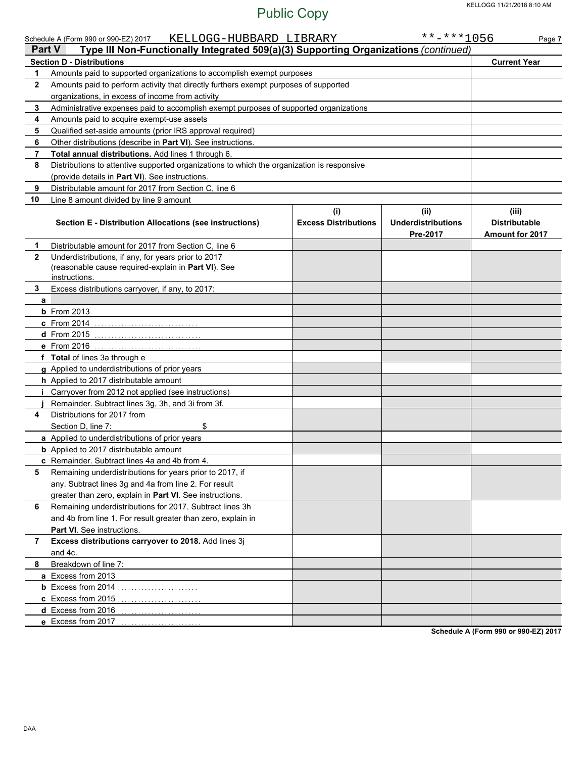Public Copy

Schedule A (Form 990 or 990-EZ) 2017 KELLOGG-HUBBARD LIBRARY **-***1056

## Part V Type III Non-Functionally Integrated 509(a)(3) Supporting Organizations *(continued)*

| Section D - Distributions | | Current Year |
|---|---|---|
| 1 | Amounts paid to supported organizations to accomplish exempt purposes | |
| 2 | Amounts paid to perform activity that directly furthers exempt purposes of supported organizations, in excess of income from activity | |
| 3 | Administrative expenses paid to accomplish exempt purposes of supported organizations | |
| 4 | Amounts paid to acquire exempt-use assets | |
| 5 | Qualified set-aside amounts (prior IRS approval required) | |
| 6 | Other distributions (describe in **Part VI**). See instructions. | |
| 7 | **Total annual distributions.** Add lines 1 through 6. | |
| 8 | Distributions to attentive supported organizations to which the organization is responsive (provide details in **Part VI**). See instructions. | |
| 9 | Distributable amount for 2017 from Section C, line 6 | |
| 10 | Line 8 amount divided by line 9 amount | |

| | Section E - Distribution Allocations (see instructions) | (i) Excess Distributions | (ii) Underdistributions Pre-2017 | (iii) Distributable Amount for 2017 |
|---|---|---|---|---|
| 1 | Distributable amount for 2017 from Section C, line 6 | | | |
| 2 | Underdistributions, if any, for years prior to 2017 (reasonable cause required-explain in **Part VI**). See instructions. | | | |
| 3 | Excess distributions carryover, if any, to 2017: | | | |
| a | | | | |
| b | From 2013 | | | |
| c | From 2014 | | | |
| d | From 2015 | | | |
| e | From 2016 | | | |
| f | **Total** of lines 3a through e | | | |
| g | Applied to underdistributions of prior years | | | |
| h | Applied to 2017 distributable amount | | | |
| i | Carryover from 2012 not applied (see instructions) | | | |
| j | Remainder. Subtract lines 3g, 3h, and 3i from 3f. | | | |
| 4 | Distributions for 2017 from Section D, line 7: $ | | | |
| a | Applied to underdistributions of prior years | | | |
| b | Applied to 2017 distributable amount | | | |
| c | Remainder. Subtract lines 4a and 4b from 4. | | | |
| 5 | Remaining underdistributions for years prior to 2017, if any. Subtract lines 3g and 4a from line 2. For result greater than zero, explain in **Part VI**. See instructions. | | | |
| 6 | Remaining underdistributions for 2017. Subtract lines 3h and 4b from line 1. For result greater than zero, explain in **Part VI**. See instructions. | | | |
| 7 | **Excess distributions carryover to 2018.** Add lines 3j and 4c. | | | |
| 8 | Breakdown of line 7: | | | |
| a | Excess from 2013 | | | |
| b | Excess from 2014 | | | |
| c | Excess from 2015 | | | |
| d | Excess from 2016 | | | |
| e | Excess from 2017 | | | |

Schedule A (Form 990 or 990-EZ) 2017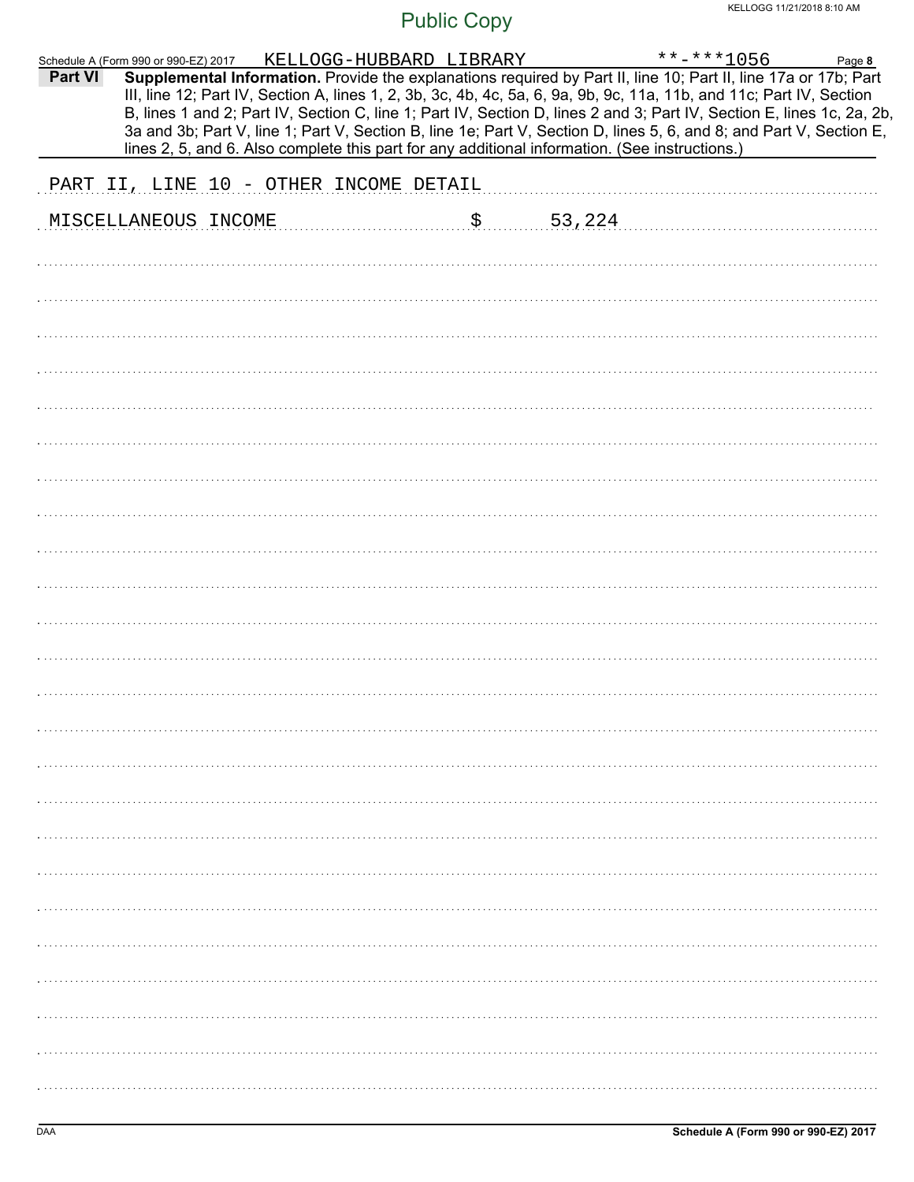Public Copy

Schedule A (Form 990 or 990-EZ) 2017 KELLOGG-HUBBARD LIBRARY **-***1056

**Part VI** **Supplemental Information.** Provide the explanations required by Part II, line 10; Part II, line 17a or 17b; Part III, line 12; Part IV, Section A, lines 1, 2, 3b, 3c, 4b, 4c, 5a, 6, 9a, 9b, 9c, 11a, 11b, and 11c; Part IV, Section B, lines 1 and 2; Part IV, Section C, line 1; Part IV, Section D, lines 2 and 3; Part IV, Section E, lines 1c, 2a, 2b, 3a and 3b; Part V, line 1; Part V, Section B, line 1e; Part V, Section D, lines 5, 6, and 8; and Part V, Section E, lines 2, 5, and 6. Also complete this part for any additional information. (See instructions.)

PART II, LINE 10 - OTHER INCOME DETAIL

MISCELLANEOUS INCOME $ 53,224

DAA Schedule A (Form 990 or 990-EZ) 2017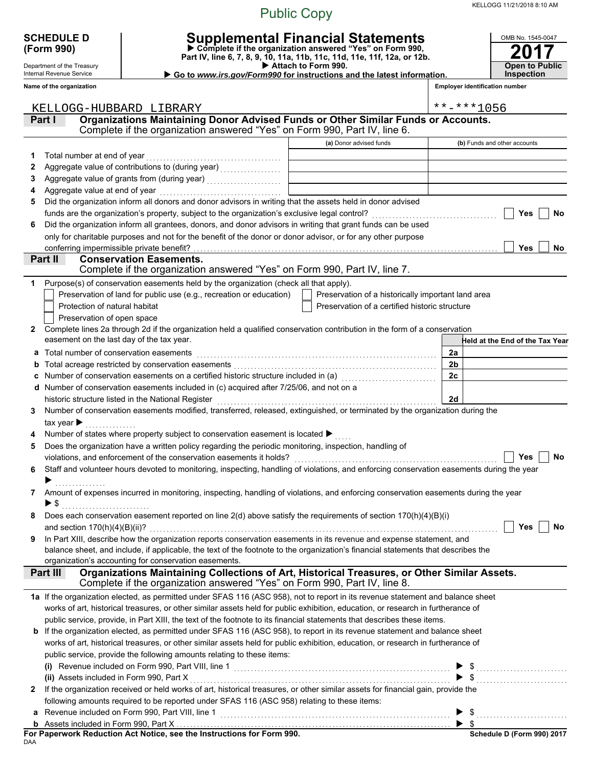Public Copy

**SCHEDULE D (Form 990)**

Department of the Treasury
Internal Revenue Service

# Supplemental Financial Statements

▶ Complete if the organization answered "Yes" on Form 990, Part IV, line 6, 7, 8, 9, 10, 11a, 11b, 11c, 11d, 11e, 11f, 12a, or 12b.
▶ Attach to Form 990.
▶ Go to *www.irs.gov/Form990* for instructions and the latest information.

OMB No. 1545-0047
**2017**
**Open to Public Inspection**

**Name of the organization:** KELLOGG-HUBBARD LIBRARY

**Employer identification number:** **-***1056

## Part I Organizations Maintaining Donor Advised Funds or Other Similar Funds or Accounts.
Complete if the organization answered "Yes" on Form 990, Part IV, line 6.

| | | (a) Donor advised funds | (b) Funds and other accounts |
|---|---|---|---|
| 1 | Total number at end of year | | |
| 2 | Aggregate value of contributions to (during year) | | |
| 3 | Aggregate value of grants from (during year) | | |
| 4 | Aggregate value at end of year | | |

5 Did the organization inform all donors and donor advisors in writing that the assets held in donor advised funds are the organization's property, subject to the organization's exclusive legal control? ☐ Yes ☐ No

6 Did the organization inform all grantees, donors, and donor advisors in writing that grant funds can be used only for charitable purposes and not for the benefit of the donor or donor advisor, or for any other purpose conferring impermissible private benefit? ☐ Yes ☐ No

## Part II Conservation Easements.
Complete if the organization answered "Yes" on Form 990, Part IV, line 7.

1 Purpose(s) of conservation easements held by the organization (check all that apply).
- ☐ Preservation of land for public use (e.g., recreation or education)
- ☐ Preservation of a historically important land area
- ☐ Protection of natural habitat
- ☐ Preservation of a certified historic structure
- ☐ Preservation of open space

2 Complete lines 2a through 2d if the organization held a qualified conservation contribution in the form of a conservation easement on the last day of the tax year.

| | | | Held at the End of the Tax Year |
|---|---|---|---|
| a | Total number of conservation easements | 2a | |
| b | Total acreage restricted by conservation easements | 2b | |
| c | Number of conservation easements on a certified historic structure included in (a) | 2c | |
| d | Number of conservation easements included in (c) acquired after 7/25/06, and not on a historic structure listed in the National Register | 2d | |

3 Number of conservation easements modified, transferred, released, extinguished, or terminated by the organization during the tax year ▶

4 Number of states where property subject to conservation easement is located ▶

5 Does the organization have a written policy regarding the periodic monitoring, inspection, handling of violations, and enforcement of the conservation easements it holds? ☐ Yes ☐ No

6 Staff and volunteer hours devoted to monitoring, inspecting, handling of violations, and enforcing conservation easements during the year ▶

7 Amount of expenses incurred in monitoring, inspecting, handling of violations, and enforcing conservation easements during the year ▶ $

8 Does each conservation easement reported on line 2(d) above satisfy the requirements of section 170(h)(4)(B)(i) and section 170(h)(4)(B)(ii)? ☐ Yes ☐ No

9 In Part XIII, describe how the organization reports conservation easements in its revenue and expense statement, and balance sheet, and include, if applicable, the text of the footnote to the organization's financial statements that describes the organization's accounting for conservation easements.

## Part III Organizations Maintaining Collections of Art, Historical Treasures, or Other Similar Assets.
Complete if the organization answered "Yes" on Form 990, Part IV, line 8.

1a If the organization elected, as permitted under SFAS 116 (ASC 958), not to report in its revenue statement and balance sheet works of art, historical treasures, or other similar assets held for public exhibition, education, or research in furtherance of public service, provide, in Part XIII, the text of the footnote to its financial statements that describes these items.

b If the organization elected, as permitted under SFAS 116 (ASC 958), to report in its revenue statement and balance sheet works of art, historical treasures, or other similar assets held for public exhibition, education, or research in furtherance of public service, provide the following amounts relating to these items:

(i) Revenue included on Form 990, Part VIII, line 1 ▶ $

(ii) Assets included in Form 990, Part X ▶ $

2 If the organization received or held works of art, historical treasures, or other similar assets for financial gain, provide the following amounts required to be reported under SFAS 116 (ASC 958) relating to these items:

a Revenue included on Form 990, Part VIII, line 1 ▶ $

b Assets included in Form 990, Part X ▶ $

**For Paperwork Reduction Act Notice, see the Instructions for Form 990.** **Schedule D (Form 990) 2017**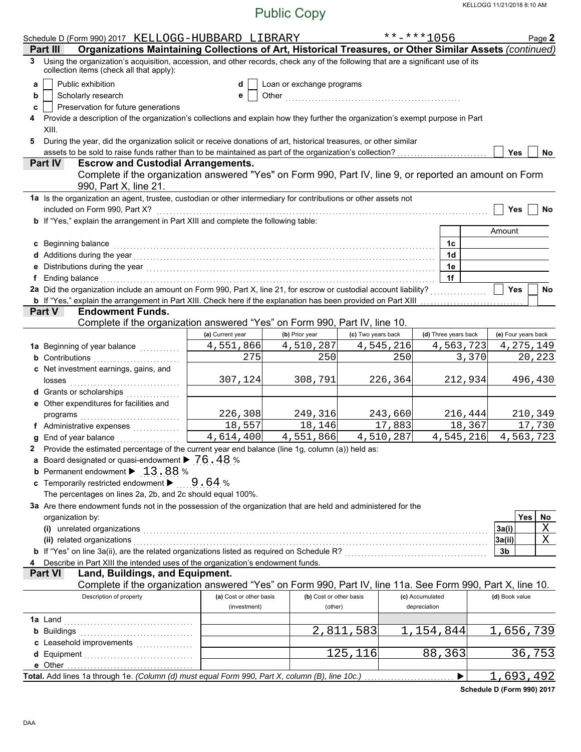Public Copy

Schedule D (Form 990) 2017 KELLOGG-HUBBARD LIBRARY **-***1056 Page **2**

**Part III** **Organizations Maintaining Collections of Art, Historical Treasures, or Other Similar Assets** *(continued)*

**3** Using the organization's acquisition, accession, and other records, check any of the following that are a significant use of its collection items (check all that apply):

- **a** [ ] Public exhibition
- **b** [ ] Scholarly research
- **c** [ ] Preservation for future generations
- **d** [ ] Loan or exchange programs
- **e** [ ] Other ..........

**4** Provide a description of the organization's collections and explain how they further the organization's exempt purpose in Part XIII.

**5** During the year, did the organization solicit or receive donations of art, historical treasures, or other similar assets to be sold to raise funds rather than to be maintained as part of the organization's collection? [ ] Yes [ ] No

**Part IV** **Escrow and Custodial Arrangements.**

Complete if the organization answered "Yes" on Form 990, Part IV, line 9, or reported an amount on Form 990, Part X, line 21.

**1a** Is the organization an agent, trustee, custodian or other intermediary for contributions or other assets not included on Form 990, Part X? [ ] Yes [ ] No

**b** If "Yes," explain the arrangement in Part XIII and complete the following table:

| | | Amount |
|---|---|---|
| **c** Beginning balance | 1c | |
| **d** Additions during the year | 1d | |
| **e** Distributions during the year | 1e | |
| **f** Ending balance | 1f | |

**2a** Did the organization include an amount on Form 990, Part X, line 21, for escrow or custodial account liability? [ ] Yes [ ] No

**b** If "Yes," explain the arrangement in Part XIII. Check here if the explanation has been provided on Part XIII [ ]

**Part V** **Endowment Funds.**

Complete if the organization answered "Yes" on Form 990, Part IV, line 10.

| | (a) Current year | (b) Prior year | (c) Two years back | (d) Three years back | (e) Four years back |
|---|---|---|---|---|---|
| **1a** Beginning of year balance | 4,551,866 | 4,510,287 | 4,545,216 | 4,563,723 | 4,275,149 |
| **b** Contributions | 275 | 250 | 250 | 3,370 | 20,223 |
| **c** Net investment earnings, gains, and losses | 307,124 | 308,791 | 226,364 | 212,934 | 496,430 |
| **d** Grants or scholarships | | | | | |
| **e** Other expenditures for facilities and programs | 226,308 | 249,316 | 243,660 | 216,444 | 210,349 |
| **f** Administrative expenses | 18,557 | 18,146 | 17,883 | 18,367 | 17,730 |
| **g** End of year balance | 4,614,400 | 4,551,866 | 4,510,287 | 4,545,216 | 4,563,723 |

**2** Provide the estimated percentage of the current year end balance (line 1g, column (a)) held as:

**a** Board designated or quasi-endowment ▶ 76.48 %

**b** Permanent endowment ▶ 13.88 %

**c** Temporarily restricted endowment ▶ 9.64 %

The percentages on lines 2a, 2b, and 2c should equal 100%.

**3a** Are there endowment funds not in the possession of the organization that are held and administered for the organization by:

| | | Yes | No |
|---|---|---|---|
| **(i)** unrelated organizations | 3a(i) | | X |
| **(ii)** related organizations | 3a(ii) | | X |
| **b** If "Yes" on line 3a(ii), are the related organizations listed as required on Schedule R? | 3b | | |

**4** Describe in Part XIII the intended uses of the organization's endowment funds.

**Part VI** **Land, Buildings, and Equipment.**

Complete if the organization answered "Yes" on Form 990, Part IV, line 11a. See Form 990, Part X, line 10.

| Description of property | (a) Cost or other basis (investment) | (b) Cost or other basis (other) | (c) Accumulated depreciation | (d) Book value |
|---|---|---|---|---|
| **1a** Land | | | | |
| **b** Buildings | | 2,811,583 | 1,154,844 | 1,656,739 |
| **c** Leasehold improvements | | | | |
| **d** Equipment | | 125,116 | 88,363 | 36,753 |
| **e** Other | | | | |
| **Total.** Add lines 1a through 1e. *(Column (d) must equal Form 990, Part X, column (B), line 10c.)* ▶ | | | | 1,693,492 |

**Schedule D (Form 990) 2017**

DAA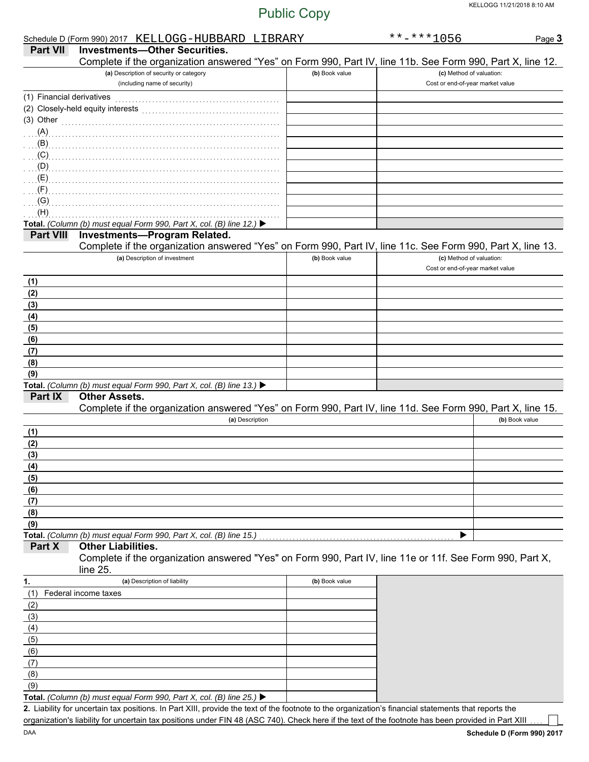Public Copy

Schedule D (Form 990) 2017 KELLOGG-HUBBARD LIBRARY **-***1056 Page 3

## Part VII Investments—Other Securities.

Complete if the organization answered "Yes" on Form 990, Part IV, line 11b. See Form 990, Part X, line 12.

| (a) Description of security or category (including name of security) | (b) Book value | (c) Method of valuation: Cost or end-of-year market value |
|---|---|---|
| (1) Financial derivatives | | |
| (2) Closely-held equity interests | | |
| (3) Other | | |
| (A) | | |
| (B) | | |
| (C) | | |
| (D) | | |
| (E) | | |
| (F) | | |
| (G) | | |
| (H) | | |
| **Total.** *(Column (b) must equal Form 990, Part X, col. (B) line 12.)* ▶ | | |

## Part VIII Investments—Program Related.

Complete if the organization answered "Yes" on Form 990, Part IV, line 11c. See Form 990, Part X, line 13.

| (a) Description of investment | (b) Book value | (c) Method of valuation: Cost or end-of-year market value |
|---|---|---|
| (1) | | |
| (2) | | |
| (3) | | |
| (4) | | |
| (5) | | |
| (6) | | |
| (7) | | |
| (8) | | |
| (9) | | |
| **Total.** *(Column (b) must equal Form 990, Part X, col. (B) line 13.)* ▶ | | |

## Part IX Other Assets.

Complete if the organization answered "Yes" on Form 990, Part IV, line 11d. See Form 990, Part X, line 15.

| (a) Description | (b) Book value |
|---|---|
| (1) | |
| (2) | |
| (3) | |
| (4) | |
| (5) | |
| (6) | |
| (7) | |
| (8) | |
| (9) | |
| **Total.** *(Column (b) must equal Form 990, Part X, col. (B) line 15.)* ▶ | |

## Part X Other Liabilities.

Complete if the organization answered "Yes" on Form 990, Part IV, line 11e or 11f. See Form 990, Part X, line 25.

| 1. (a) Description of liability | (b) Book value |
|---|---|
| (1) Federal income taxes | |
| (2) | |
| (3) | |
| (4) | |
| (5) | |
| (6) | |
| (7) | |
| (8) | |
| (9) | |
| **Total.** *(Column (b) must equal Form 990, Part X, col. (B) line 25.)* ▶ | |

**2.** Liability for uncertain tax positions. In Part XIII, provide the text of the footnote to the organization's financial statements that reports the organization's liability for uncertain tax positions under FIN 48 (ASC 740). Check here if the text of the footnote has been provided in Part XIII ☐

DAA **Schedule D (Form 990) 2017**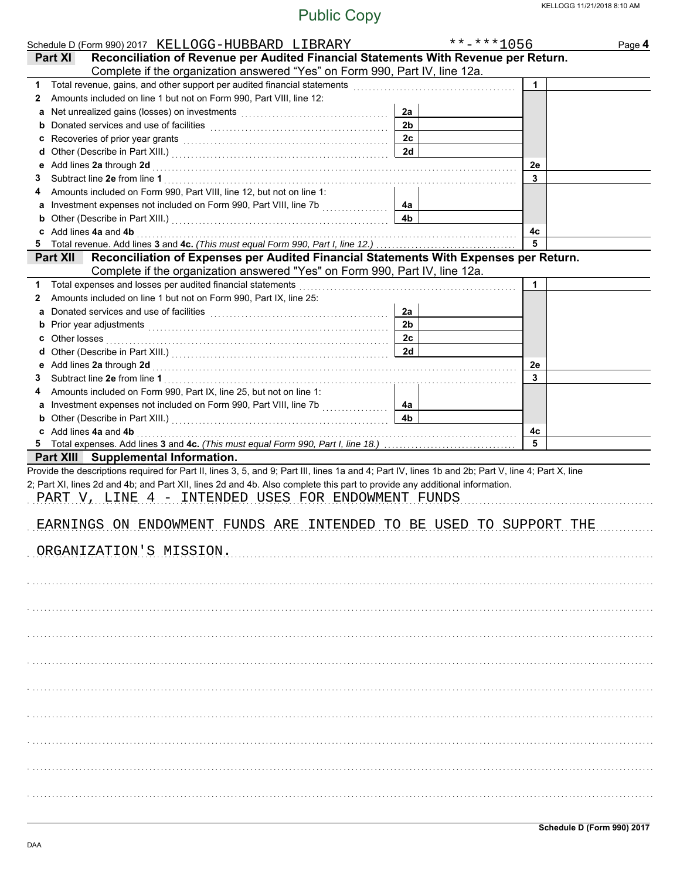Public Copy

Schedule D (Form 990) 2017 KELLOGG-HUBBARD LIBRARY **-***1056 Page **4**

## Part XI Reconciliation of Revenue per Audited Financial Statements With Revenue per Return.

Complete if the organization answered "Yes" on Form 990, Part IV, line 12a.

| | | | | | |
|---|---|---|---|---|---|
| **1** | Total revenue, gains, and other support per audited financial statements | | | 1 | |
| **2** | Amounts included on line 1 but not on Form 990, Part VIII, line 12: | | | | |
| **a** | Net unrealized gains (losses) on investments | 2a | | | |
| **b** | Donated services and use of facilities | 2b | | | |
| **c** | Recoveries of prior year grants | 2c | | | |
| **d** | Other (Describe in Part XIII.) | 2d | | | |
| **e** | Add lines **2a** through **2d** | | | 2e | |
| **3** | Subtract line **2e** from line **1** | | | 3 | |
| **4** | Amounts included on Form 990, Part VIII, line 12, but not on line 1: | | | | |
| **a** | Investment expenses not included on Form 990, Part VIII, line 7b | 4a | | | |
| **b** | Other (Describe in Part XIII.) | 4b | | | |
| **c** | Add lines **4a** and **4b** | | | 4c | |
| **5** | Total revenue. Add lines **3** and **4c.** *(This must equal Form 990, Part I, line 12.)* | | | 5 | |

## Part XII Reconciliation of Expenses per Audited Financial Statements With Expenses per Return.

Complete if the organization answered "Yes" on Form 990, Part IV, line 12a.

| | | | | | |
|---|---|---|---|---|---|
| **1** | Total expenses and losses per audited financial statements | | | 1 | |
| **2** | Amounts included on line 1 but not on Form 990, Part IX, line 25: | | | | |
| **a** | Donated services and use of facilities | 2a | | | |
| **b** | Prior year adjustments | 2b | | | |
| **c** | Other losses | 2c | | | |
| **d** | Other (Describe in Part XIII.) | 2d | | | |
| **e** | Add lines **2a** through **2d** | | | 2e | |
| **3** | Subtract line **2e** from line **1** | | | 3 | |
| **4** | Amounts included on Form 990, Part IX, line 25, but not on line 1: | | | | |
| **a** | Investment expenses not included on Form 990, Part VIII, line 7b | 4a | | | |
| **b** | Other (Describe in Part XIII.) | 4b | | | |
| **c** | Add lines **4a** and **4b** | | | 4c | |
| **5** | Total expenses. Add lines **3** and **4c.** *(This must equal Form 990, Part I, line 18.)* | | | 5 | |

## Part XIII Supplemental Information.

Provide the descriptions required for Part II, lines 3, 5, and 9; Part III, lines 1a and 4; Part IV, lines 1b and 2b; Part V, line 4; Part X, line 2; Part XI, lines 2d and 4b; and Part XII, lines 2d and 4b. Also complete this part to provide any additional information.

PART V, LINE 4 - INTENDED USES FOR ENDOWMENT FUNDS

EARNINGS ON ENDOWMENT FUNDS ARE INTENDED TO BE USED TO SUPPORT THE ORGANIZATION'S MISSION.

**Schedule D (Form 990) 2017**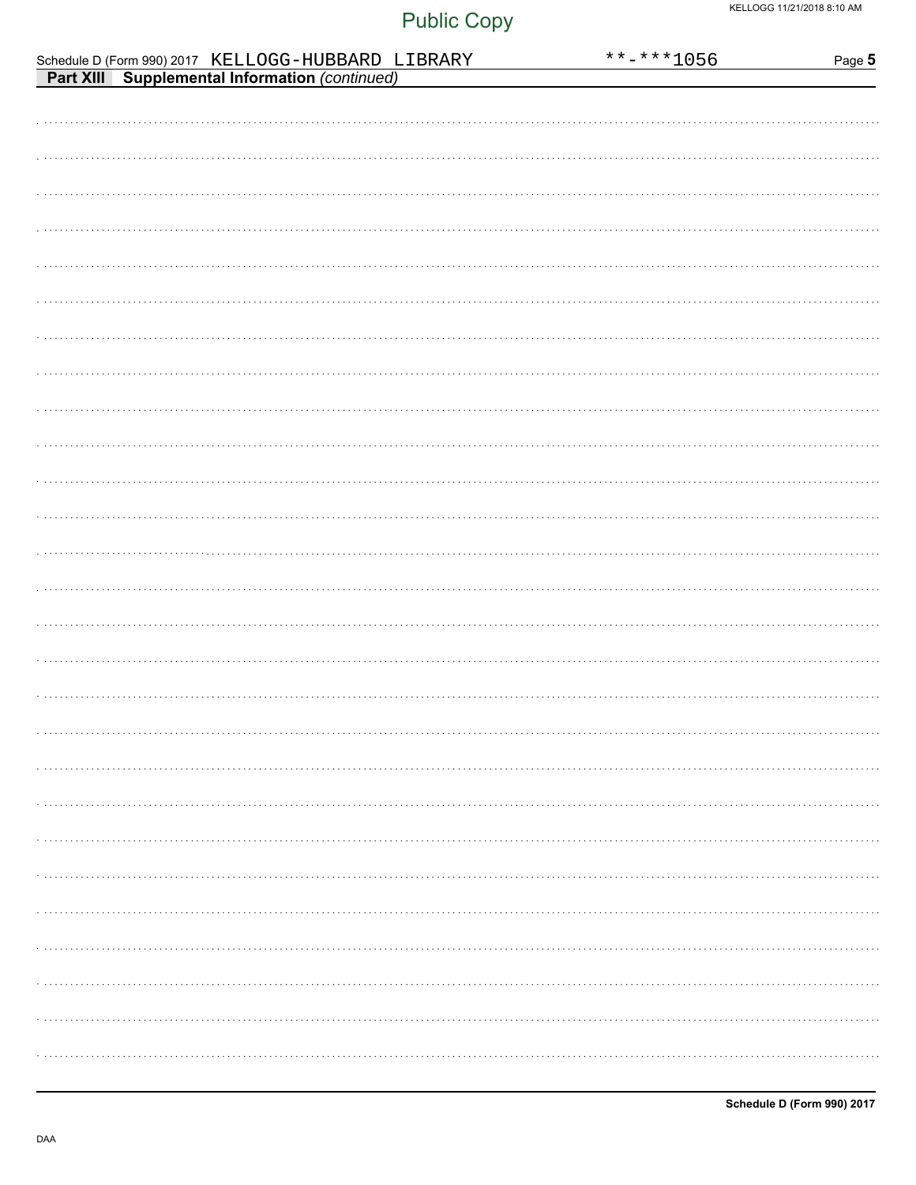Schedule D (Form 990) 2017 KELLOGG-HUBBARD LIBRARY **-***1056

**Part XIII Supplemental Information** *(continued)*

Schedule D (Form 990) 2017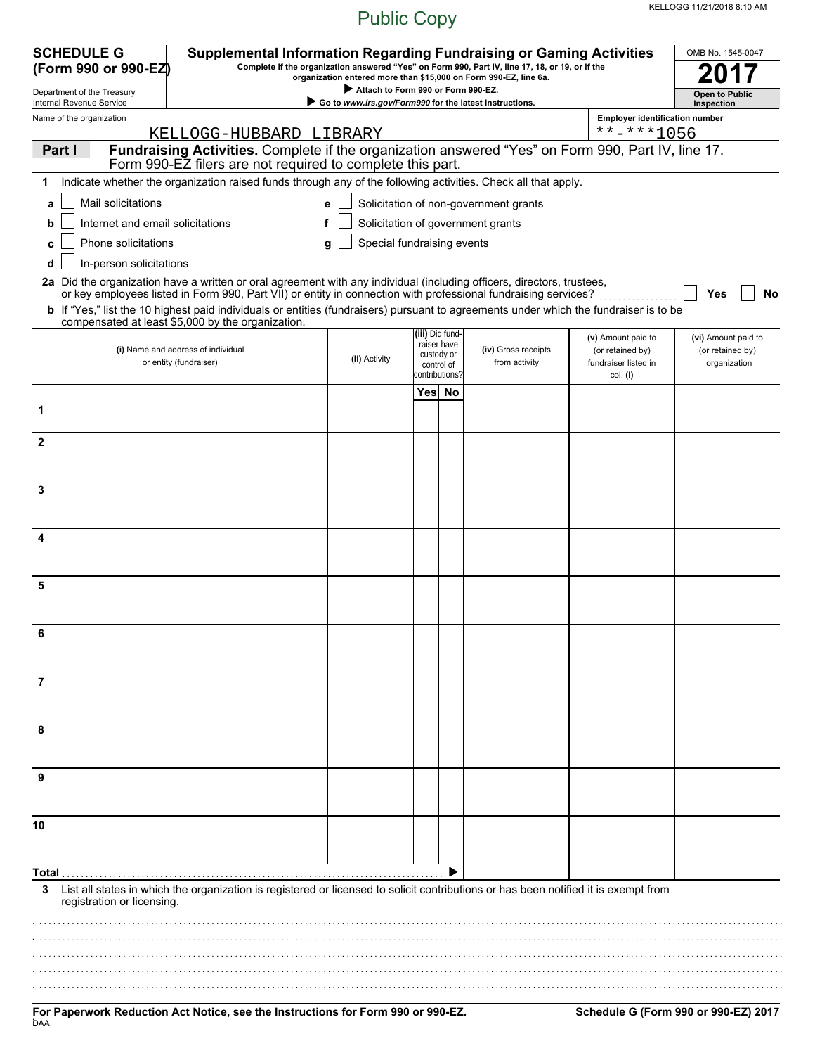Public Copy

**SCHEDULE G (Form 990 or 990-EZ)**

Department of the Treasury
Internal Revenue Service

# Supplemental Information Regarding Fundraising or Gaming Activities

**Complete if the organization answered "Yes" on Form 990, Part IV, line 17, 18, or 19, or if the organization entered more than $15,000 on Form 990-EZ, line 6a.**

▶ **Attach to Form 990 or Form 990-EZ.**

▶ **Go to *www.irs.gov/Form990* for the latest instructions.**

OMB No. 1545-0047

**2017**

**Open to Public Inspection**

Name of the organization: KELLOGG-HUBBARD LIBRARY

Employer identification number: **-***1056

## Part I Fundraising Activities. Complete if the organization answered "Yes" on Form 990, Part IV, line 17. Form 990-EZ filers are not required to complete this part.

**1** Indicate whether the organization raised funds through any of the following activities. Check all that apply.

- **a** ☐ Mail solicitations
- **b** ☐ Internet and email solicitations
- **c** ☐ Phone solicitations
- **d** ☐ In-person solicitations
- **e** ☐ Solicitation of non-government grants
- **f** ☐ Solicitation of government grants
- **g** ☐ Special fundraising events

**2a** Did the organization have a written or oral agreement with any individual (including officers, directors, trustees, or key employees listed in Form 990, Part VII) or entity in connection with professional fundraising services? ☐ **Yes** ☐ **No**

**b** If "Yes," list the 10 highest paid individuals or entities (fundraisers) pursuant to agreements under which the fundraiser is to be compensated at least $5,000 by the organization.

| | (i) Name and address of individual or entity (fundraiser) | (ii) Activity | (iii) Did fund-raiser have custody or control of contributions? Yes | No | (iv) Gross receipts from activity | (v) Amount paid to (or retained by) fundraiser listed in col. (i) | (vi) Amount paid to (or retained by) organization |
|---|---|---|---|---|---|---|---|
| 1 | | | | | | | |
| 2 | | | | | | | |
| 3 | | | | | | | |
| 4 | | | | | | | |
| 5 | | | | | | | |
| 6 | | | | | | | |
| 7 | | | | | | | |
| 8 | | | | | | | |
| 9 | | | | | | | |
| 10 | | | | | | | |
| **Total** ▶ | | | | | | | |

**3** List all states in which the organization is registered or licensed to solicit contributions or has been notified it is exempt from registration or licensing.

**For Paperwork Reduction Act Notice, see the Instructions for Form 990 or 990-EZ.**

DAA

**Schedule G (Form 990 or 990-EZ) 2017**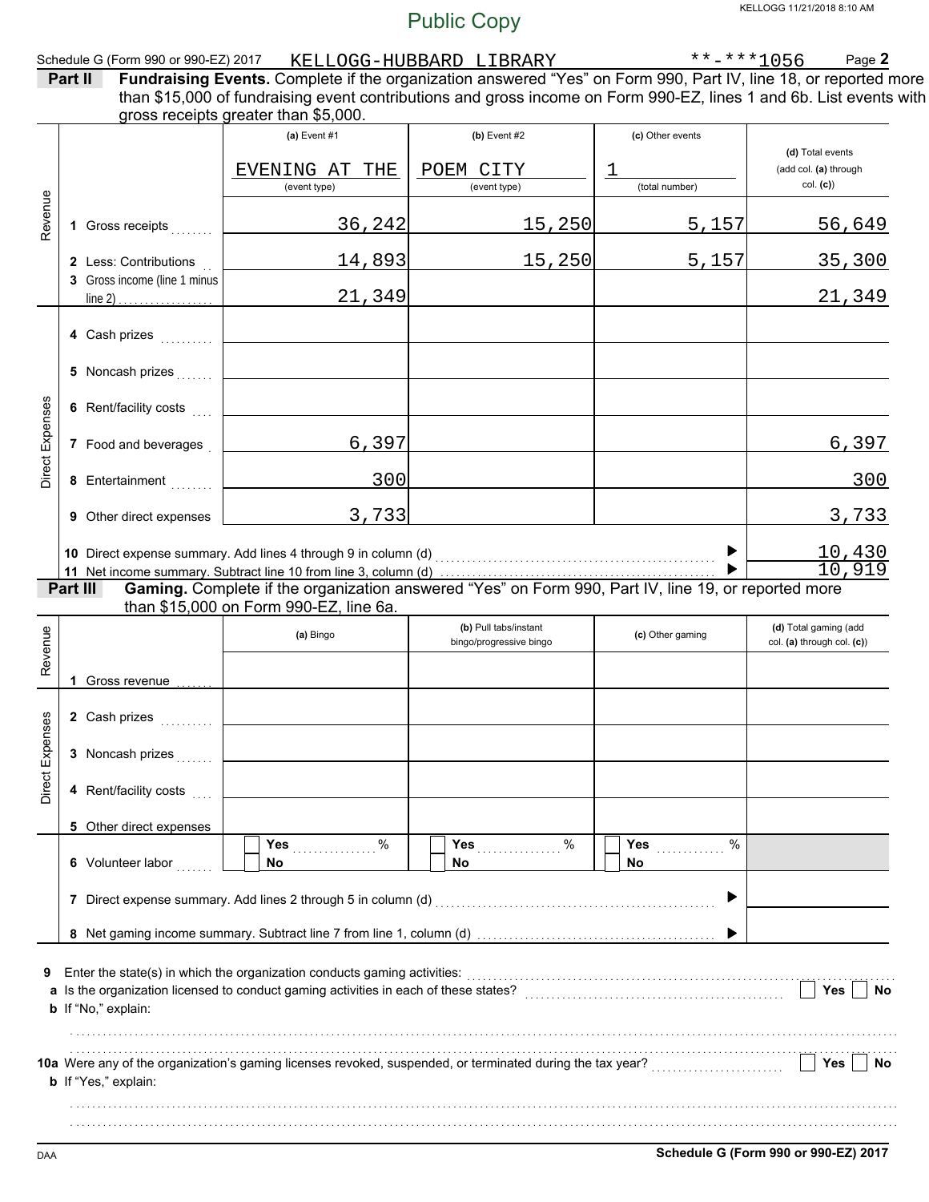Public Copy

Schedule G (Form 990 or 990-EZ) 2017 KELLOGG-HUBBARD LIBRARY **-***1056 Page **2**

**Part II Fundraising Events.** Complete if the organization answered "Yes" on Form 990, Part IV, line 18, or reported more than $15,000 of fundraising event contributions and gross income on Form 990-EZ, lines 1 and 6b. List events with gross receipts greater than $5,000.

| | | (a) Event #1 | (b) Event #2 | (c) Other events | (d) Total events (add col. (a) through col. (c)) |
|---|---|---|---|---|---|
| | | EVENING AT THE (event type) | POEM CITY (event type) | 1 (total number) | |
| Revenue | 1 Gross receipts | 36,242 | 15,250 | 5,157 | 56,649 |
| | 2 Less: Contributions | 14,893 | 15,250 | 5,157 | 35,300 |
| | 3 Gross income (line 1 minus line 2) | 21,349 | | | 21,349 |
| Direct Expenses | 4 Cash prizes | | | | |
| | 5 Noncash prizes | | | | |
| | 6 Rent/facility costs | | | | |
| | 7 Food and beverages | 6,397 | | | 6,397 |
| | 8 Entertainment | 300 | | | 300 |
| | 9 Other direct expenses | 3,733 | | | 3,733 |
| | 10 Direct expense summary. Add lines 4 through 9 in column (d) | | | ▶ | 10,430 |
| | 11 Net income summary. Subtract line 10 from line 3, column (d) | | | ▶ | 10,919 |

**Part III Gaming.** Complete if the organization answered "Yes" on Form 990, Part IV, line 19, or reported more than $15,000 on Form 990-EZ, line 6a.

| | | (a) Bingo | (b) Pull tabs/instant bingo/progressive bingo | (c) Other gaming | (d) Total gaming (add col. (a) through col. (c)) |
|---|---|---|---|---|---|
| Revenue | 1 Gross revenue | | | | |
| Direct Expenses | 2 Cash prizes | | | | |
| | 3 Noncash prizes | | | | |
| | 4 Rent/facility costs | | | | |
| | 5 Other direct expenses | | | | |
| | 6 Volunteer labor | ☐ Yes ____ % ☐ No | ☐ Yes ____ % ☐ No | ☐ Yes ____ % ☐ No | |
| | 7 Direct expense summary. Add lines 2 through 5 in column (d) | | | ▶ | |
| | 8 Net gaming income summary. Subtract line 7 from line 1, column (d) | | | ▶ | |

**9** Enter the state(s) in which the organization conducts gaming activities:

**a** Is the organization licensed to conduct gaming activities in each of these states? ☐ Yes ☐ No

**b** If "No," explain:

**10a** Were any of the organization's gaming licenses revoked, suspended, or terminated during the tax year? ☐ Yes ☐ No

**b** If "Yes," explain:

DAA **Schedule G (Form 990 or 990-EZ) 2017**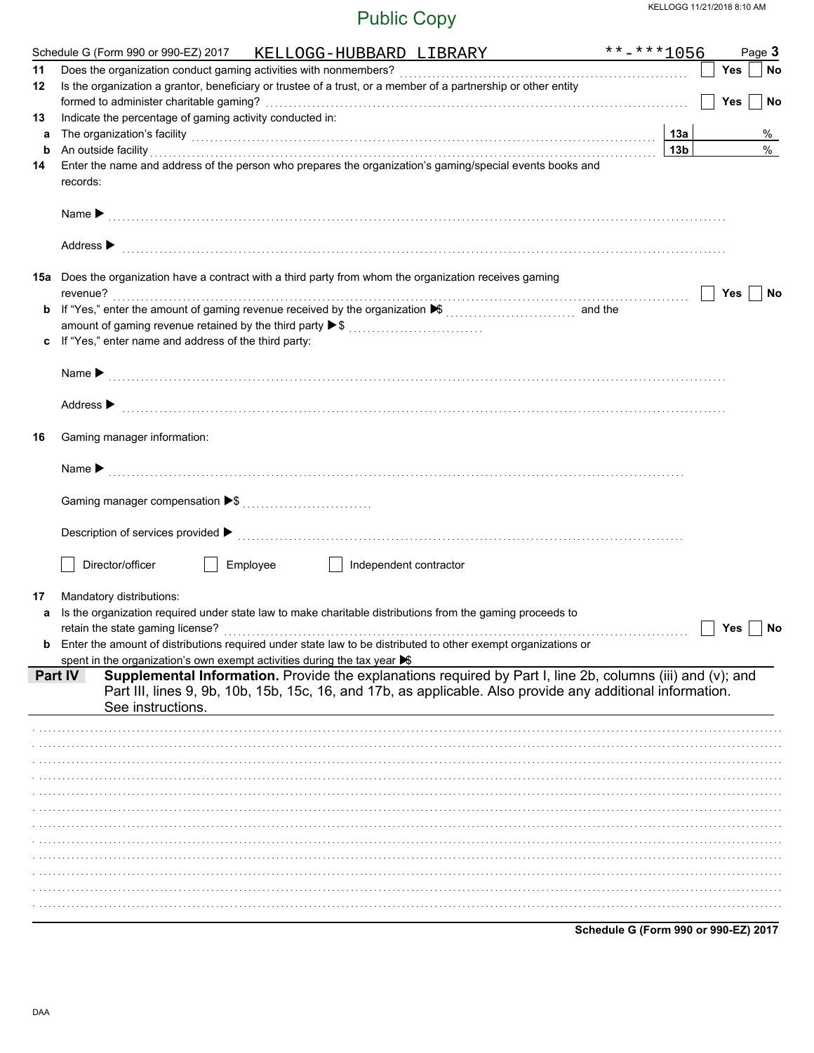Public Copy

Schedule G (Form 990 or 990-EZ) 2017 KELLOGG-HUBBARD LIBRARY **-***1056

**11** Does the organization conduct gaming activities with nonmembers? ☐ Yes ☐ No

**12** Is the organization a grantor, beneficiary or trustee of a trust, or a member of a partnership or other entity formed to administer charitable gaming? ☐ Yes ☐ No

**13** Indicate the percentage of gaming activity conducted in:

**a** The organization's facility **13a** %

**b** An outside facility **13b** %

**14** Enter the name and address of the person who prepares the organization's gaming/special events books and records:

Name ▶

Address ▶

**15a** Does the organization have a contract with a third party from whom the organization receives gaming revenue? ☐ Yes ☐ No

**b** If "Yes," enter the amount of gaming revenue received by the organization ▶$ and the amount of gaming revenue retained by the third party ▶$

**c** If "Yes," enter name and address of the third party:

Name ▶

Address ▶

**16** Gaming manager information:

Name ▶

Gaming manager compensation ▶$

Description of services provided ▶

☐ Director/officer ☐ Employee ☐ Independent contractor

**17** Mandatory distributions:

**a** Is the organization required under state law to make charitable distributions from the gaming proceeds to retain the state gaming license? ☐ Yes ☐ No

**b** Enter the amount of distributions required under state law to be distributed to other exempt organizations or spent in the organization's own exempt activities during the tax year ▶$

## Part IV Supplemental Information.

**Supplemental Information.** Provide the explanations required by Part I, line 2b, columns (iii) and (v); and Part III, lines 9, 9b, 10b, 15b, 15c, 16, and 17b, as applicable. Also provide any additional information. See instructions.

Schedule G (Form 990 or 990-EZ) 2017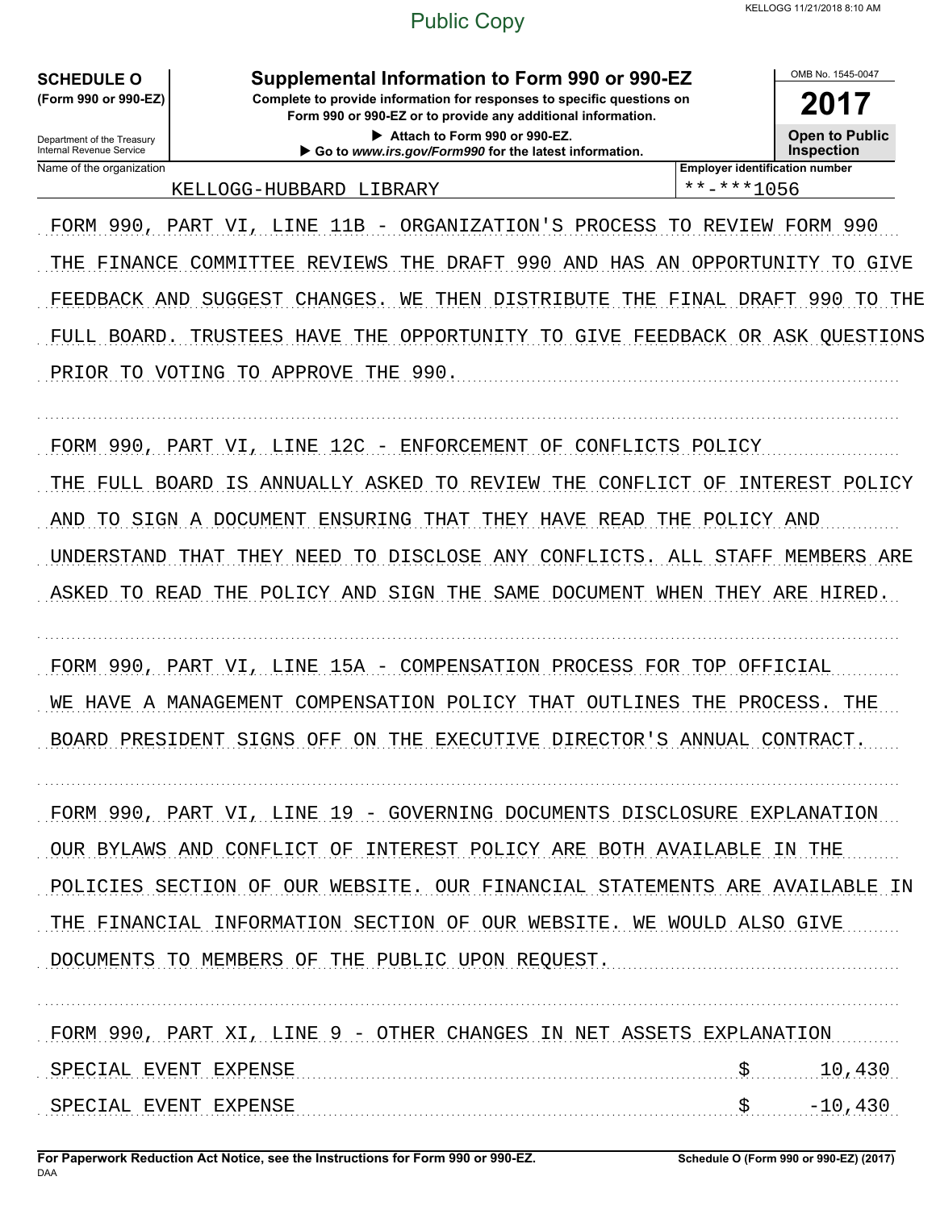Public Copy

KELLOGG 11/21/2018 8:10 AM

**SCHEDULE O**
**(Form 990 or 990-EZ)**

Department of the Treasury
Internal Revenue Service

# Supplemental Information to Form 990 or 990-EZ

**Complete to provide information for responses to specific questions on Form 990 or 990-EZ or to provide any additional information.**

▶ **Attach to Form 990 or 990-EZ.**

▶ **Go to *www.irs.gov/Form990* for the latest information.**

OMB No. 1545-0047

**2017**

**Open to Public Inspection**

| Name of the organization | Employer identification number |
|---|---|
| KELLOGG-HUBBARD LIBRARY | **-***1056 |

FORM 990, PART VI, LINE 11B - ORGANIZATION'S PROCESS TO REVIEW FORM 990

THE FINANCE COMMITTEE REVIEWS THE DRAFT 990 AND HAS AN OPPORTUNITY TO GIVE FEEDBACK AND SUGGEST CHANGES. WE THEN DISTRIBUTE THE FINAL DRAFT 990 TO THE FULL BOARD. TRUSTEES HAVE THE OPPORTUNITY TO GIVE FEEDBACK OR ASK QUESTIONS PRIOR TO VOTING TO APPROVE THE 990.

FORM 990, PART VI, LINE 12C - ENFORCEMENT OF CONFLICTS POLICY

THE FULL BOARD IS ANNUALLY ASKED TO REVIEW THE CONFLICT OF INTEREST POLICY AND TO SIGN A DOCUMENT ENSURING THAT THEY HAVE READ THE POLICY AND UNDERSTAND THAT THEY NEED TO DISCLOSE ANY CONFLICTS. ALL STAFF MEMBERS ARE ASKED TO READ THE POLICY AND SIGN THE SAME DOCUMENT WHEN THEY ARE HIRED.

FORM 990, PART VI, LINE 15A - COMPENSATION PROCESS FOR TOP OFFICIAL

WE HAVE A MANAGEMENT COMPENSATION POLICY THAT OUTLINES THE PROCESS. THE BOARD PRESIDENT SIGNS OFF ON THE EXECUTIVE DIRECTOR'S ANNUAL CONTRACT.

FORM 990, PART VI, LINE 19 - GOVERNING DOCUMENTS DISCLOSURE EXPLANATION

OUR BYLAWS AND CONFLICT OF INTEREST POLICY ARE BOTH AVAILABLE IN THE POLICIES SECTION OF OUR WEBSITE. OUR FINANCIAL STATEMENTS ARE AVAILABLE IN THE FINANCIAL INFORMATION SECTION OF OUR WEBSITE. WE WOULD ALSO GIVE DOCUMENTS TO MEMBERS OF THE PUBLIC UPON REQUEST.

FORM 990, PART XI, LINE 9 - OTHER CHANGES IN NET ASSETS EXPLANATION

| | |
|---|---|
| SPECIAL EVENT EXPENSE | $ 10,430 |
| SPECIAL EVENT EXPENSE | $ -10,430 |

**For Paperwork Reduction Act Notice, see the Instructions for Form 990 or 990-EZ.**
DAA

**Schedule O (Form 990 or 990-EZ) (2017)**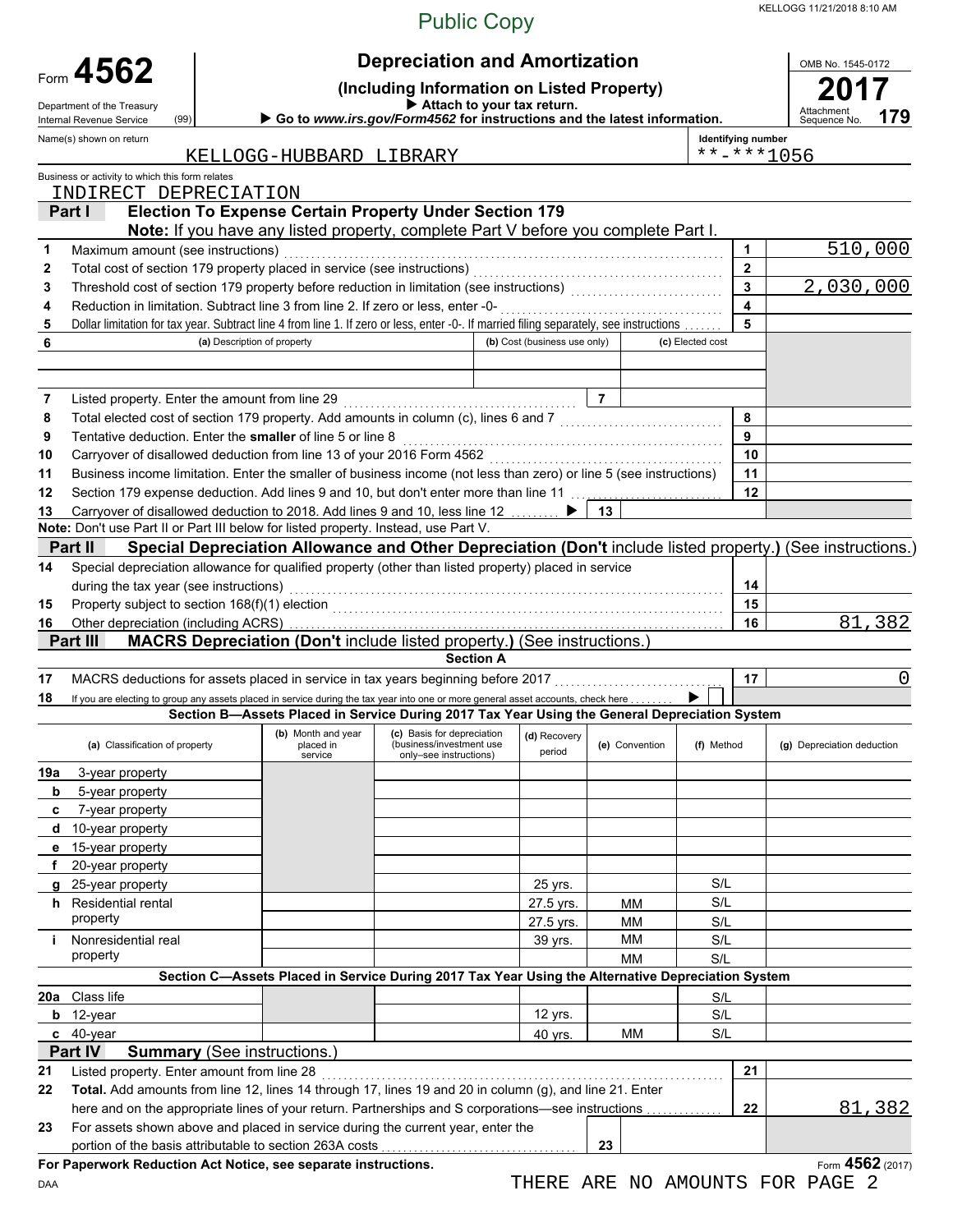KELLOGG 11/21/2018 8:10 AM

Public Copy

# Form 4562 — Depreciation and Amortization

**(Including Information on Listed Property)**

Department of the Treasury
Internal Revenue Service (99)

▶ Attach to your tax return.
▶ Go to *www.irs.gov/Form4562* for instructions and the latest information.

OMB No. 1545-0172

**2017**

Attachment Sequence No. **179**

Name(s) shown on return: KELLOGG-HUBBARD LIBRARY

Identifying number: **-***1056

Business or activity to which this form relates: INDIRECT DEPRECIATION

## Part I Election To Expense Certain Property Under Section 179

**Note:** If you have any listed property, complete Part V before you complete Part I.

| | | | |
|---|---|---|---|
| 1 | Maximum amount (see instructions) | 1 | 510,000 |
| 2 | Total cost of section 179 property placed in service (see instructions) | 2 | |
| 3 | Threshold cost of section 179 property before reduction in limitation (see instructions) | 3 | 2,030,000 |
| 4 | Reduction in limitation. Subtract line 3 from line 2. If zero or less, enter -0- | 4 | |
| 5 | Dollar limitation for tax year. Subtract line 4 from line 1. If zero or less, enter -0-. If married filing separately, see instructions | 5 | |

| 6 | (a) Description of property | (b) Cost (business use only) | (c) Elected cost |
|---|---|---|---|
| | | | |
| | | | |

| | | | |
|---|---|---|---|
| 7 | Listed property. Enter the amount from line 29 | 7 | |
| 8 | Total elected cost of section 179 property. Add amounts in column (c), lines 6 and 7 | 8 | |
| 9 | Tentative deduction. Enter the **smaller** of line 5 or line 8 | 9 | |
| 10 | Carryover of disallowed deduction from line 13 of your 2016 Form 4562 | 10 | |
| 11 | Business income limitation. Enter the smaller of business income (not less than zero) or line 5 (see instructions) | 11 | |
| 12 | Section 179 expense deduction. Add lines 9 and 10, but don't enter more than line 11 | 12 | |
| 13 | Carryover of disallowed deduction to 2018. Add lines 9 and 10, less line 12 ▶ | 13 | |

**Note:** Don't use Part II or Part III below for listed property. Instead, use Part V.

## Part II Special Depreciation Allowance and Other Depreciation (Don't include listed property.) (See instructions.)

| | | | |
|---|---|---|---|
| 14 | Special depreciation allowance for qualified property (other than listed property) placed in service during the tax year (see instructions) | 14 | |
| 15 | Property subject to section 168(f)(1) election | 15 | |
| 16 | Other depreciation (including ACRS) | 16 | 81,382 |

## Part III MACRS Depreciation (Don't include listed property.) (See instructions.)

### Section A

| | | | |
|---|---|---|---|
| 17 | MACRS deductions for assets placed in service in tax years beginning before 2017 | 17 | 0 |
| 18 | If you are electing to group any assets placed in service during the tax year into one or more general asset accounts, check here ▶ ☐ | | |

### Section B—Assets Placed in Service During 2017 Tax Year Using the General Depreciation System

| (a) Classification of property | (b) Month and year placed in service | (c) Basis for depreciation (business/investment use only–see instructions) | (d) Recovery period | (e) Convention | (f) Method | (g) Depreciation deduction |
|---|---|---|---|---|---|---|
| 19a 3-year property | | | | | | |
| b 5-year property | | | | | | |
| c 7-year property | | | | | | |
| d 10-year property | | | | | | |
| e 15-year property | | | | | | |
| f 20-year property | | | | | | |
| g 25-year property | | | 25 yrs. | | S/L | |
| h Residential rental property | | | 27.5 yrs. | MM | S/L | |
| | | | 27.5 yrs. | MM | S/L | |
| i Nonresidential real property | | | 39 yrs. | MM | S/L | |
| | | | | MM | S/L | |

### Section C—Assets Placed in Service During 2017 Tax Year Using the Alternative Depreciation System

| (a) Classification of property | (b) Month and year placed in service | (c) Basis for depreciation | (d) Recovery period | (e) Convention | (f) Method | (g) Depreciation deduction |
|---|---|---|---|---|---|---|
| 20a Class life | | | | | S/L | |
| b 12-year | | | 12 yrs. | | S/L | |
| c 40-year | | | 40 yrs. | MM | S/L | |

## Part IV Summary (See instructions.)

| | | | |
|---|---|---|---|
| 21 | Listed property. Enter amount from line 28 | 21 | |
| 22 | **Total.** Add amounts from line 12, lines 14 through 17, lines 19 and 20 in column (g), and line 21. Enter here and on the appropriate lines of your return. Partnerships and S corporations—see instructions | 22 | 81,382 |
| 23 | For assets shown above and placed in service during the current year, enter the portion of the basis attributable to section 263A costs | 23 | |

**For Paperwork Reduction Act Notice, see separate instructions.**

DAA

Form **4562** (2017)

THERE ARE NO AMOUNTS FOR PAGE 2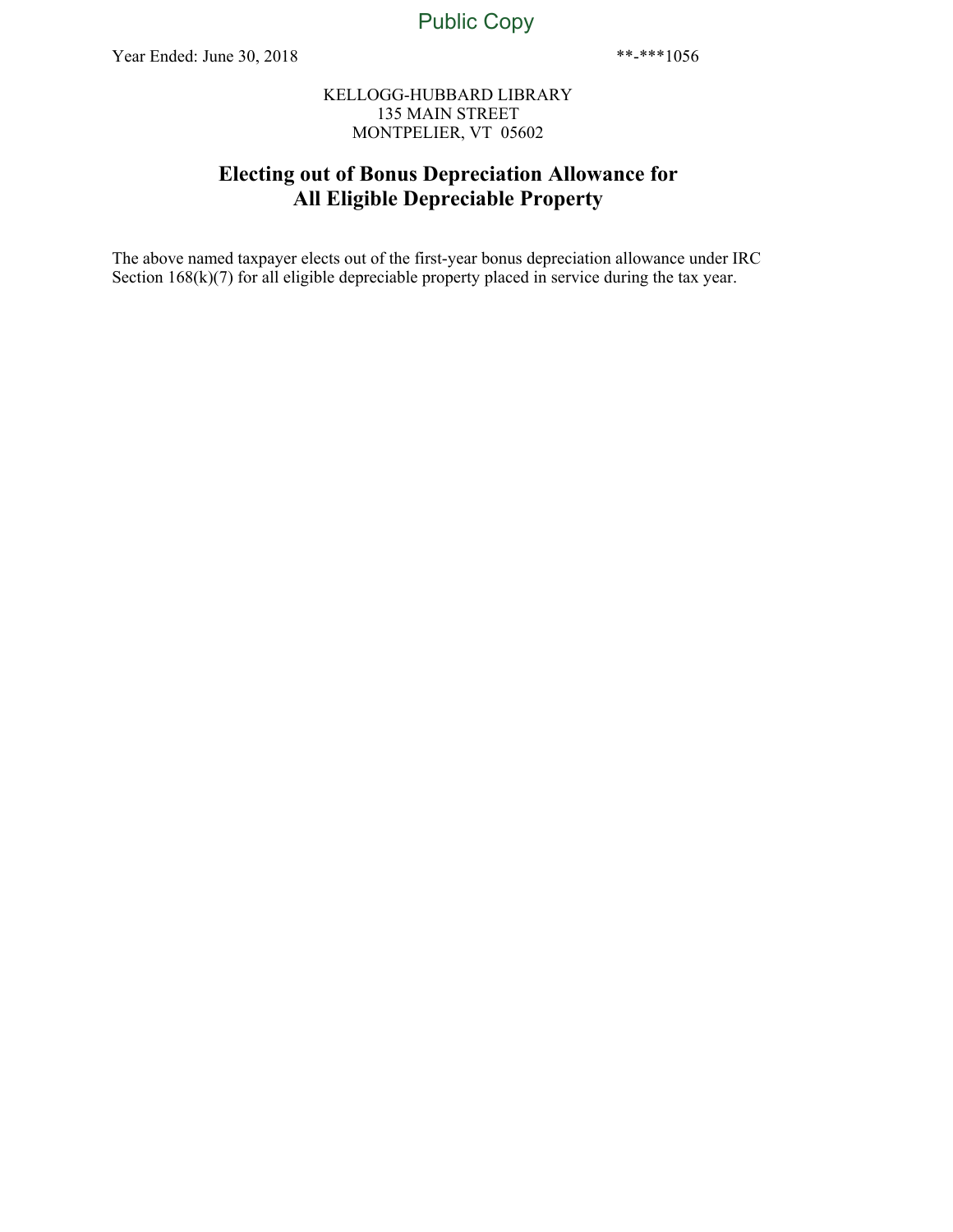Year Ended: June 30, 2018 **-***1056

KELLOGG-HUBBARD LIBRARY
135 MAIN STREET
MONTPELIER, VT 05602

# Electing out of Bonus Depreciation Allowance for All Eligible Depreciable Property

The above named taxpayer elects out of the first-year bonus depreciation allowance under IRC Section 168(k)(7) for all eligible depreciable property placed in service during the tax year.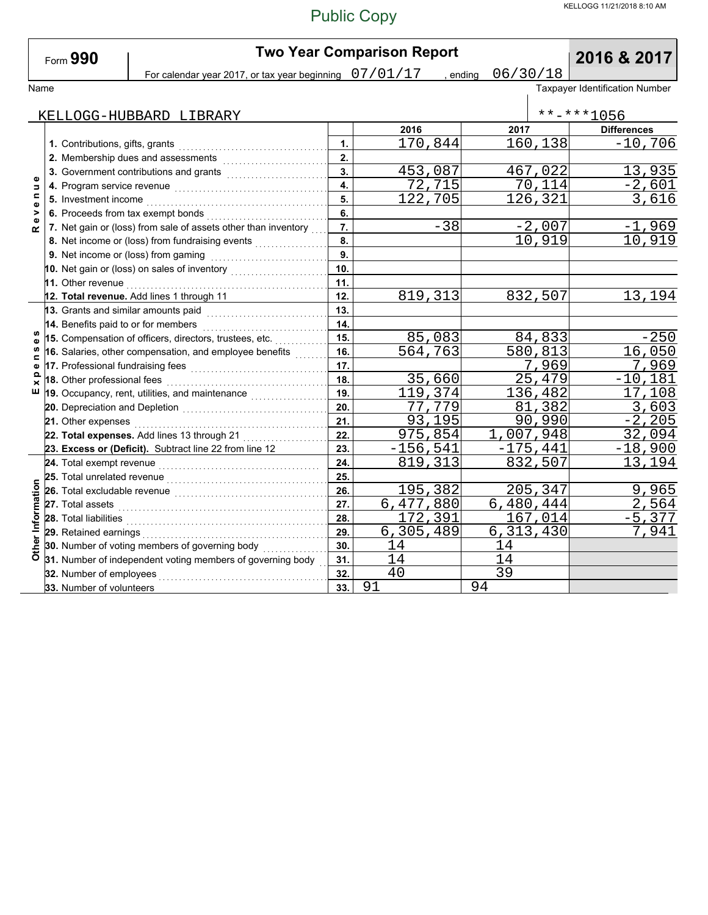Public Copy

KELLOGG 11/21/2018 8:10 AM

# Form 990 — Two Year Comparison Report — 2016 & 2017

For calendar year 2017, or tax year beginning 07/01/17 , ending 06/30/18

| Name | Taxpayer Identification Number |
|---|---|
| KELLOGG-HUBBARD LIBRARY | **-***1056 |

| Section | Item | Line | 2016 | 2017 | Differences |
|---|---|---|---|---|---|
| Revenue | 1. Contributions, gifts, grants | 1. | 170,844 | 160,138 | -10,706 |
| | 2. Membership dues and assessments | 2. | | | |
| | 3. Government contributions and grants | 3. | 453,087 | 467,022 | 13,935 |
| | 4. Program service revenue | 4. | 72,715 | 70,114 | -2,601 |
| | 5. Investment income | 5. | 122,705 | 126,321 | 3,616 |
| | 6. Proceeds from tax exempt bonds | 6. | | | |
| | 7. Net gain or (loss) from sale of assets other than inventory | 7. | -38 | -2,007 | -1,969 |
| | 8. Net income or (loss) from fundraising events | 8. | | 10,919 | 10,919 |
| | 9. Net income or (loss) from gaming | 9. | | | |
| | 10. Net gain or (loss) on sales of inventory | 10. | | | |
| | 11. Other revenue | 11. | | | |
| | 12. **Total revenue.** Add lines 1 through 11 | 12. | 819,313 | 832,507 | 13,194 |
| Expenses | 13. Grants and similar amounts paid | 13. | | | |
| | 14. Benefits paid to or for members | 14. | | | |
| | 15. Compensation of officers, directors, trustees, etc. | 15. | 85,083 | 84,833 | -250 |
| | 16. Salaries, other compensation, and employee benefits | 16. | 564,763 | 580,813 | 16,050 |
| | 17. Professional fundraising fees | 17. | | 7,969 | 7,969 |
| | 18. Other professional fees | 18. | 35,660 | 25,479 | -10,181 |
| | 19. Occupancy, rent, utilities, and maintenance | 19. | 119,374 | 136,482 | 17,108 |
| | 20. Depreciation and Depletion | 20. | 77,779 | 81,382 | 3,603 |
| | 21. Other expenses | 21. | 93,195 | 90,990 | -2,205 |
| | 22. **Total expenses.** Add lines 13 through 21 | 22. | 975,854 | 1,007,948 | 32,094 |
| | 23. **Excess or (Deficit).** Subtract line 22 from line 12 | 23. | -156,541 | -175,441 | -18,900 |
| Other Information | 24. Total exempt revenue | 24. | 819,313 | 832,507 | 13,194 |
| | 25. Total unrelated revenue | 25. | | | |
| | 26. Total excludable revenue | 26. | 195,382 | 205,347 | 9,965 |
| | 27. Total assets | 27. | 6,477,880 | 6,480,444 | 2,564 |
| | 28. Total liabilities | 28. | 172,391 | 167,014 | -5,377 |
| | 29. Retained earnings | 29. | 6,305,489 | 6,313,430 | 7,941 |
| | 30. Number of voting members of governing body | 30. | 14 | 14 | |
| | 31. Number of independent voting members of governing body | 31. | 14 | 14 | |
| | 32. Number of employees | 32. | 40 | 39 | |
| | 33. Number of volunteers | 33. | 91 | 94 | |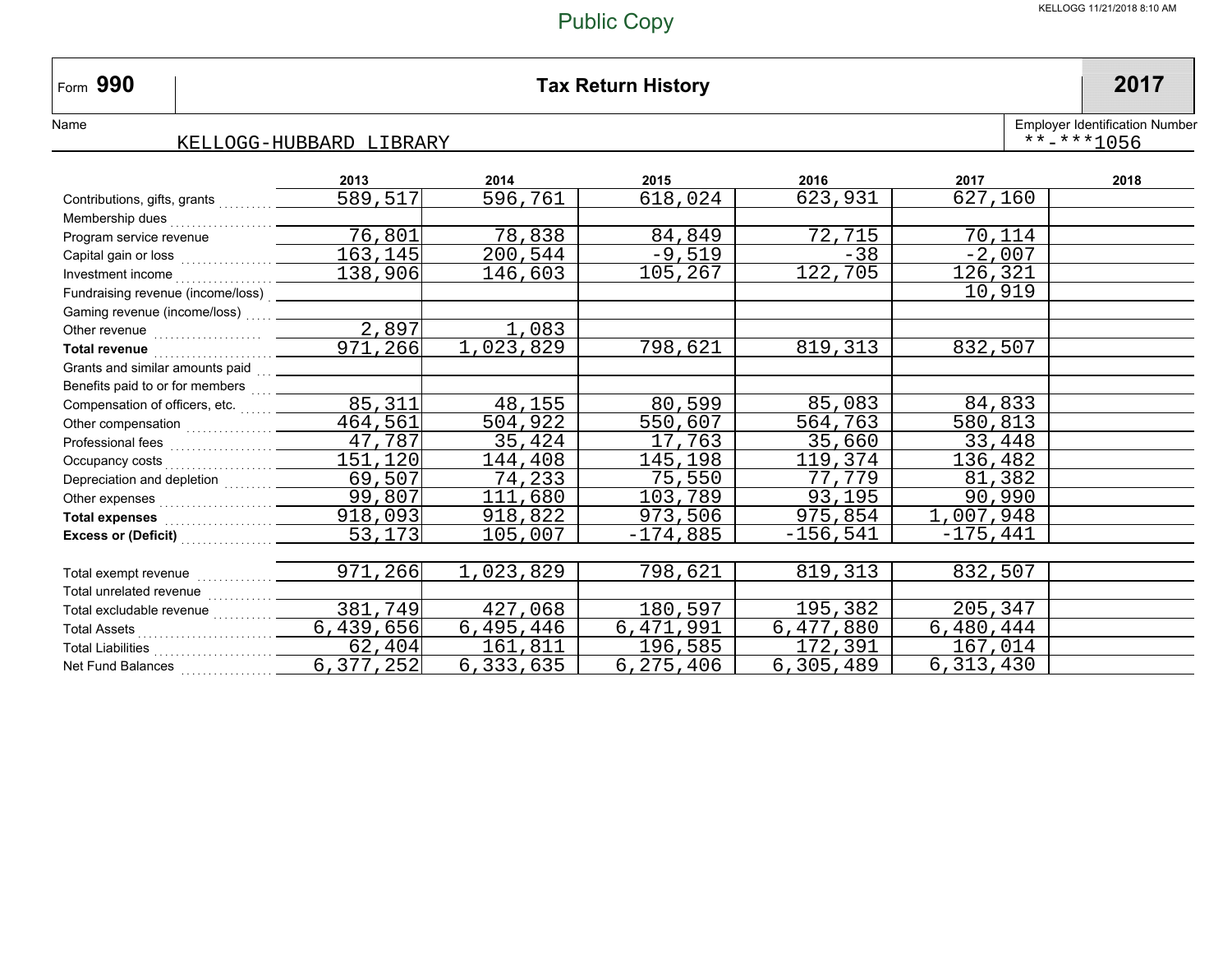Public Copy

KELLOGG 11/21/2018 8:10 AM

# Form 990 — Tax Return History — 2017

Name: KELLOGG-HUBBARD LIBRARY

Employer Identification Number: **-***1056

| | 2013 | 2014 | 2015 | 2016 | 2017 | 2018 |
|---|---|---|---|---|---|---|
| Contributions, gifts, grants | 589,517 | 596,761 | 618,024 | 623,931 | 627,160 | |
| Membership dues | | | | | | |
| Program service revenue | 76,801 | 78,838 | 84,849 | 72,715 | 70,114 | |
| Capital gain or loss | 163,145 | 200,544 | -9,519 | -38 | -2,007 | |
| Investment income | 138,906 | 146,603 | 105,267 | 122,705 | 126,321 | |
| Fundraising revenue (income/loss) | | | | | 10,919 | |
| Gaming revenue (income/loss) | | | | | | |
| Other revenue | 2,897 | 1,083 | | | | |
| **Total revenue** | 971,266 | 1,023,829 | 798,621 | 819,313 | 832,507 | |
| Grants and similar amounts paid | | | | | | |
| Benefits paid to or for members | | | | | | |
| Compensation of officers, etc. | 85,311 | 48,155 | 80,599 | 85,083 | 84,833 | |
| Other compensation | 464,561 | 504,922 | 550,607 | 564,763 | 580,813 | |
| Professional fees | 47,787 | 35,424 | 17,763 | 35,660 | 33,448 | |
| Occupancy costs | 151,120 | 144,408 | 145,198 | 119,374 | 136,482 | |
| Depreciation and depletion | 69,507 | 74,233 | 75,550 | 77,779 | 81,382 | |
| Other expenses | 99,807 | 111,680 | 103,789 | 93,195 | 90,990 | |
| **Total expenses** | 918,093 | 918,822 | 973,506 | 975,854 | 1,007,948 | |
| **Excess or (Deficit)** | 53,173 | 105,007 | -174,885 | -156,541 | -175,441 | |
| | | | | | | |
| Total exempt revenue | 971,266 | 1,023,829 | 798,621 | 819,313 | 832,507 | |
| Total unrelated revenue | | | | | | |
| Total excludable revenue | 381,749 | 427,068 | 180,597 | 195,382 | 205,347 | |
| Total Assets | 6,439,656 | 6,495,446 | 6,471,991 | 6,477,880 | 6,480,444 | |
| Total Liabilities | 62,404 | 161,811 | 196,585 | 172,391 | 167,014 | |
| Net Fund Balances | 6,377,252 | 6,333,635 | 6,275,406 | 6,305,489 | 6,313,430 | |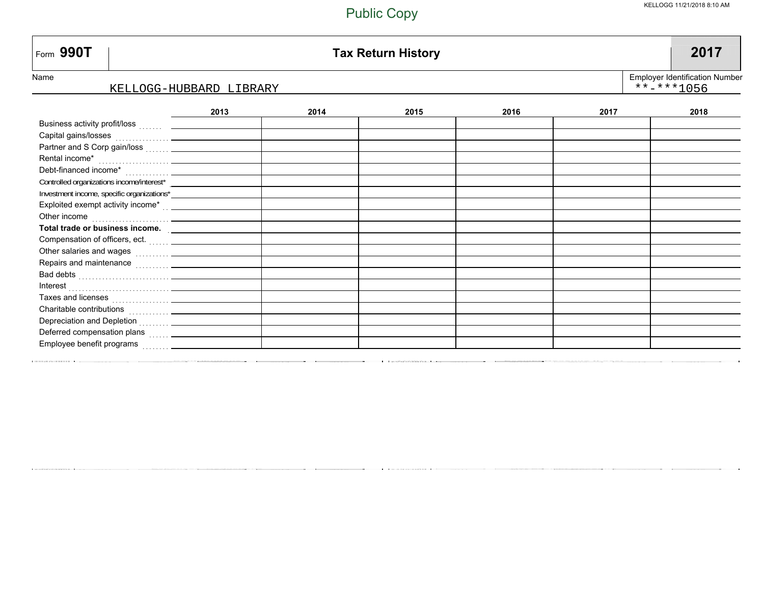Public Copy

# Form 990T — Tax Return History — 2017

Name: KELLOGG-HUBBARD LIBRARY

Employer Identification Number: **-***1056

| | 2013 | 2014 | 2015 | 2016 | 2017 | 2018 |
|---|---|---|---|---|---|---|
| Business activity profit/loss | | | | | | |
| Capital gains/losses | | | | | | |
| Partner and S Corp gain/loss | | | | | | |
| Rental income* | | | | | | |
| Debt-financed income* | | | | | | |
| Controlled organizations income/interest* | | | | | | |
| Investment income, specific organizations* | | | | | | |
| Exploited exempt activity income* | | | | | | |
| Other income | | | | | | |
| **Total trade or business income.** | | | | | | |
| Compensation of officers, ect. | | | | | | |
| Other salaries and wages | | | | | | |
| Repairs and maintenance | | | | | | |
| Bad debts | | | | | | |
| Interest | | | | | | |
| Taxes and licenses | | | | | | |
| Charitable contributions | | | | | | |
| Depreciation and Depletion | | | | | | |
| Deferred compensation plans | | | | | | |
| Employee benefit programs | | | | | | |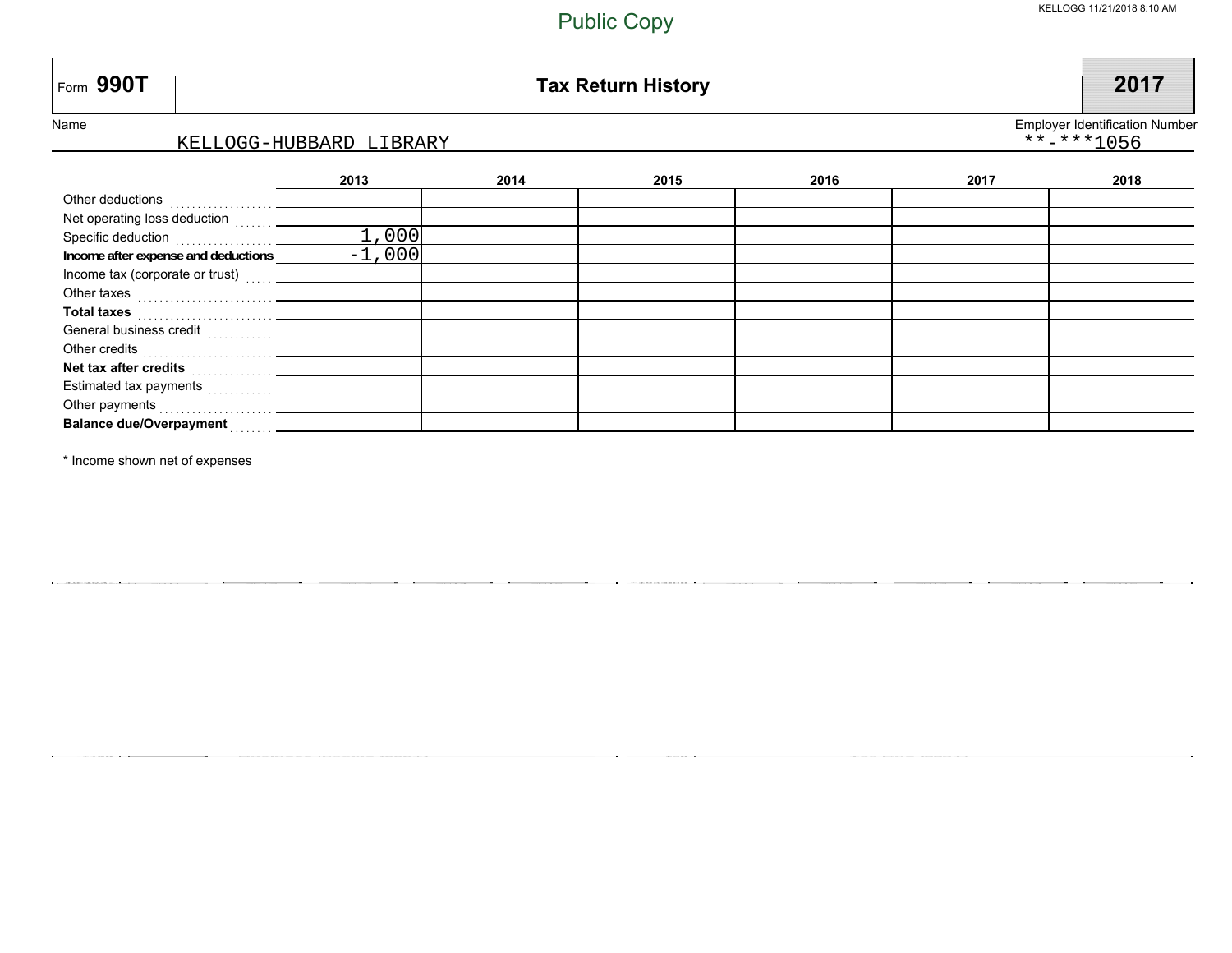Public Copy

KELLOGG 11/21/2018 8:10 AM

# Form 990T — Tax Return History — 2017

Name: KELLOGG-HUBBARD LIBRARY

Employer Identification Number: **-***1056

| | 2013 | 2014 | 2015 | 2016 | 2017 | 2018 |
|---|---|---|---|---|---|---|
| Other deductions | | | | | | |
| Net operating loss deduction | | | | | | |
| Specific deduction | 1,000 | | | | | |
| **Income after expense and deductions** | -1,000 | | | | | |
| Income tax (corporate or trust) | | | | | | |
| Other taxes | | | | | | |
| **Total taxes** | | | | | | |
| General business credit | | | | | | |
| Other credits | | | | | | |
| **Net tax after credits** | | | | | | |
| Estimated tax payments | | | | | | |
| Other payments | | | | | | |
| **Balance due/Overpayment** | | | | | | |

* Income shown net of expenses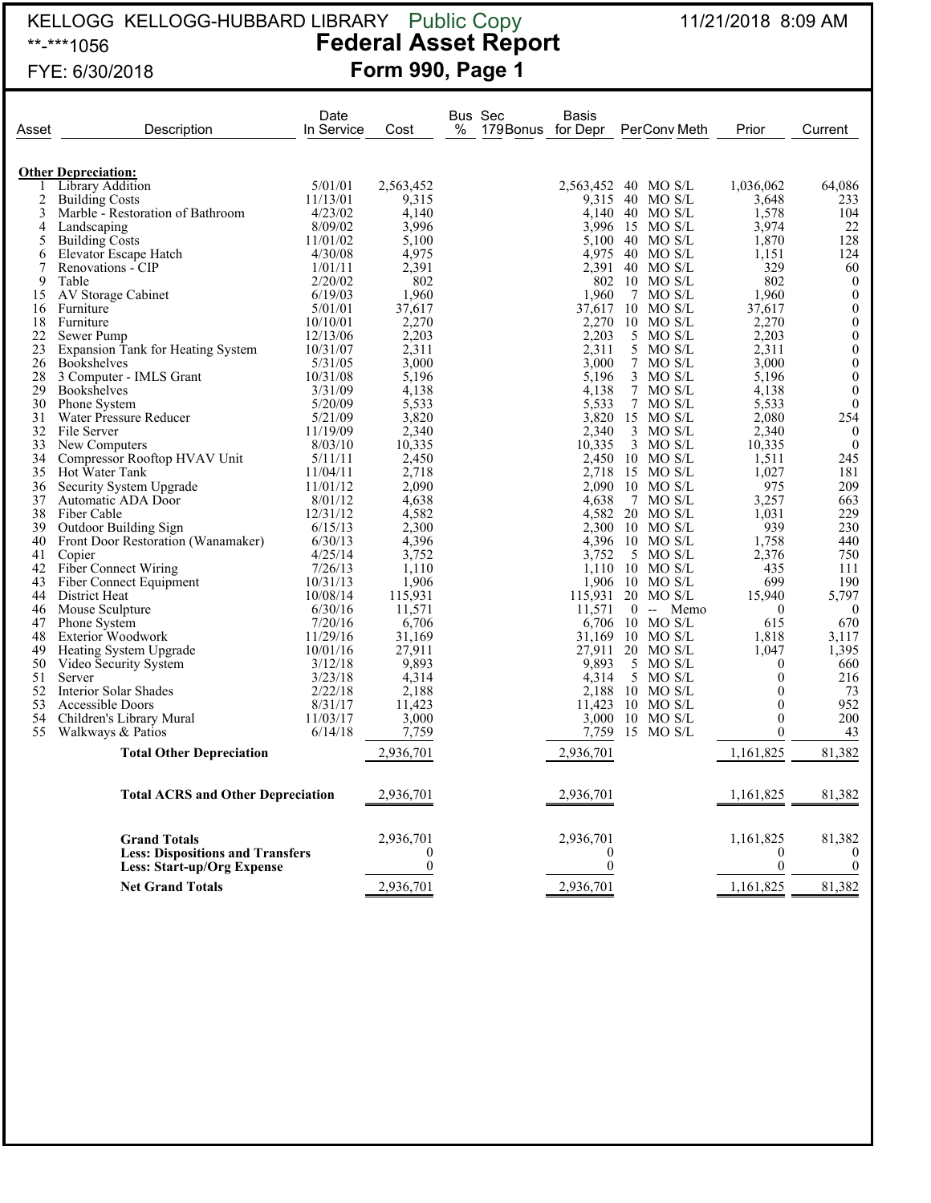KELLOGG KELLOGG-HUBBARD LIBRARY Public Copy 11/21/2018 8:09 AM

**-***1056

FYE: 6/30/2018

# Federal Asset Report
## Form 990, Page 1

| Asset | Description | Date In Service | Cost | Bus % | Sec 179Bonus | Basis for Depr | Per | Conv | Meth | Prior | Current |
|---|---|---|---|---|---|---|---|---|---|---|---|
| | **Other Depreciation:** | | | | | | | | | | |
| 1 | Library Addition | 5/01/01 | 2,563,452 | | | 2,563,452 | 40 | MO | S/L | 1,036,062 | 64,086 |
| 2 | Building Costs | 11/13/01 | 9,315 | | | 9,315 | 40 | MO | S/L | 3,648 | 233 |
| 3 | Marble - Restoration of Bathroom | 4/23/02 | 4,140 | | | 4,140 | 40 | MO | S/L | 1,578 | 104 |
| 4 | Landscaping | 8/09/02 | 3,996 | | | 3,996 | 15 | MO | S/L | 3,974 | 22 |
| 5 | Building Costs | 11/01/02 | 5,100 | | | 5,100 | 40 | MO | S/L | 1,870 | 128 |
| 6 | Elevator Escape Hatch | 4/30/08 | 4,975 | | | 4,975 | 40 | MO | S/L | 1,151 | 124 |
| 7 | Renovations - CIP | 1/01/11 | 2,391 | | | 2,391 | 40 | MO | S/L | 329 | 60 |
| 9 | Table | 2/20/02 | 802 | | | 802 | 10 | MO | S/L | 802 | 0 |
| 15 | AV Storage Cabinet | 6/19/03 | 1,960 | | | 1,960 | 7 | MO | S/L | 1,960 | 0 |
| 16 | Furniture | 5/01/01 | 37,617 | | | 37,617 | 10 | MO | S/L | 37,617 | 0 |
| 18 | Furniture | 10/10/01 | 2,270 | | | 2,270 | 10 | MO | S/L | 2,270 | 0 |
| 22 | Sewer Pump | 12/13/06 | 2,203 | | | 2,203 | 5 | MO | S/L | 2,203 | 0 |
| 23 | Expansion Tank for Heating System | 10/31/07 | 2,311 | | | 2,311 | 5 | MO | S/L | 2,311 | 0 |
| 26 | Bookshelves | 5/31/05 | 3,000 | | | 3,000 | 7 | MO | S/L | 3,000 | 0 |
| 28 | 3 Computer - IMLS Grant | 10/31/08 | 5,196 | | | 5,196 | 3 | MO | S/L | 5,196 | 0 |
| 29 | Bookshelves | 3/31/09 | 4,138 | | | 4,138 | 7 | MO | S/L | 4,138 | 0 |
| 30 | Phone System | 5/20/09 | 5,533 | | | 5,533 | 7 | MO | S/L | 5,533 | 0 |
| 31 | Water Pressure Reducer | 5/21/09 | 3,820 | | | 3,820 | 15 | MO | S/L | 2,080 | 254 |
| 32 | File Server | 11/19/09 | 2,340 | | | 2,340 | 3 | MO | S/L | 2,340 | 0 |
| 33 | New Computers | 8/03/10 | 10,335 | | | 10,335 | 3 | MO | S/L | 10,335 | 0 |
| 34 | Compressor Rooftop HVAV Unit | 5/11/11 | 2,450 | | | 2,450 | 10 | MO | S/L | 1,511 | 245 |
| 35 | Hot Water Tank | 11/04/11 | 2,718 | | | 2,718 | 15 | MO | S/L | 1,027 | 181 |
| 36 | Security System Upgrade | 11/01/12 | 2,090 | | | 2,090 | 10 | MO | S/L | 975 | 209 |
| 37 | Automatic ADA Door | 8/01/12 | 4,638 | | | 4,638 | 7 | MO | S/L | 3,257 | 663 |
| 38 | Fiber Cable | 12/31/12 | 4,582 | | | 4,582 | 20 | MO | S/L | 1,031 | 229 |
| 39 | Outdoor Building Sign | 6/15/13 | 2,300 | | | 2,300 | 10 | MO | S/L | 939 | 230 |
| 40 | Front Door Restoration (Wanamaker) | 6/30/13 | 4,396 | | | 4,396 | 10 | MO | S/L | 1,758 | 440 |
| 41 | Copier | 4/25/14 | 3,752 | | | 3,752 | 5 | MO | S/L | 2,376 | 750 |
| 42 | Fiber Connect Wiring | 7/26/13 | 1,110 | | | 1,110 | 10 | MO | S/L | 435 | 111 |
| 43 | Fiber Connect Equipment | 10/31/13 | 1,906 | | | 1,906 | 10 | MO | S/L | 699 | 190 |
| 44 | District Heat | 10/08/14 | 115,931 | | | 115,931 | 20 | MO | S/L | 15,940 | 5,797 |
| 46 | Mouse Sculpture | 6/30/16 | 11,571 | | | 11,571 | 0 | -- | Memo | 0 | 0 |
| 47 | Phone System | 7/20/16 | 6,706 | | | 6,706 | 10 | MO | S/L | 615 | 670 |
| 48 | Exterior Woodwork | 11/29/16 | 31,169 | | | 31,169 | 10 | MO | S/L | 1,818 | 3,117 |
| 49 | Heating System Upgrade | 10/01/16 | 27,911 | | | 27,911 | 20 | MO | S/L | 1,047 | 1,395 |
| 50 | Video Security System | 3/12/18 | 9,893 | | | 9,893 | 5 | MO | S/L | 0 | 660 |
| 51 | Server | 3/23/18 | 4,314 | | | 4,314 | 5 | MO | S/L | 0 | 216 |
| 52 | Interior Solar Shades | 2/22/18 | 2,188 | | | 2,188 | 10 | MO | S/L | 0 | 73 |
| 53 | Accessible Doors | 8/31/17 | 11,423 | | | 11,423 | 10 | MO | S/L | 0 | 952 |
| 54 | Children's Library Mural | 11/03/17 | 3,000 | | | 3,000 | 10 | MO | S/L | 0 | 200 |
| 55 | Walkways & Patios | 6/14/18 | 7,759 | | | 7,759 | 15 | MO | S/L | 0 | 43 |
| | **Total Other Depreciation** | | 2,936,701 | | | 2,936,701 | | | | 1,161,825 | 81,382 |
| | **Total ACRS and Other Depreciation** | | 2,936,701 | | | 2,936,701 | | | | 1,161,825 | 81,382 |
| | **Grand Totals** | | 2,936,701 | | | 2,936,701 | | | | 1,161,825 | 81,382 |
| | **Less: Dispositions and Transfers** | | 0 | | | 0 | | | | 0 | 0 |
| | **Less: Start-up/Org Expense** | | 0 | | | 0 | | | | 0 | 0 |
| | **Net Grand Totals** | | 2,936,701 | | | 2,936,701 | | | | 1,161,825 | 81,382 |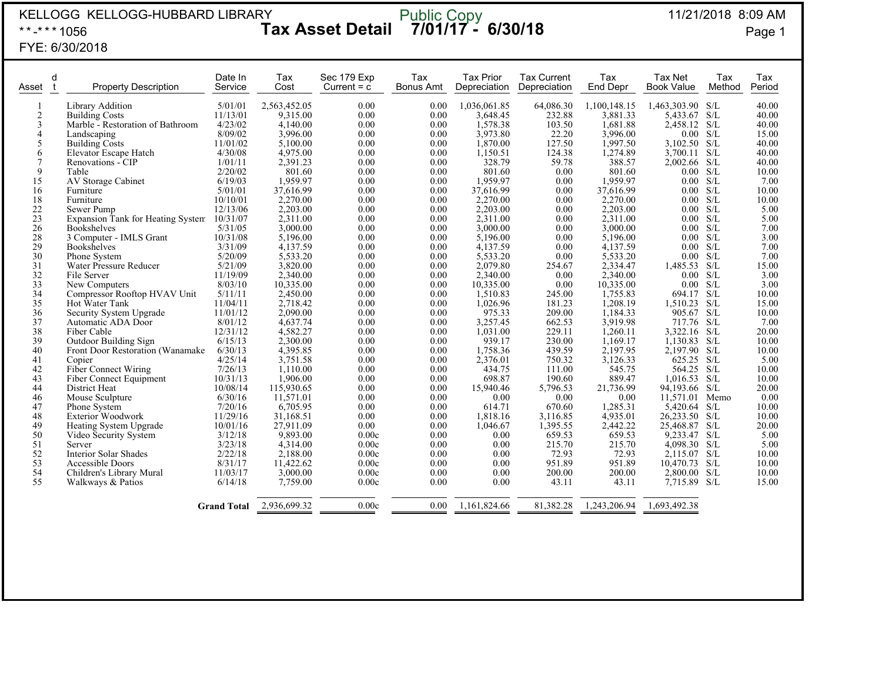KELLOGG KELLOGG-HUBBARD LIBRARY
**-***1056
FYE: 6/30/2018

Public Copy

# Tax Asset Detail 7/01/17 - 6/30/18

11/21/2018 8:09 AM

| Asset | dt | Property Description | Date In Service | Tax Cost | Sec 179 Exp Current = c | Tax Bonus Amt | Tax Prior Depreciation | Tax Current Depreciation | Tax End Depr | Tax Net Book Value | Tax Method | Tax Period |
|---|---|---|---|---|---|---|---|---|---|---|---|---|
| 1 | | Library Addition | 5/01/01 | 2,563,452.05 | 0.00 | 0.00 | 1,036,061.85 | 64,086.30 | 1,100,148.15 | 1,463,303.90 | S/L | 40.00 |
| 2 | | Building Costs | 11/13/01 | 9,315.00 | 0.00 | 0.00 | 3,648.45 | 232.88 | 3,881.33 | 5,433.67 | S/L | 40.00 |
| 3 | | Marble - Restoration of Bathroom | 4/23/02 | 4,140.00 | 0.00 | 0.00 | 1,578.38 | 103.50 | 1,681.88 | 2,458.12 | S/L | 40.00 |
| 4 | | Landscaping | 8/09/02 | 3,996.00 | 0.00 | 0.00 | 3,973.80 | 22.20 | 3,996.00 | 0.00 | S/L | 15.00 |
| 5 | | Building Costs | 11/01/02 | 5,100.00 | 0.00 | 0.00 | 1,870.00 | 127.50 | 1,997.50 | 3,102.50 | S/L | 40.00 |
| 6 | | Elevator Escape Hatch | 4/30/08 | 4,975.00 | 0.00 | 0.00 | 1,150.51 | 124.38 | 1,274.89 | 3,700.11 | S/L | 40.00 |
| 7 | | Renovations - CIP | 1/01/11 | 2,391.23 | 0.00 | 0.00 | 328.79 | 59.78 | 388.57 | 2,002.66 | S/L | 40.00 |
| 9 | | Table | 2/20/02 | 801.60 | 0.00 | 0.00 | 801.60 | 0.00 | 801.60 | 0.00 | S/L | 10.00 |
| 15 | | AV Storage Cabinet | 6/19/03 | 1,959.97 | 0.00 | 0.00 | 1,959.97 | 0.00 | 1,959.97 | 0.00 | S/L | 7.00 |
| 16 | | Furniture | 5/01/01 | 37,616.99 | 0.00 | 0.00 | 37,616.99 | 0.00 | 37,616.99 | 0.00 | S/L | 10.00 |
| 18 | | Furniture | 10/10/01 | 2,270.00 | 0.00 | 0.00 | 2,270.00 | 0.00 | 2,270.00 | 0.00 | S/L | 10.00 |
| 22 | | Sewer Pump | 12/13/06 | 2,203.00 | 0.00 | 0.00 | 2,203.00 | 0.00 | 2,203.00 | 0.00 | S/L | 5.00 |
| 23 | | Expansion Tank for Heating System | 10/31/07 | 2,311.00 | 0.00 | 0.00 | 2,311.00 | 0.00 | 2,311.00 | 0.00 | S/L | 5.00 |
| 26 | | Bookshelves | 5/31/05 | 3,000.00 | 0.00 | 0.00 | 3,000.00 | 0.00 | 3,000.00 | 0.00 | S/L | 7.00 |
| 28 | | 3 Computer - IMLS Grant | 10/31/08 | 5,196.00 | 0.00 | 0.00 | 5,196.00 | 0.00 | 5,196.00 | 0.00 | S/L | 3.00 |
| 29 | | Bookshelves | 3/31/09 | 4,137.59 | 0.00 | 0.00 | 4,137.59 | 0.00 | 4,137.59 | 0.00 | S/L | 7.00 |
| 30 | | Phone System | 5/20/09 | 5,533.20 | 0.00 | 0.00 | 5,533.20 | 0.00 | 5,533.20 | 0.00 | S/L | 7.00 |
| 31 | | Water Pressure Reducer | 5/21/09 | 3,820.00 | 0.00 | 0.00 | 2,079.80 | 254.67 | 2,334.47 | 1,485.53 | S/L | 15.00 |
| 32 | | File Server | 11/19/09 | 2,340.00 | 0.00 | 0.00 | 2,340.00 | 0.00 | 2,340.00 | 0.00 | S/L | 3.00 |
| 33 | | New Computers | 8/03/10 | 10,335.00 | 0.00 | 0.00 | 10,335.00 | 0.00 | 10,335.00 | 0.00 | S/L | 3.00 |
| 34 | | Compressor Rooftop HVAV Unit | 5/11/11 | 2,450.00 | 0.00 | 0.00 | 1,510.83 | 245.00 | 1,755.83 | 694.17 | S/L | 10.00 |
| 35 | | Hot Water Tank | 11/04/11 | 2,718.42 | 0.00 | 0.00 | 1,026.96 | 181.23 | 1,208.19 | 1,510.23 | S/L | 15.00 |
| 36 | | Security System Upgrade | 11/01/12 | 2,090.00 | 0.00 | 0.00 | 975.33 | 209.00 | 1,184.33 | 905.67 | S/L | 10.00 |
| 37 | | Automatic ADA Door | 8/01/12 | 4,637.74 | 0.00 | 0.00 | 3,257.45 | 662.53 | 3,919.98 | 717.76 | S/L | 7.00 |
| 38 | | Fiber Cable | 12/31/12 | 4,582.27 | 0.00 | 0.00 | 1,031.00 | 229.11 | 1,260.11 | 3,322.16 | S/L | 20.00 |
| 39 | | Outdoor Building Sign | 6/15/13 | 2,300.00 | 0.00 | 0.00 | 939.17 | 230.00 | 1,169.17 | 1,130.83 | S/L | 10.00 |
| 40 | | Front Door Restoration (Wanamake | 6/30/13 | 4,395.85 | 0.00 | 0.00 | 1,758.36 | 439.59 | 2,197.95 | 2,197.90 | S/L | 10.00 |
| 41 | | Copier | 4/25/14 | 3,751.58 | 0.00 | 0.00 | 2,376.01 | 750.32 | 3,126.33 | 625.25 | S/L | 5.00 |
| 42 | | Fiber Connect Wiring | 7/26/13 | 1,110.00 | 0.00 | 0.00 | 434.75 | 111.00 | 545.75 | 564.25 | S/L | 10.00 |
| 43 | | Fiber Connect Equipment | 10/31/13 | 1,906.00 | 0.00 | 0.00 | 698.87 | 190.60 | 889.47 | 1,016.53 | S/L | 10.00 |
| 44 | | District Heat | 10/08/14 | 115,930.65 | 0.00 | 0.00 | 15,940.46 | 5,796.53 | 21,736.99 | 94,193.66 | S/L | 20.00 |
| 46 | | Mouse Sculpture | 6/30/16 | 11,571.01 | 0.00 | 0.00 | 0.00 | 0.00 | 0.00 | 11,571.01 | Memo | 0.00 |
| 47 | | Phone System | 7/20/16 | 6,705.95 | 0.00 | 0.00 | 614.71 | 670.60 | 1,285.31 | 5,420.64 | S/L | 10.00 |
| 48 | | Exterior Woodwork | 11/29/16 | 31,168.51 | 0.00 | 0.00 | 1,818.16 | 3,116.85 | 4,935.01 | 26,233.50 | S/L | 10.00 |
| 49 | | Heating System Upgrade | 10/01/16 | 27,911.09 | 0.00 | 0.00 | 1,046.67 | 1,395.55 | 2,442.22 | 25,468.87 | S/L | 20.00 |
| 50 | | Video Security System | 3/12/18 | 9,893.00 | 0.00c | 0.00 | 0.00 | 659.53 | 659.53 | 9,233.47 | S/L | 5.00 |
| 51 | | Server | 3/23/18 | 4,314.00 | 0.00c | 0.00 | 0.00 | 215.70 | 215.70 | 4,098.30 | S/L | 5.00 |
| 52 | | Interior Solar Shades | 2/22/18 | 2,188.00 | 0.00c | 0.00 | 0.00 | 72.93 | 72.93 | 2,115.07 | S/L | 10.00 |
| 53 | | Accessible Doors | 8/31/17 | 11,422.62 | 0.00c | 0.00 | 0.00 | 951.89 | 951.89 | 10,470.73 | S/L | 10.00 |
| 54 | | Children's Library Mural | 11/03/17 | 3,000.00 | 0.00c | 0.00 | 0.00 | 200.00 | 200.00 | 2,800.00 | S/L | 10.00 |
| 55 | | Walkways & Patios | 6/14/18 | 7,759.00 | 0.00c | 0.00 | 0.00 | 43.11 | 43.11 | 7,715.89 | S/L | 15.00 |
| | | | **Grand Total** | 2,936,699.32 | 0.00c | 0.00 | 1,161,824.66 | 81,382.28 | 1,243,206.94 | 1,693,492.38 | | |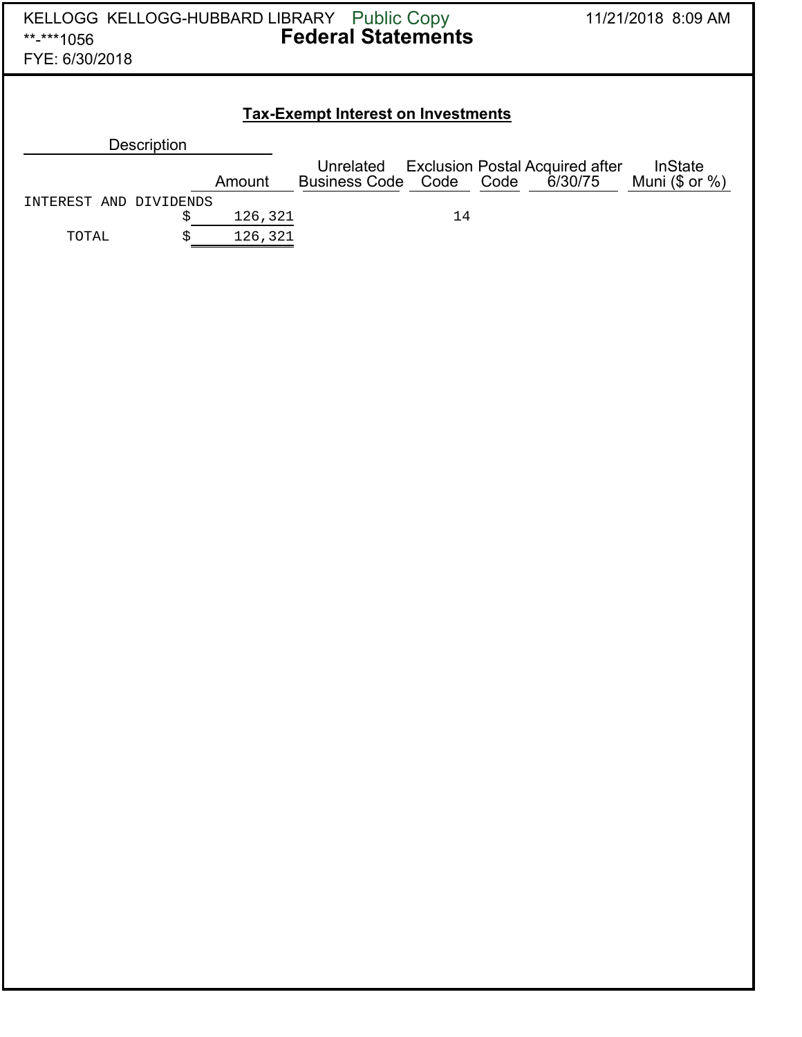KELLOGG KELLOGG-HUBBARD LIBRARY Public Copy
**-***1056
FYE: 6/30/2018

11/21/2018 8:09 AM

# Federal Statements

## Tax-Exempt Interest on Investments

| Description | Amount | Unrelated Business Code | Exclusion Code | Postal Code | Acquired after 6/30/75 | InState Muni ($ or %) |
|---|---|---|---|---|---|---|
| INTEREST AND DIVIDENDS | $ 126,321 | | 14 | | | |
| TOTAL | $ 126,321 | | | | | |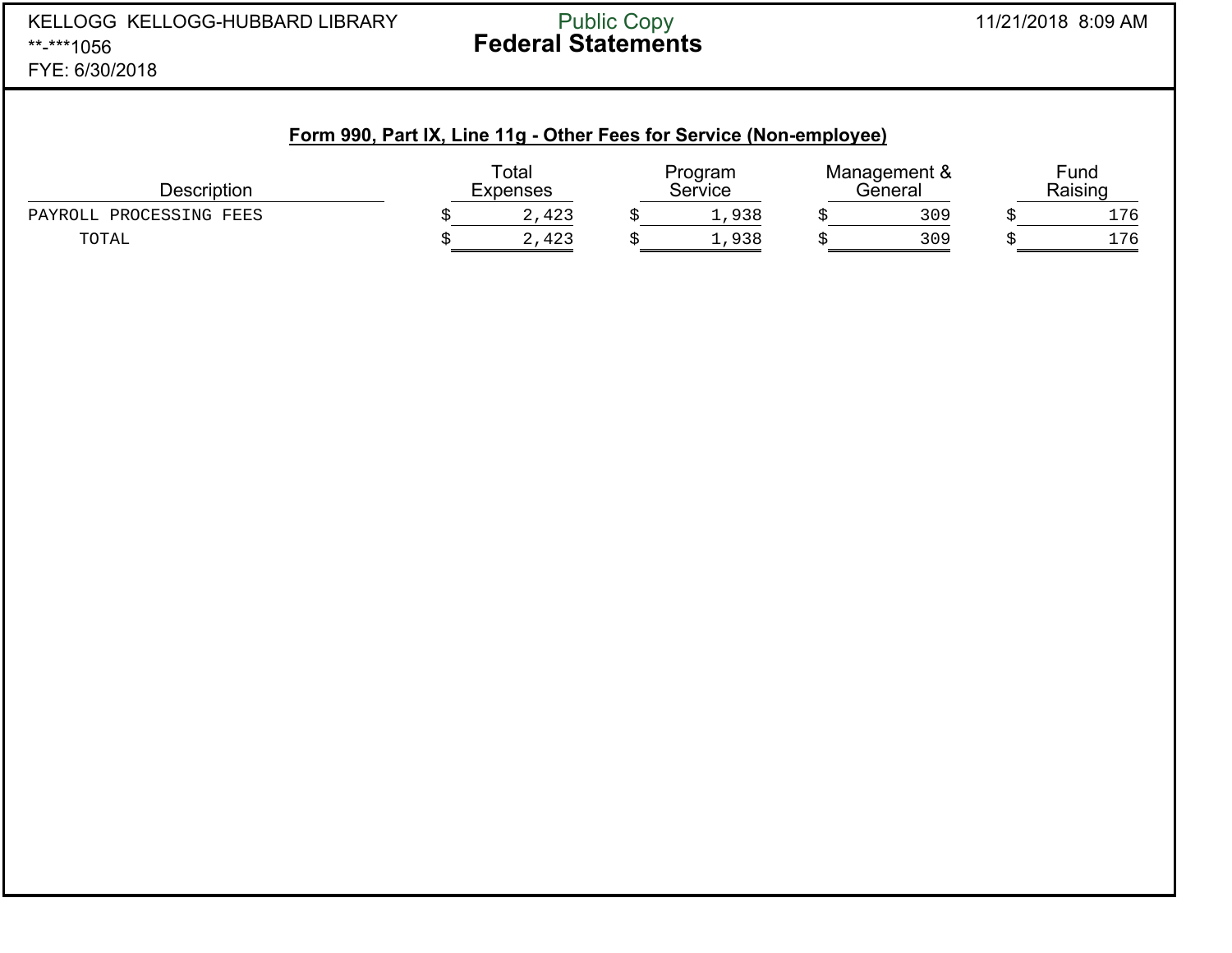KELLOGG KELLOGG-HUBBARD LIBRARY
**-***1056
FYE: 6/30/2018

Public Copy
**Federal Statements**

11/21/2018 8:09 AM

## Form 990, Part IX, Line 11g - Other Fees for Service (Non-employee)

| Description | Total Expenses | Program Service | Management & General | Fund Raising |
|---|---|---|---|---|
| PAYROLL PROCESSING FEES | $ 2,423 | $ 1,938 | $ 309 | $ 176 |
| TOTAL | $ 2,423 | $ 1,938 | $ 309 | $ 176 |